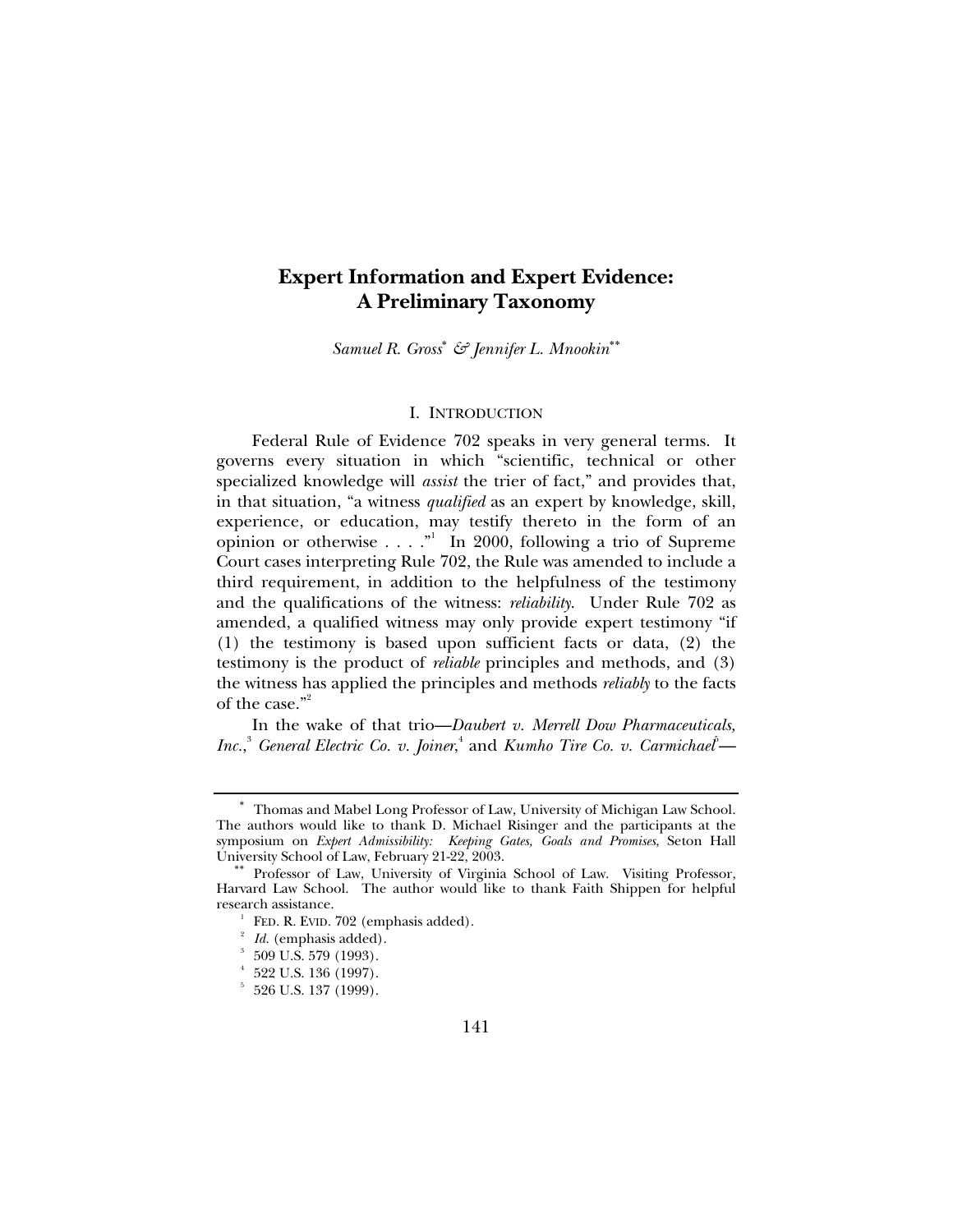# Expert Information and Expert Evidence: A Preliminary Taxonomy

*Samuel R. Gross*[*] *& Jennifer L. Mnookin*[**]

## I. Introduction

Federal Rule of Evidence 702 speaks in very general terms. It governs every situation in which "scientific, technical or other specialized knowledge will *assist* the trier of fact," and provides that, in that situation, "a witness *qualified* as an expert by knowledge, skill, experience, or education, may testify thereto in the form of an opinion or otherwise . . . ."[1] In 2000, following a trio of Supreme Court cases interpreting Rule 702, the Rule was amended to include a third requirement, in addition to the helpfulness of the testimony and the qualifications of the witness: *reliability*. Under Rule 702 as amended, a qualified witness may only provide expert testimony "if (1) the testimony is based upon sufficient facts or data, (2) the testimony is the product of *reliable* principles and methods, and (3) the witness has applied the principles and methods *reliably* to the facts of the case."[2]

In the wake of that trio—*Daubert v. Merrell Dow Pharmaceuticals, Inc.*,[3] *General Electric Co. v. Joiner*,[4] and *Kumho Tire Co. v. Carmichael*[5]—

---

[*] Thomas and Mabel Long Professor of Law, University of Michigan Law School. The authors would like to thank D. Michael Risinger and the participants at the symposium on *Expert Admissibility: Keeping Gates, Goals and Promises*, Seton Hall University School of Law, February 21-22, 2003.

[**] Professor of Law, University of Virginia School of Law. Visiting Professor, Harvard Law School. The author would like to thank Faith Shippen for helpful research assistance.

[1] FED. R. EVID. 702 (emphasis added).

[2] *Id.* (emphasis added).

[3] 509 U.S. 579 (1993).

[4] 522 U.S. 136 (1997).

[5] 526 U.S. 137 (1999).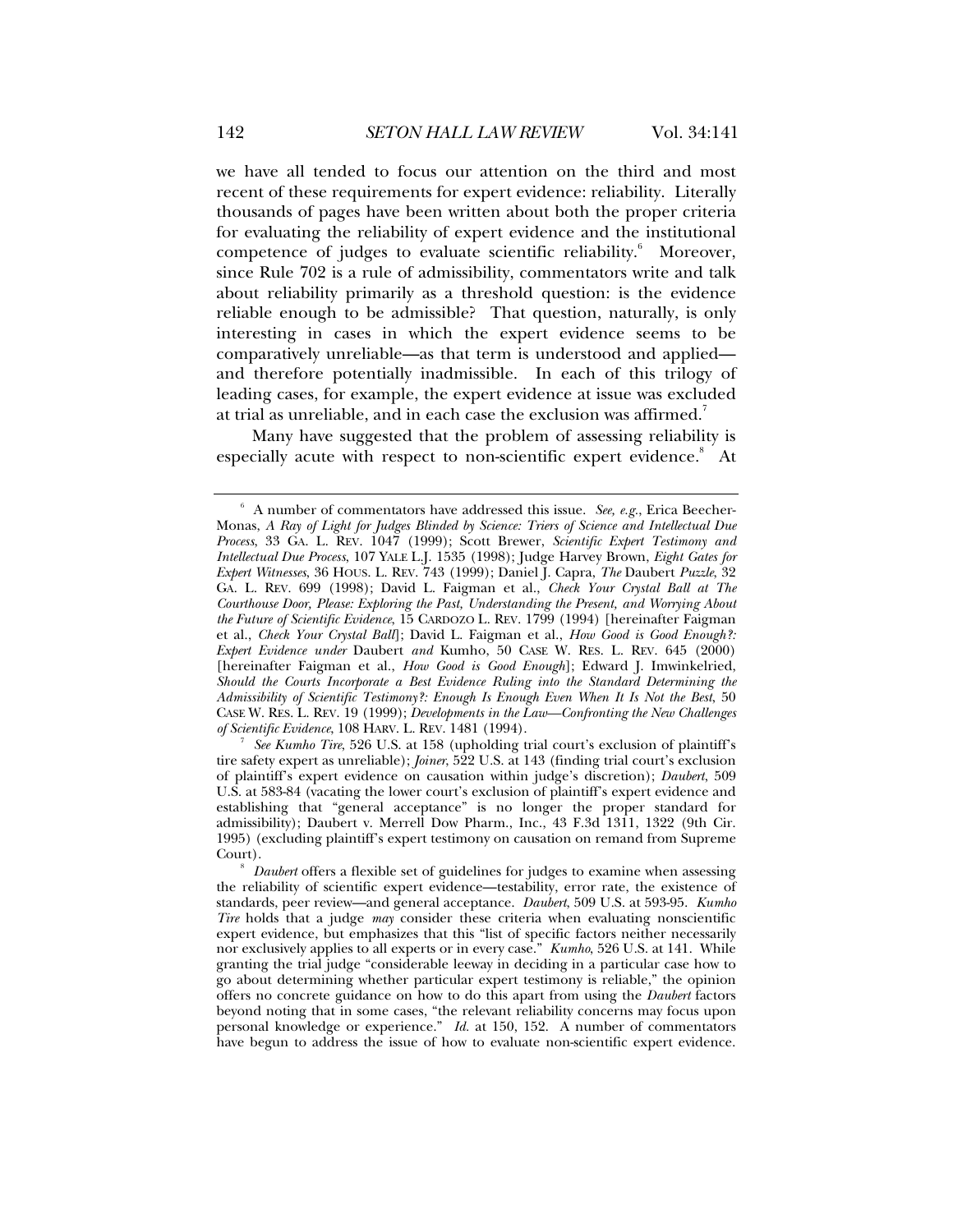we have all tended to focus our attention on the third and most recent of these requirements for expert evidence: reliability. Literally thousands of pages have been written about both the proper criteria for evaluating the reliability of expert evidence and the institutional competence of judges to evaluate scientific reliability.[6] Moreover, since Rule 702 is a rule of admissibility, commentators write and talk about reliability primarily as a threshold question: is the evidence reliable enough to be admissible? That question, naturally, is only interesting in cases in which the expert evidence seems to be comparatively unreliable—as that term is understood and applied—and therefore potentially inadmissible. In each of this trilogy of leading cases, for example, the expert evidence at issue was excluded at trial as unreliable, and in each case the exclusion was affirmed.[7]

Many have suggested that the problem of assessing reliability is especially acute with respect to non-scientific expert evidence.[8] At

---

[6] A number of commentators have addressed this issue. *See, e.g.*, Erica Beecher-Monas, *A Ray of Light for Judges Blinded by Science: Triers of Science and Intellectual Due Process*, 33 GA. L. REV. 1047 (1999); Scott Brewer, *Scientific Expert Testimony and Intellectual Due Process*, 107 YALE L.J. 1535 (1998); Judge Harvey Brown, *Eight Gates for Expert Witnesses*, 36 HOUS. L. REV. 743 (1999); Daniel J. Capra, *The* Daubert *Puzzle*, 32 GA. L. REV. 699 (1998); David L. Faigman et al., *Check Your Crystal Ball at The Courthouse Door, Please: Exploring the Past, Understanding the Present, and Worrying About the Future of Scientific Evidence*, 15 CARDOZO L. REV. 1799 (1994) [hereinafter Faigman et al., *Check Your Crystal Ball*]; David L. Faigman et al., *How Good is Good Enough?: Expert Evidence under* Daubert *and* Kumho, 50 CASE W. RES. L. REV. 645 (2000) [hereinafter Faigman et al., *How Good is Good Enough*]; Edward J. Imwinkelried, *Should the Courts Incorporate a Best Evidence Ruling into the Standard Determining the Admissibility of Scientific Testimony?: Enough Is Enough Even When It Is Not the Best*, 50 CASE W. RES. L. REV. 19 (1999); *Developments in the Law—Confronting the New Challenges of Scientific Evidence*, 108 HARV. L. REV. 1481 (1994).

[7] *See Kumho Tire*, 526 U.S. at 158 (upholding trial court's exclusion of plaintiff's tire safety expert as unreliable); *Joiner*, 522 U.S. at 143 (finding trial court's exclusion of plaintiff's expert evidence on causation within judge's discretion); *Daubert*, 509 U.S. at 583-84 (vacating the lower court's exclusion of plaintiff's expert evidence and establishing that "general acceptance" is no longer the proper standard for admissibility); Daubert v. Merrell Dow Pharm., Inc., 43 F.3d 1311, 1322 (9th Cir. 1995) (excluding plaintiff's expert testimony on causation on remand from Supreme Court).

[8] *Daubert* offers a flexible set of guidelines for judges to examine when assessing the reliability of scientific expert evidence—testability, error rate, the existence of standards, peer review—and general acceptance. *Daubert*, 509 U.S. at 593-95. *Kumho Tire* holds that a judge *may* consider these criteria when evaluating nonscientific expert evidence, but emphasizes that this "list of specific factors neither necessarily nor exclusively applies to all experts or in every case." *Kumho*, 526 U.S. at 141. While granting the trial judge "considerable leeway in deciding in a particular case how to go about determining whether particular expert testimony is reliable," the opinion offers no concrete guidance on how to do this apart from using the *Daubert* factors beyond noting that in some cases, "the relevant reliability concerns may focus upon personal knowledge or experience." *Id.* at 150, 152. A number of commentators have begun to address the issue of how to evaluate non-scientific expert evidence.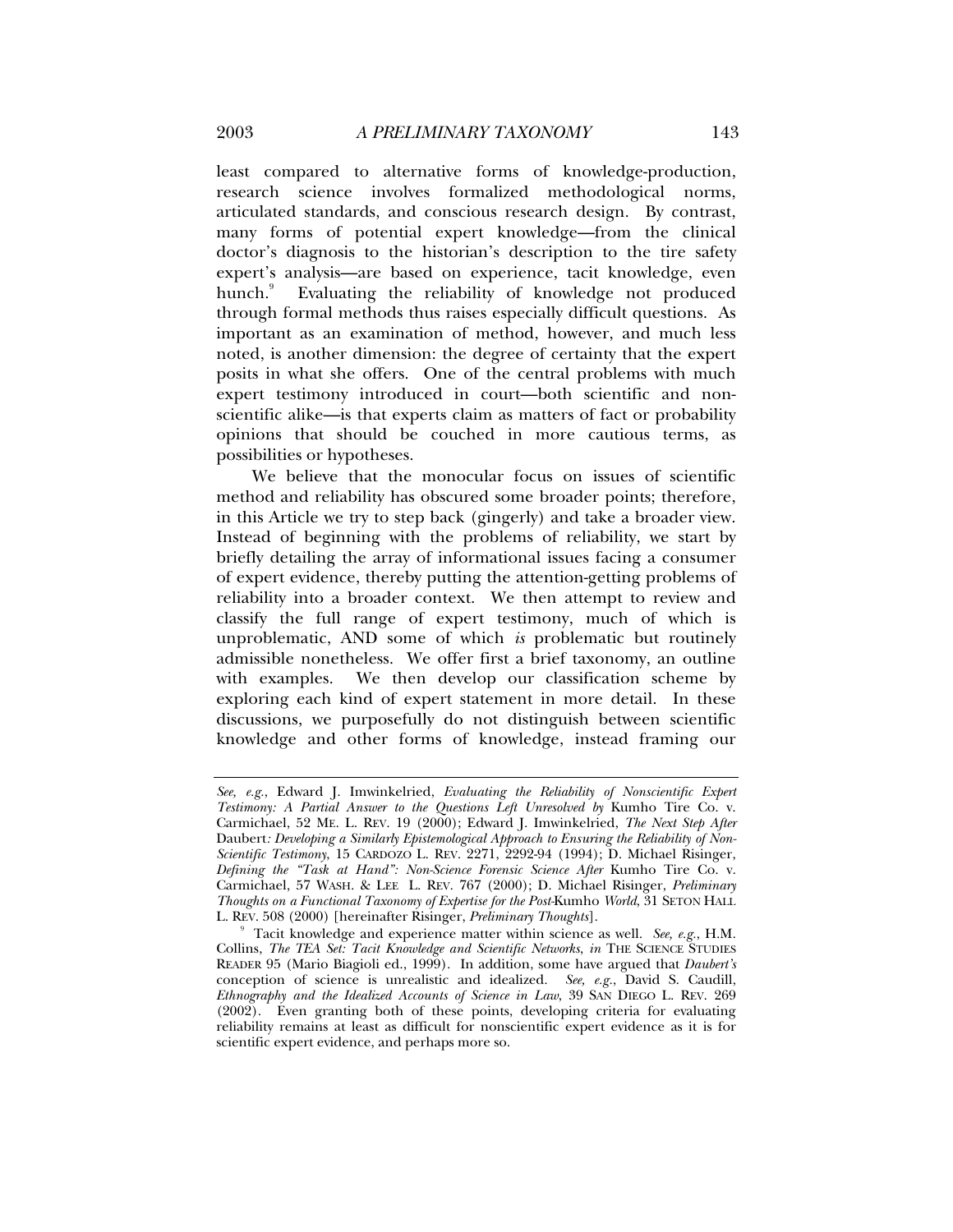least compared to alternative forms of knowledge-production, research science involves formalized methodological norms, articulated standards, and conscious research design. By contrast, many forms of potential expert knowledge—from the clinical doctor's diagnosis to the historian's description to the tire safety expert's analysis—are based on experience, tacit knowledge, even hunch.[9] Evaluating the reliability of knowledge not produced through formal methods thus raises especially difficult questions. As important as an examination of method, however, and much less noted, is another dimension: the degree of certainty that the expert posits in what she offers. One of the central problems with much expert testimony introduced in court—both scientific and non-scientific alike—is that experts claim as matters of fact or probability opinions that should be couched in more cautious terms, as possibilities or hypotheses.

We believe that the monocular focus on issues of scientific method and reliability has obscured some broader points; therefore, in this Article we try to step back (gingerly) and take a broader view. Instead of beginning with the problems of reliability, we start by briefly detailing the array of informational issues facing a consumer of expert evidence, thereby putting the attention-getting problems of reliability into a broader context. We then attempt to review and classify the full range of expert testimony, much of which is unproblematic, AND some of which *is* problematic but routinely admissible nonetheless. We offer first a brief taxonomy, an outline with examples. We then develop our classification scheme by exploring each kind of expert statement in more detail. In these discussions, we purposefully do not distinguish between scientific knowledge and other forms of knowledge, instead framing our

---

*See, e.g.*, Edward J. Imwinkelried, *Evaluating the Reliability of Nonscientific Expert Testimony: A Partial Answer to the Questions Left Unresolved by* Kumho Tire Co. v. Carmichael, 52 ME. L. REV. 19 (2000); Edward J. Imwinkelried, *The Next Step After* Daubert*: Developing a Similarly Epistemological Approach to Ensuring the Reliability of Non-Scientific Testimony*, 15 CARDOZO L. REV. 2271, 2292-94 (1994); D. Michael Risinger, *Defining the "Task at Hand": Non-Science Forensic Science After* Kumho Tire Co. v. Carmichael, 57 WASH. & LEE L. REV. 767 (2000); D. Michael Risinger, *Preliminary Thoughts on a Functional Taxonomy of Expertise for the Post-*Kumho *World*, 31 SETON HALL L. REV. 508 (2000) [hereinafter Risinger, *Preliminary Thoughts*].

[9] Tacit knowledge and experience matter within science as well. *See, e.g.*, H.M. Collins, *The TEA Set: Tacit Knowledge and Scientific Networks*, *in* THE SCIENCE STUDIES READER 95 (Mario Biagioli ed., 1999). In addition, some have argued that *Daubert's* conception of science is unrealistic and idealized. *See, e.g.*, David S. Caudill, *Ethnography and the Idealized Accounts of Science in Law*, 39 SAN DIEGO L. REV. 269 (2002). Even granting both of these points, developing criteria for evaluating reliability remains at least as difficult for nonscientific expert evidence as it is for scientific expert evidence, and perhaps more so.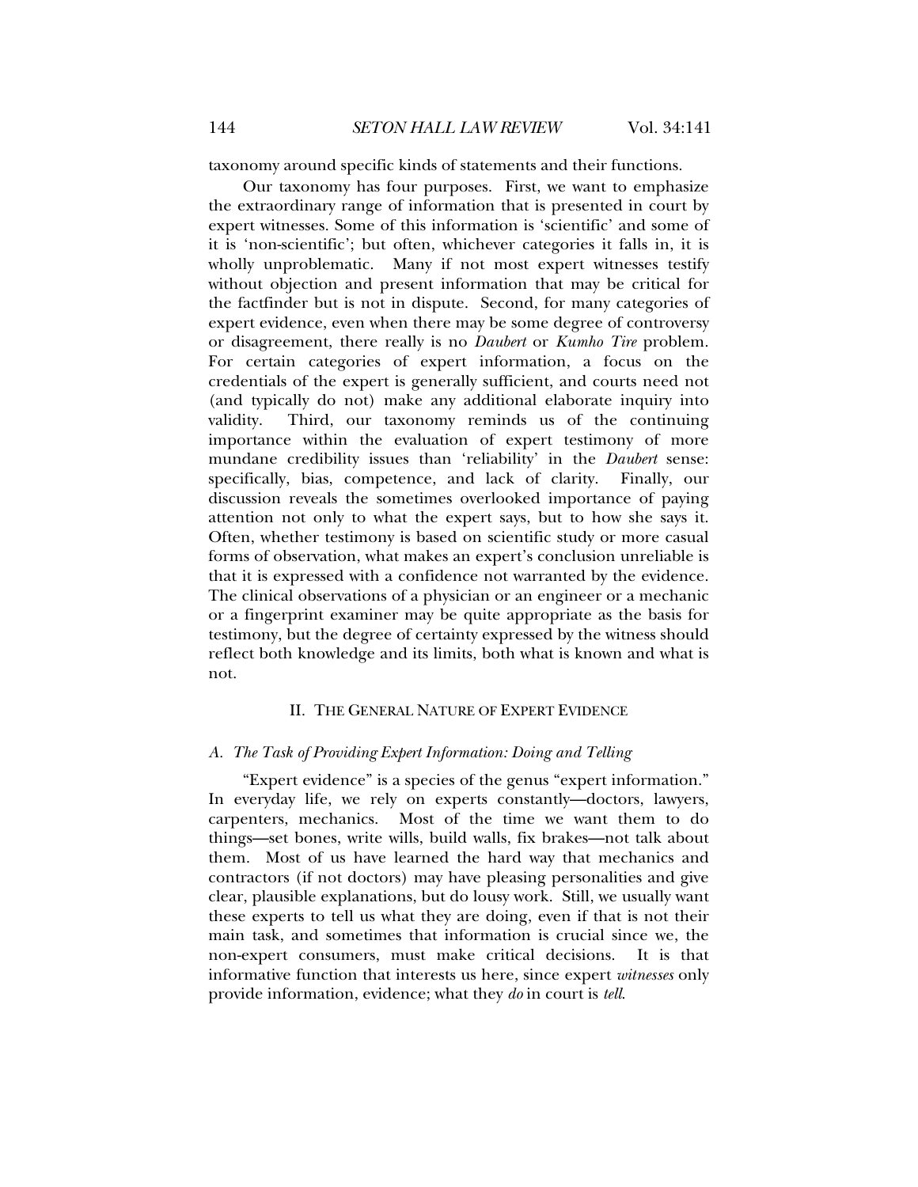taxonomy around specific kinds of statements and their functions.

Our taxonomy has four purposes. First, we want to emphasize the extraordinary range of information that is presented in court by expert witnesses. Some of this information is 'scientific' and some of it is 'non-scientific'; but often, whichever categories it falls in, it is wholly unproblematic. Many if not most expert witnesses testify without objection and present information that may be critical for the factfinder but is not in dispute. Second, for many categories of expert evidence, even when there may be some degree of controversy or disagreement, there really is no *Daubert* or *Kumho Tire* problem. For certain categories of expert information, a focus on the credentials of the expert is generally sufficient, and courts need not (and typically do not) make any additional elaborate inquiry into validity. Third, our taxonomy reminds us of the continuing importance within the evaluation of expert testimony of more mundane credibility issues than 'reliability' in the *Daubert* sense: specifically, bias, competence, and lack of clarity. Finally, our discussion reveals the sometimes overlooked importance of paying attention not only to what the expert says, but to how she says it. Often, whether testimony is based on scientific study or more casual forms of observation, what makes an expert's conclusion unreliable is that it is expressed with a confidence not warranted by the evidence. The clinical observations of a physician or an engineer or a mechanic or a fingerprint examiner may be quite appropriate as the basis for testimony, but the degree of certainty expressed by the witness should reflect both knowledge and its limits, both what is known and what is not.

## II. THE GENERAL NATURE OF EXPERT EVIDENCE

### *A. The Task of Providing Expert Information: Doing and Telling*

"Expert evidence" is a species of the genus "expert information." In everyday life, we rely on experts constantly—doctors, lawyers, carpenters, mechanics. Most of the time we want them to do things—set bones, write wills, build walls, fix brakes—not talk about them. Most of us have learned the hard way that mechanics and contractors (if not doctors) may have pleasing personalities and give clear, plausible explanations, but do lousy work. Still, we usually want these experts to tell us what they are doing, even if that is not their main task, and sometimes that information is crucial since we, the non-expert consumers, must make critical decisions. It is that informative function that interests us here, since expert *witnesses* only provide information, evidence; what they *do* in court is *tell*.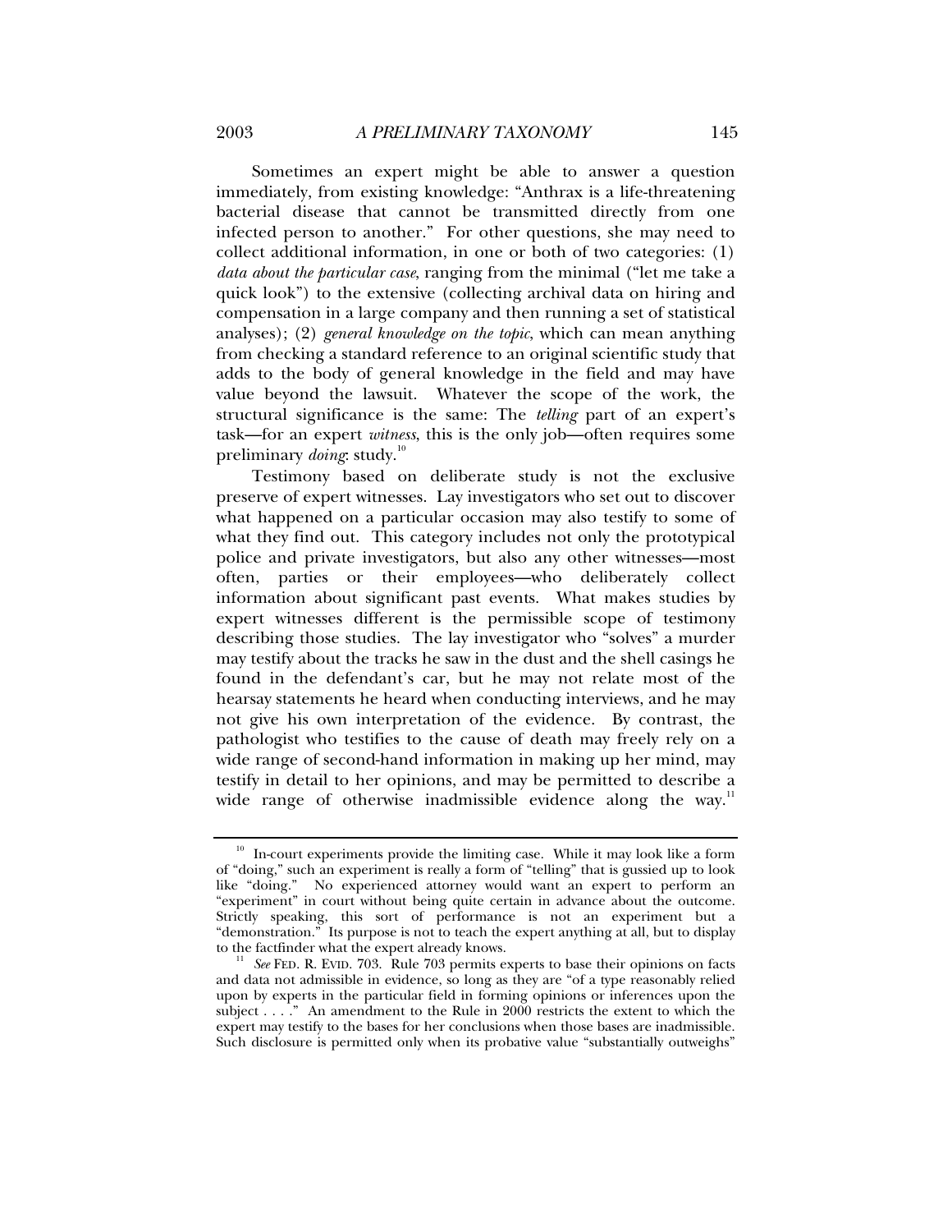Sometimes an expert might be able to answer a question immediately, from existing knowledge: "Anthrax is a life-threatening bacterial disease that cannot be transmitted directly from one infected person to another." For other questions, she may need to collect additional information, in one or both of two categories: (1) *data about the particular case*, ranging from the minimal ("let me take a quick look") to the extensive (collecting archival data on hiring and compensation in a large company and then running a set of statistical analyses); (2) *general knowledge on the topic*, which can mean anything from checking a standard reference to an original scientific study that adds to the body of general knowledge in the field and may have value beyond the lawsuit. Whatever the scope of the work, the structural significance is the same: The *telling* part of an expert's task—for an expert *witness*, this is the only job—often requires some preliminary *doing*: study.[10]

Testimony based on deliberate study is not the exclusive preserve of expert witnesses. Lay investigators who set out to discover what happened on a particular occasion may also testify to some of what they find out. This category includes not only the prototypical police and private investigators, but also any other witnesses—most often, parties or their employees—who deliberately collect information about significant past events. What makes studies by expert witnesses different is the permissible scope of testimony describing those studies. The lay investigator who "solves" a murder may testify about the tracks he saw in the dust and the shell casings he found in the defendant's car, but he may not relate most of the hearsay statements he heard when conducting interviews, and he may not give his own interpretation of the evidence. By contrast, the pathologist who testifies to the cause of death may freely rely on a wide range of second-hand information in making up her mind, may testify in detail to her opinions, and may be permitted to describe a wide range of otherwise inadmissible evidence along the way.[11]

---

[10] In-court experiments provide the limiting case. While it may look like a form of "doing," such an experiment is really a form of "telling" that is gussied up to look like "doing." No experienced attorney would want an expert to perform an "experiment" in court without being quite certain in advance about the outcome. Strictly speaking, this sort of performance is not an experiment but a "demonstration." Its purpose is not to teach the expert anything at all, but to display to the factfinder what the expert already knows.

[11] *See* FED. R. EVID. 703. Rule 703 permits experts to base their opinions on facts and data not admissible in evidence, so long as they are "of a type reasonably relied upon by experts in the particular field in forming opinions or inferences upon the subject . . . ." An amendment to the Rule in 2000 restricts the extent to which the expert may testify to the bases for her conclusions when those bases are inadmissible. Such disclosure is permitted only when its probative value "substantially outweighs"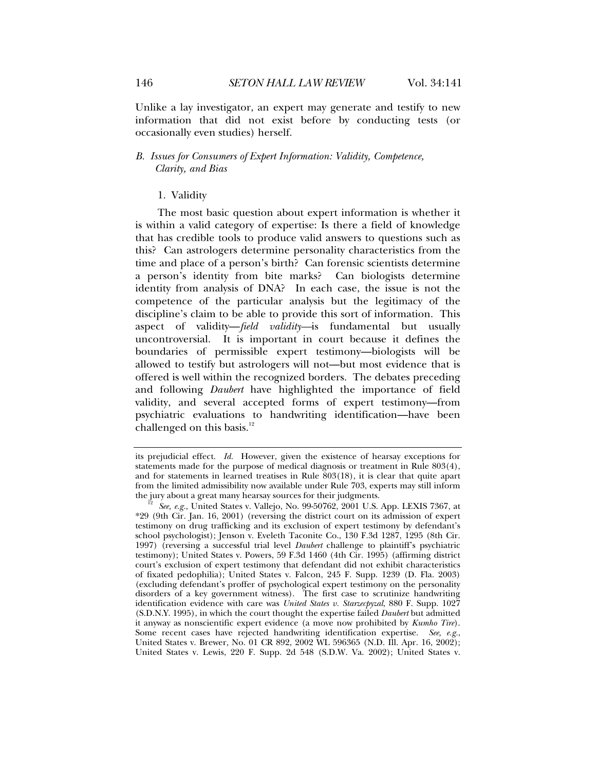Unlike a lay investigator, an expert may generate and testify to new information that did not exist before by conducting tests (or occasionally even studies) herself.

## B. *Issues for Consumers of Expert Information: Validity, Competence, Clarity, and Bias*

### 1. Validity

The most basic question about expert information is whether it is within a valid category of expertise: Is there a field of knowledge that has credible tools to produce valid answers to questions such as this? Can astrologers determine personality characteristics from the time and place of a person's birth? Can forensic scientists determine a person's identity from bite marks? Can biologists determine identity from analysis of DNA? In each case, the issue is not the competence of the particular analysis but the legitimacy of the discipline's claim to be able to provide this sort of information. This aspect of validity—*field validity*—is fundamental but usually uncontroversial. It is important in court because it defines the boundaries of permissible expert testimony—biologists will be allowed to testify but astrologers will not—but most evidence that is offered is well within the recognized borders. The debates preceding and following *Daubert* have highlighted the importance of field validity, and several accepted forms of expert testimony—from psychiatric evaluations to handwriting identification—have been challenged on this basis.[12]

---

its prejudicial effect. *Id.* However, given the existence of hearsay exceptions for statements made for the purpose of medical diagnosis or treatment in Rule 803(4), and for statements in learned treatises in Rule 803(18), it is clear that quite apart from the limited admissibility now available under Rule 703, experts may still inform the jury about a great many hearsay sources for their judgments.

[12] *See, e.g.*, United States v. Vallejo, No. 99-50762, 2001 U.S. App. LEXIS 7367, at *29 (9th Cir. Jan. 16, 2001) (reversing the district court on its admission of expert testimony on drug trafficking and its exclusion of expert testimony by defendant's school psychologist); Jenson v. Eveleth Taconite Co., 130 F.3d 1287, 1295 (8th Cir. 1997) (reversing a successful trial level *Daubert* challenge to plaintiff's psychiatric testimony); United States v. Powers, 59 F.3d 1460 (4th Cir. 1995) (affirming district court's exclusion of expert testimony that defendant did not exhibit characteristics of fixated pedophilia); United States v. Falcon, 245 F. Supp. 1239 (D. Fla. 2003) (excluding defendant's proffer of psychological expert testimony on the personality disorders of a key government witness). The first case to scrutinize handwriting identification evidence with care was *United States v. Starzecpyzal*, 880 F. Supp. 1027 (S.D.N.Y. 1995), in which the court thought the expertise failed *Daubert* but admitted it anyway as nonscientific expert evidence (a move now prohibited by *Kumho Tire*). Some recent cases have rejected handwriting identification expertise. *See, e.g.*, United States v. Brewer, No. 01 CR 892, 2002 WL 596365 (N.D. Ill. Apr. 16, 2002); United States v. Lewis, 220 F. Supp. 2d 548 (S.D.W. Va. 2002); United States v.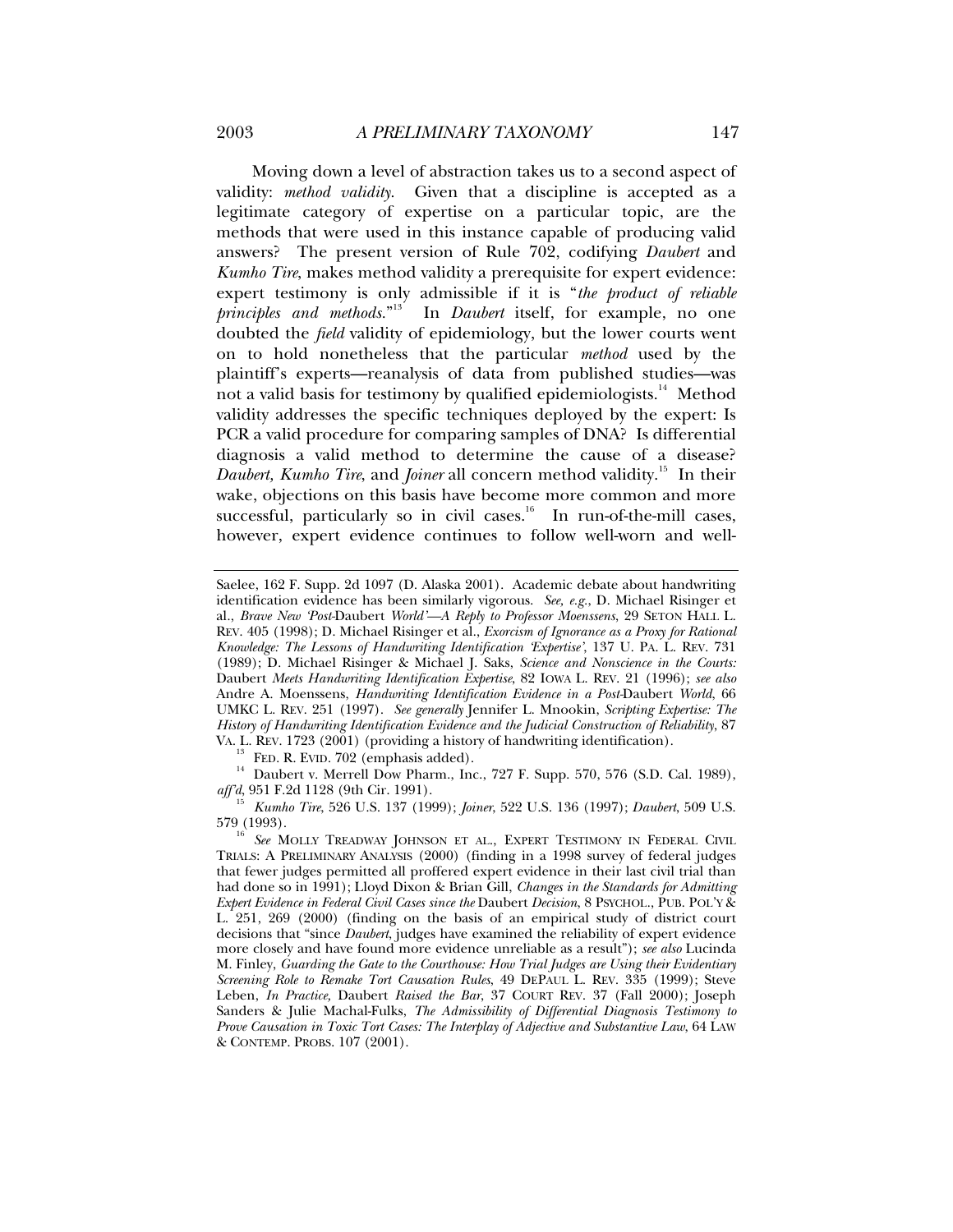Moving down a level of abstraction takes us to a second aspect of validity: *method validity*. Given that a discipline is accepted as a legitimate category of expertise on a particular topic, are the methods that were used in this instance capable of producing valid answers? The present version of Rule 702, codifying *Daubert* and *Kumho Tire*, makes method validity a prerequisite for expert evidence: expert testimony is only admissible if it is "*the product of reliable principles and methods*."[13] In *Daubert* itself, for example, no one doubted the *field* validity of epidemiology, but the lower courts went on to hold nonetheless that the particular *method* used by the plaintiff's experts—reanalysis of data from published studies—was not a valid basis for testimony by qualified epidemiologists.[14] Method validity addresses the specific techniques deployed by the expert: Is PCR a valid procedure for comparing samples of DNA? Is differential diagnosis a valid method to determine the cause of a disease? *Daubert, Kumho Tire*, and *Joiner* all concern method validity.[15] In their wake, objections on this basis have become more common and more successful, particularly so in civil cases.[16] In run-of-the-mill cases, however, expert evidence continues to follow well-worn and well-

---

Saelee, 162 F. Supp. 2d 1097 (D. Alaska 2001). Academic debate about handwriting identification evidence has been similarly vigorous. *See, e.g.*, D. Michael Risinger et al., *Brave New 'Post-*Daubert *World'—A Reply to Professor Moenssens*, 29 SETON HALL L. REV. 405 (1998); D. Michael Risinger et al., *Exorcism of Ignorance as a Proxy for Rational Knowledge: The Lessons of Handwriting Identification 'Expertise'*, 137 U. PA. L. REV. 731 (1989); D. Michael Risinger & Michael J. Saks, *Science and Nonscience in the Courts:* Daubert *Meets Handwriting Identification Expertise*, 82 IOWA L. REV. 21 (1996); *see also* Andre A. Moenssens, *Handwriting Identification Evidence in a Post-*Daubert *World*, 66 UMKC L. REV. 251 (1997). *See generally* Jennifer L. Mnookin, *Scripting Expertise: The History of Handwriting Identification Evidence and the Judicial Construction of Reliability*, 87 VA. L. REV. 1723 (2001) (providing a history of handwriting identification).

[13] FED. R. EVID. 702 (emphasis added).

[14] Daubert v. Merrell Dow Pharm., Inc., 727 F. Supp. 570, 576 (S.D. Cal. 1989), *aff'd*, 951 F.2d 1128 (9th Cir. 1991).

[15] *Kumho Tire*, 526 U.S. 137 (1999); *Joiner*, 522 U.S. 136 (1997); *Daubert*, 509 U.S. 579 (1993).

[16] *See* MOLLY TREADWAY JOHNSON ET AL., EXPERT TESTIMONY IN FEDERAL CIVIL TRIALS: A PRELIMINARY ANALYSIS (2000) (finding in a 1998 survey of federal judges that fewer judges permitted all proffered expert evidence in their last civil trial than had done so in 1991); Lloyd Dixon & Brian Gill, *Changes in the Standards for Admitting Expert Evidence in Federal Civil Cases since the* Daubert *Decision*, 8 PSYCHOL., PUB. POL'Y & L. 251, 269 (2000) (finding on the basis of an empirical study of district court decisions that "since *Daubert*, judges have examined the reliability of expert evidence more closely and have found more evidence unreliable as a result"); *see also* Lucinda M. Finley, *Guarding the Gate to the Courthouse: How Trial Judges are Using their Evidentiary Screening Role to Remake Tort Causation Rules*, 49 DEPAUL L. REV. 335 (1999); Steve Leben, *In Practice,* Daubert *Raised the Bar*, 37 COURT REV. 37 (Fall 2000); Joseph Sanders & Julie Machal-Fulks, *The Admissibility of Differential Diagnosis Testimony to Prove Causation in Toxic Tort Cases: The Interplay of Adjective and Substantive Law*, 64 LAW & CONTEMP. PROBS. 107 (2001).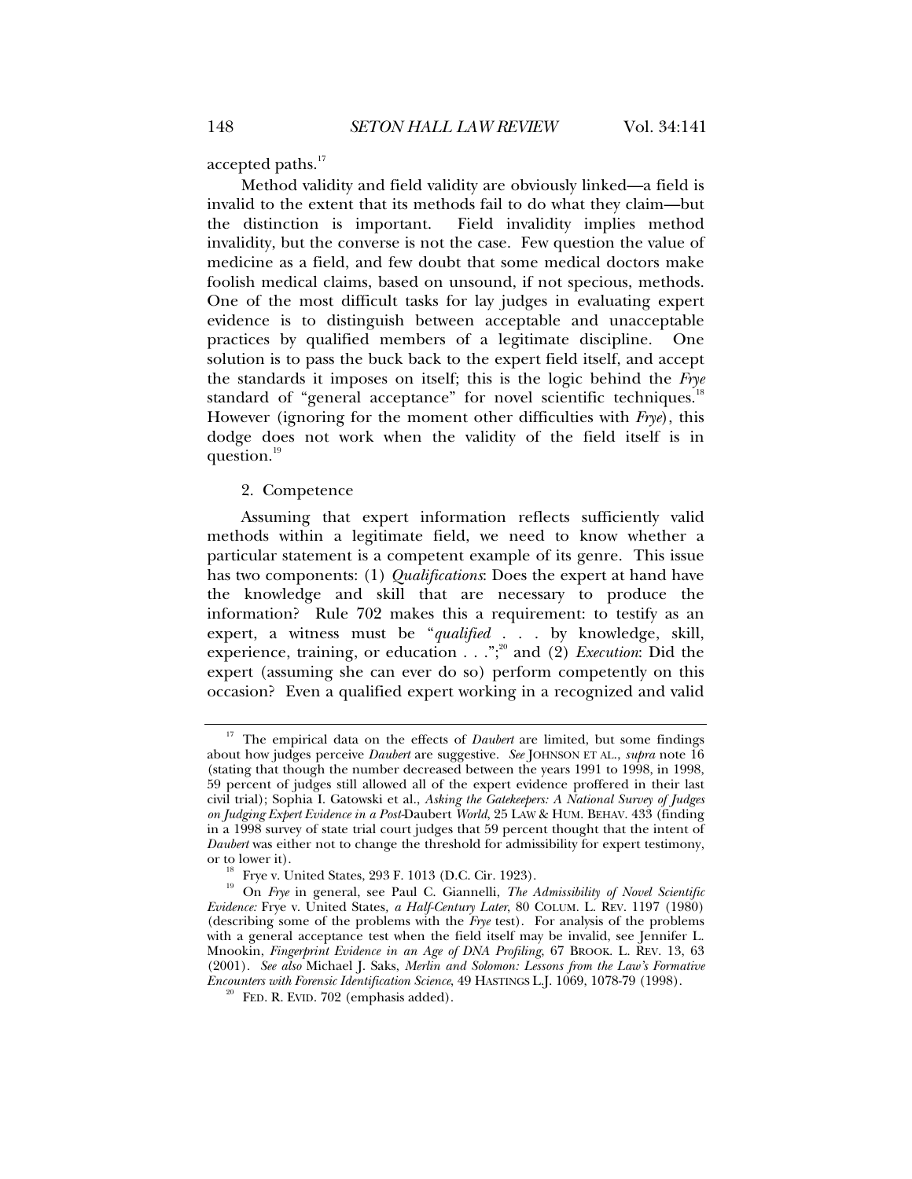accepted paths.[17]

Method validity and field validity are obviously linked—a field is invalid to the extent that its methods fail to do what they claim—but the distinction is important. Field invalidity implies method invalidity, but the converse is not the case. Few question the value of medicine as a field, and few doubt that some medical doctors make foolish medical claims, based on unsound, if not specious, methods. One of the most difficult tasks for lay judges in evaluating expert evidence is to distinguish between acceptable and unacceptable practices by qualified members of a legitimate discipline. One solution is to pass the buck back to the expert field itself, and accept the standards it imposes on itself; this is the logic behind the *Frye* standard of "general acceptance" for novel scientific techniques.[18] However (ignoring for the moment other difficulties with *Frye*), this dodge does not work when the validity of the field itself is in question.[19]

2. Competence

Assuming that expert information reflects sufficiently valid methods within a legitimate field, we need to know whether a particular statement is a competent example of its genre. This issue has two components: (1) *Qualifications*: Does the expert at hand have the knowledge and skill that are necessary to produce the information? Rule 702 makes this a requirement: to testify as an expert, a witness must be "*qualified* . . . by knowledge, skill, experience, training, or education . . .";[20] and (2) *Execution*: Did the expert (assuming she can ever do so) perform competently on this occasion? Even a qualified expert working in a recognized and valid

---

[17] The empirical data on the effects of *Daubert* are limited, but some findings about how judges perceive *Daubert* are suggestive. *See* JOHNSON ET AL., *supra* note 16 (stating that though the number decreased between the years 1991 to 1998, in 1998, 59 percent of judges still allowed all of the expert evidence proffered in their last civil trial); Sophia I. Gatowski et al., *Asking the Gatekeepers: A National Survey of Judges on Judging Expert Evidence in a Post-*Daubert *World*, 25 LAW & HUM. BEHAV. 433 (finding in a 1998 survey of state trial court judges that 59 percent thought that the intent of *Daubert* was either not to change the threshold for admissibility for expert testimony, or to lower it).

[18] Frye v. United States, 293 F. 1013 (D.C. Cir. 1923).

[19] On *Frye* in general, see Paul C. Giannelli, *The Admissibility of Novel Scientific Evidence:* Frye v. United States, *a Half-Century Later*, 80 COLUM. L. REV. 1197 (1980) (describing some of the problems with the *Frye* test). For analysis of the problems with a general acceptance test when the field itself may be invalid, see Jennifer L. Mnookin, *Fingerprint Evidence in an Age of DNA Profiling*, 67 BROOK. L. REV. 13, 63 (2001). *See also* Michael J. Saks, *Merlin and Solomon: Lessons from the Law's Formative Encounters with Forensic Identification Science*, 49 HASTINGS L.J. 1069, 1078-79 (1998).

[20] FED. R. EVID. 702 (emphasis added).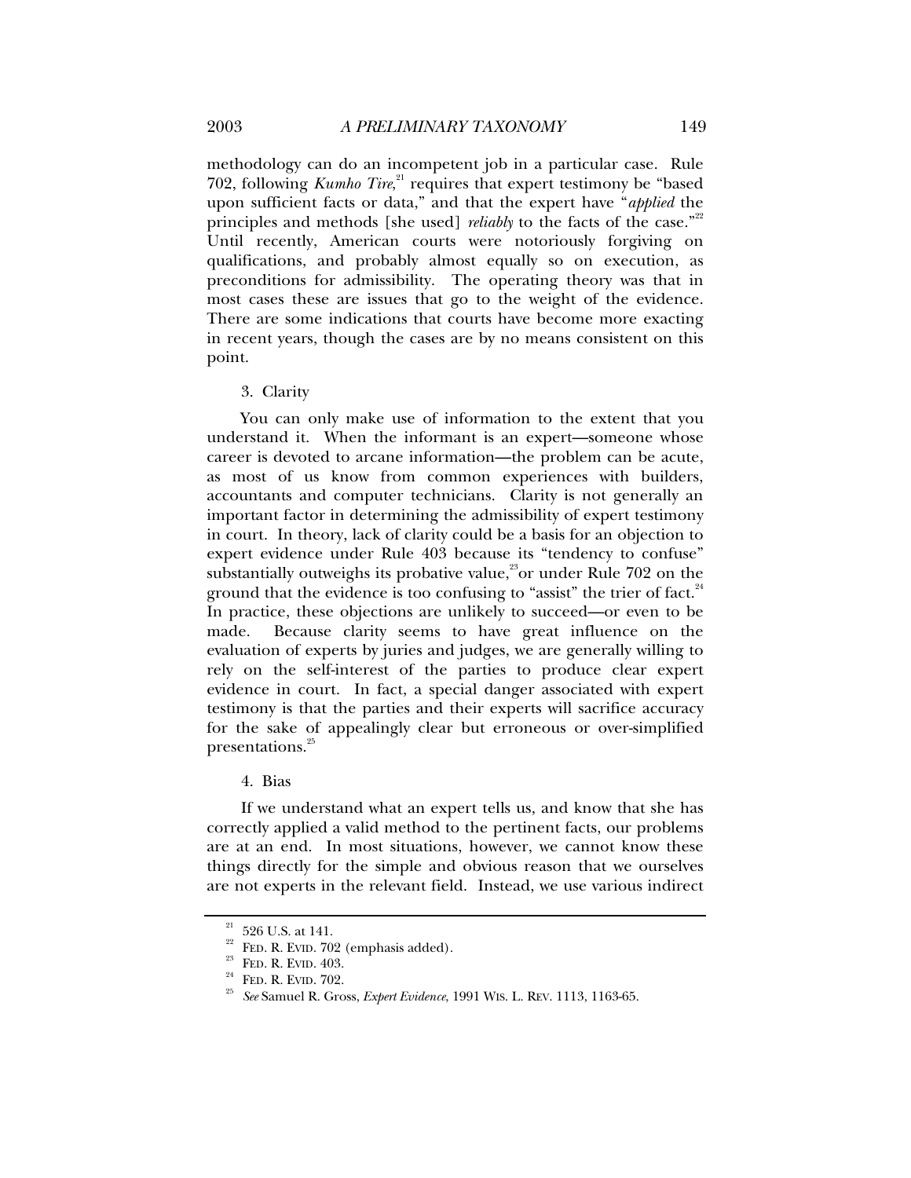methodology can do an incompetent job in a particular case. Rule 702, following *Kumho Tire*,[21] requires that expert testimony be "based upon sufficient facts or data," and that the expert have "*applied* the principles and methods [she used] *reliably* to the facts of the case."[22] Until recently, American courts were notoriously forgiving on qualifications, and probably almost equally so on execution, as preconditions for admissibility. The operating theory was that in most cases these are issues that go to the weight of the evidence. There are some indications that courts have become more exacting in recent years, though the cases are by no means consistent on this point.

3. Clarity

You can only make use of information to the extent that you understand it. When the informant is an expert—someone whose career is devoted to arcane information—the problem can be acute, as most of us know from common experiences with builders, accountants and computer technicians. Clarity is not generally an important factor in determining the admissibility of expert testimony in court. In theory, lack of clarity could be a basis for an objection to expert evidence under Rule 403 because its "tendency to confuse" substantially outweighs its probative value,[23] or under Rule 702 on the ground that the evidence is too confusing to "assist" the trier of fact.[24] In practice, these objections are unlikely to succeed—or even to be made. Because clarity seems to have great influence on the evaluation of experts by juries and judges, we are generally willing to rely on the self-interest of the parties to produce clear expert evidence in court. In fact, a special danger associated with expert testimony is that the parties and their experts will sacrifice accuracy for the sake of appealingly clear but erroneous or over-simplified presentations.[25]

4. Bias

If we understand what an expert tells us, and know that she has correctly applied a valid method to the pertinent facts, our problems are at an end. In most situations, however, we cannot know these things directly for the simple and obvious reason that we ourselves are not experts in the relevant field. Instead, we use various indirect

---

[21] 526 U.S. at 141.

[22] FED. R. EVID. 702 (emphasis added).

[23] FED. R. EVID. 403.

[24] FED. R. EVID. 702.

[25] *See* Samuel R. Gross, *Expert Evidence*, 1991 WIS. L. REV. 1113, 1163-65.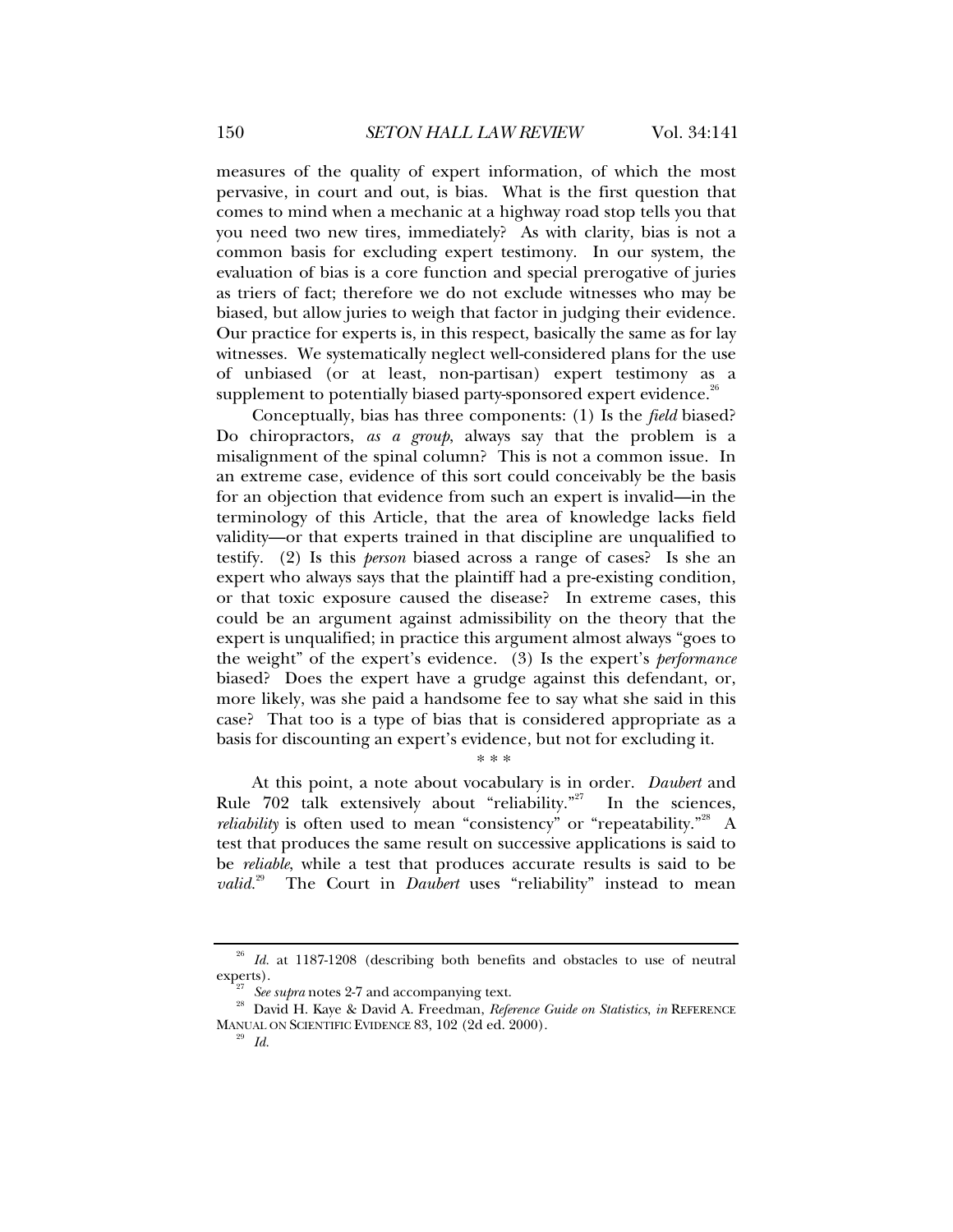measures of the quality of expert information, of which the most pervasive, in court and out, is bias. What is the first question that comes to mind when a mechanic at a highway road stop tells you that you need two new tires, immediately? As with clarity, bias is not a common basis for excluding expert testimony. In our system, the evaluation of bias is a core function and special prerogative of juries as triers of fact; therefore we do not exclude witnesses who may be biased, but allow juries to weigh that factor in judging their evidence. Our practice for experts is, in this respect, basically the same as for lay witnesses. We systematically neglect well-considered plans for the use of unbiased (or at least, non-partisan) expert testimony as a supplement to potentially biased party-sponsored expert evidence.[26]

Conceptually, bias has three components: (1) Is the *field* biased? Do chiropractors, *as a group*, always say that the problem is a misalignment of the spinal column? This is not a common issue. In an extreme case, evidence of this sort could conceivably be the basis for an objection that evidence from such an expert is invalid—in the terminology of this Article, that the area of knowledge lacks field validity—or that experts trained in that discipline are unqualified to testify. (2) Is this *person* biased across a range of cases? Is she an expert who always says that the plaintiff had a pre-existing condition, or that toxic exposure caused the disease? In extreme cases, this could be an argument against admissibility on the theory that the expert is unqualified; in practice this argument almost always "goes to the weight" of the expert's evidence. (3) Is the expert's *performance* biased? Does the expert have a grudge against this defendant, or, more likely, was she paid a handsome fee to say what she said in this case? That too is a type of bias that is considered appropriate as a basis for discounting an expert's evidence, but not for excluding it.

\* \* \*

At this point, a note about vocabulary is in order. *Daubert* and Rule 702 talk extensively about "reliability."[27] In the sciences, *reliability* is often used to mean "consistency" or "repeatability."[28] A test that produces the same result on successive applications is said to be *reliable*, while a test that produces accurate results is said to be *valid*.[29] The Court in *Daubert* uses "reliability" instead to mean

---

[26] *Id.* at 1187-1208 (describing both benefits and obstacles to use of neutral experts).

[27] *See supra* notes 2-7 and accompanying text.

[28] David H. Kaye & David A. Freedman, *Reference Guide on Statistics*, *in* REFERENCE MANUAL ON SCIENTIFIC EVIDENCE 83, 102 (2d ed. 2000).

[29] *Id.*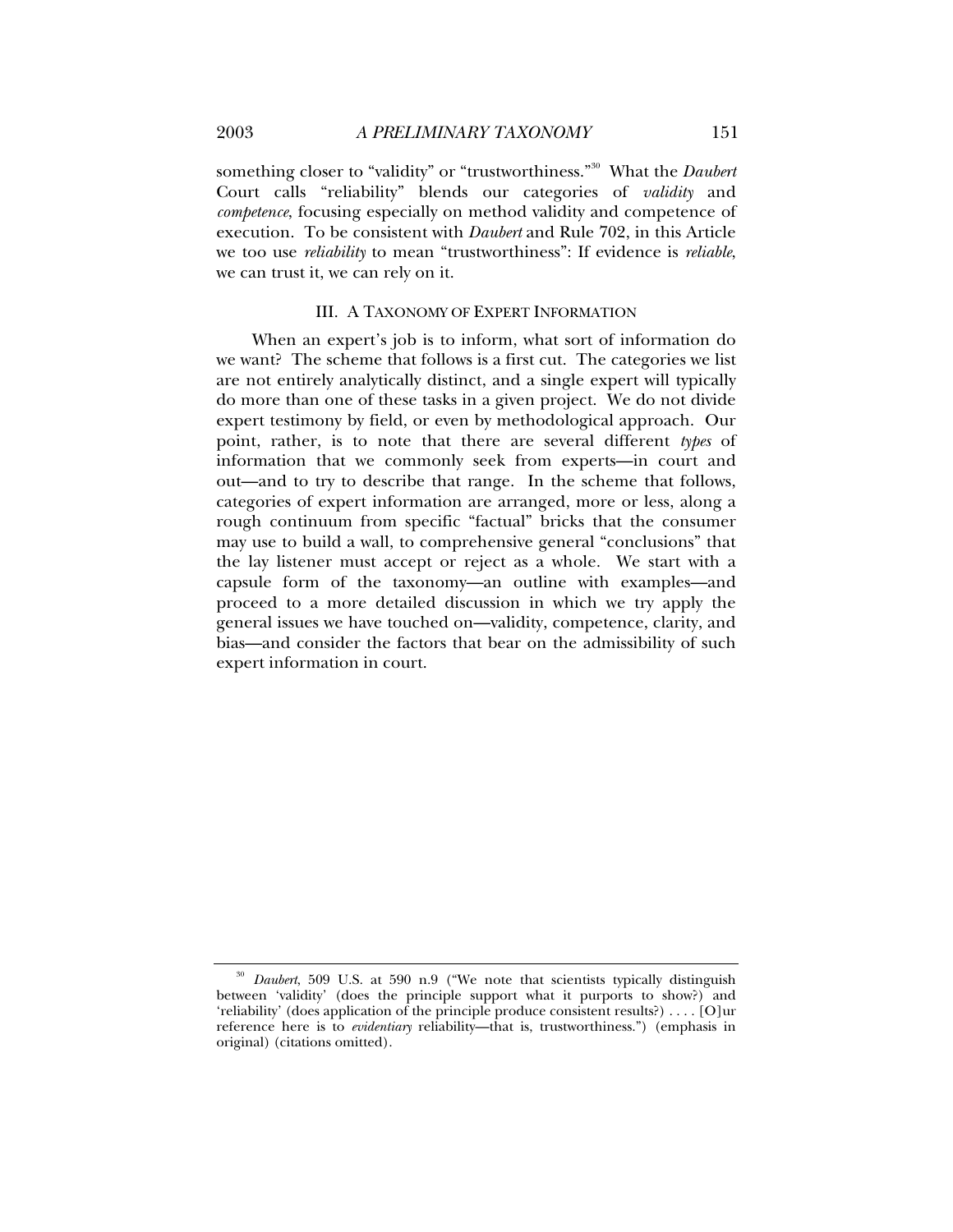something closer to "validity" or "trustworthiness."[30] What the *Daubert* Court calls "reliability" blends our categories of *validity* and *competence*, focusing especially on method validity and competence of execution. To be consistent with *Daubert* and Rule 702, in this Article we too use *reliability* to mean "trustworthiness": If evidence is *reliable*, we can trust it, we can rely on it.

## III. A TAXONOMY OF EXPERT INFORMATION

When an expert's job is to inform, what sort of information do we want? The scheme that follows is a first cut. The categories we list are not entirely analytically distinct, and a single expert will typically do more than one of these tasks in a given project. We do not divide expert testimony by field, or even by methodological approach. Our point, rather, is to note that there are several different *types* of information that we commonly seek from experts—in court and out—and to try to describe that range. In the scheme that follows, categories of expert information are arranged, more or less, along a rough continuum from specific "factual" bricks that the consumer may use to build a wall, to comprehensive general "conclusions" that the lay listener must accept or reject as a whole. We start with a capsule form of the taxonomy—an outline with examples—and proceed to a more detailed discussion in which we try apply the general issues we have touched on—validity, competence, clarity, and bias—and consider the factors that bear on the admissibility of such expert information in court.

---

[30] *Daubert*, 509 U.S. at 590 n.9 ("We note that scientists typically distinguish between 'validity' (does the principle support what it purports to show?) and 'reliability' (does application of the principle produce consistent results?) . . . . [O]ur reference here is to *evidentiary* reliability—that is, trustworthiness.") (emphasis in original) (citations omitted).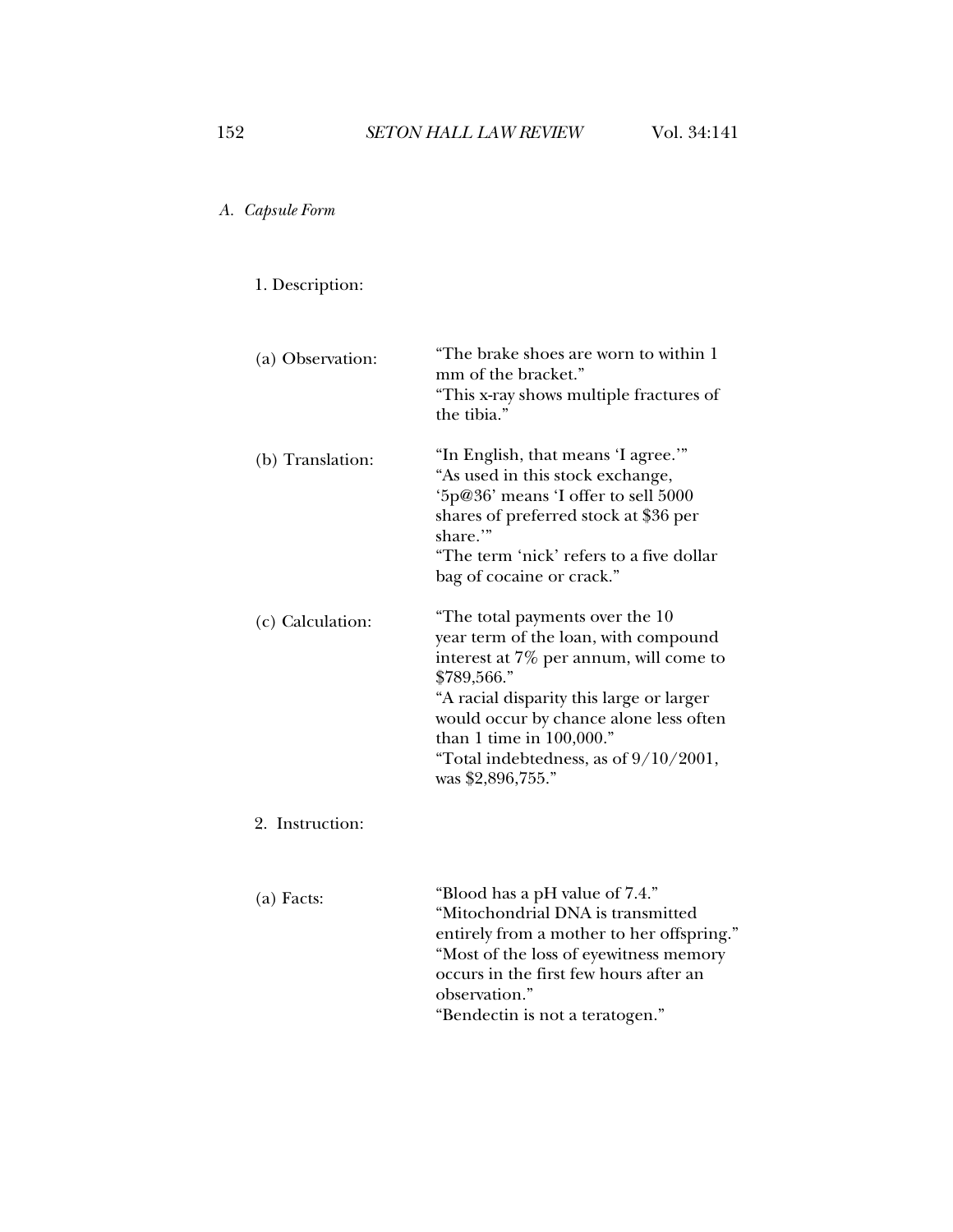### A. *Capsule Form*

1. Description:

(a) Observation: "The brake shoes are worn to within 1 mm of the bracket."
"This x-ray shows multiple fractures of the tibia."

(b) Translation: "In English, that means 'I agree.'"
"As used in this stock exchange, '5p@36' means 'I offer to sell 5000 shares of preferred stock at $36 per share.'"
"The term 'nick' refers to a five dollar bag of cocaine or crack."

(c) Calculation: "The total payments over the 10 year term of the loan, with compound interest at 7% per annum, will come to $789,566."
"A racial disparity this large or larger would occur by chance alone less often than 1 time in 100,000."
"Total indebtedness, as of 9/10/2001, was $2,896,755."

2. Instruction:

(a) Facts: "Blood has a pH value of 7.4."
"Mitochondrial DNA is transmitted entirely from a mother to her offspring."
"Most of the loss of eyewitness memory occurs in the first few hours after an observation."
"Bendectin is not a teratogen."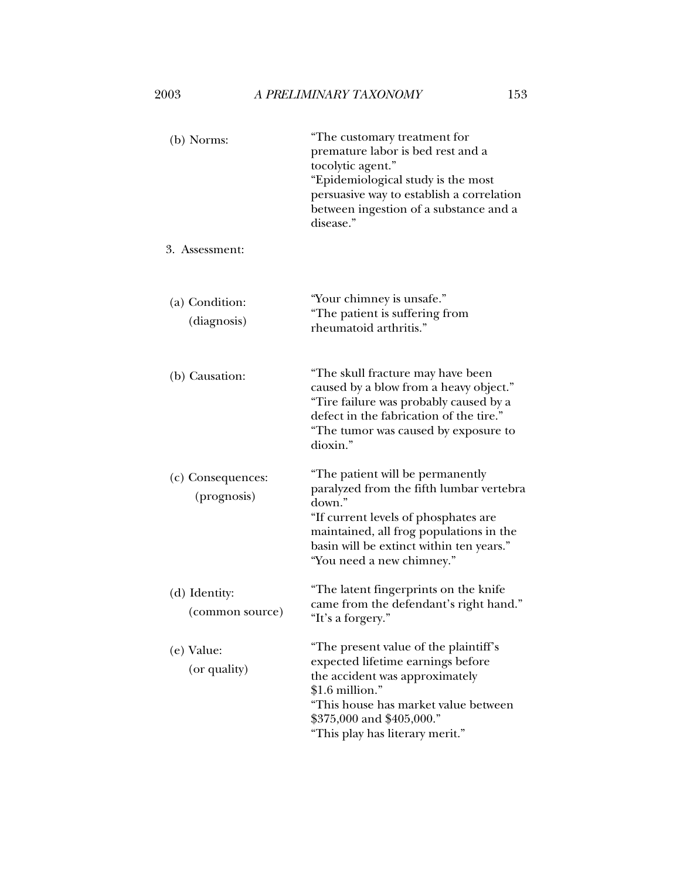| | |
|---|---|
| (b) Norms: | "The customary treatment for premature labor is bed rest and a tocolytic agent."<br>"Epidemiological study is the most persuasive way to establish a correlation between ingestion of a substance and a disease." |
| 3. Assessment: | |
| (a) Condition: (diagnosis) | "Your chimney is unsafe."<br>"The patient is suffering from rheumatoid arthritis." |
| (b) Causation: | "The skull fracture may have been caused by a blow from a heavy object."<br>"Tire failure was probably caused by a defect in the fabrication of the tire."<br>"The tumor was caused by exposure to dioxin." |
| (c) Consequences: (prognosis) | "The patient will be permanently paralyzed from the fifth lumbar vertebra down."<br>"If current levels of phosphates are maintained, all frog populations in the basin will be extinct within ten years."<br>"You need a new chimney." |
| (d) Identity: (common source) | "The latent fingerprints on the knife came from the defendant's right hand."<br>"It's a forgery." |
| (e) Value: (or quality) | "The present value of the plaintiff's expected lifetime earnings before the accident was approximately $1.6 million."<br>"This house has market value between $375,000 and $405,000."<br>"This play has literary merit." |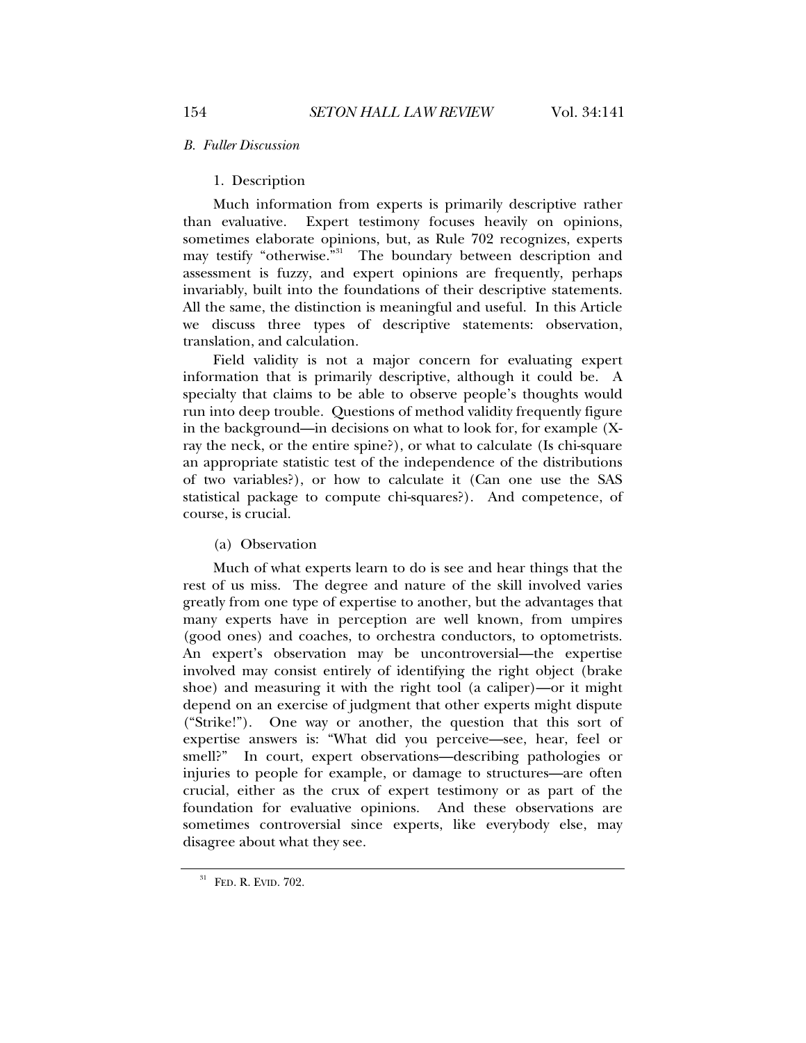### *B. Fuller Discussion*

#### 1. Description

Much information from experts is primarily descriptive rather than evaluative. Expert testimony focuses heavily on opinions, sometimes elaborate opinions, but, as Rule 702 recognizes, experts may testify "otherwise."[31] The boundary between description and assessment is fuzzy, and expert opinions are frequently, perhaps invariably, built into the foundations of their descriptive statements. All the same, the distinction is meaningful and useful. In this Article we discuss three types of descriptive statements: observation, translation, and calculation.

Field validity is not a major concern for evaluating expert information that is primarily descriptive, although it could be. A specialty that claims to be able to observe people's thoughts would run into deep trouble. Questions of method validity frequently figure in the background—in decisions on what to look for, for example (X-ray the neck, or the entire spine?), or what to calculate (Is chi-square an appropriate statistic test of the independence of the distributions of two variables?), or how to calculate it (Can one use the SAS statistical package to compute chi-squares?). And competence, of course, is crucial.

##### (a) Observation

Much of what experts learn to do is see and hear things that the rest of us miss. The degree and nature of the skill involved varies greatly from one type of expertise to another, but the advantages that many experts have in perception are well known, from umpires (good ones) and coaches, to orchestra conductors, to optometrists. An expert's observation may be uncontroversial—the expertise involved may consist entirely of identifying the right object (brake shoe) and measuring it with the right tool (a caliper)—or it might depend on an exercise of judgment that other experts might dispute ("Strike!"). One way or another, the question that this sort of expertise answers is: "What did you perceive—see, hear, feel or smell?" In court, expert observations—describing pathologies or injuries to people for example, or damage to structures—are often crucial, either as the crux of expert testimony or as part of the foundation for evaluative opinions. And these observations are sometimes controversial since experts, like everybody else, may disagree about what they see.

---

[31] FED. R. EVID. 702.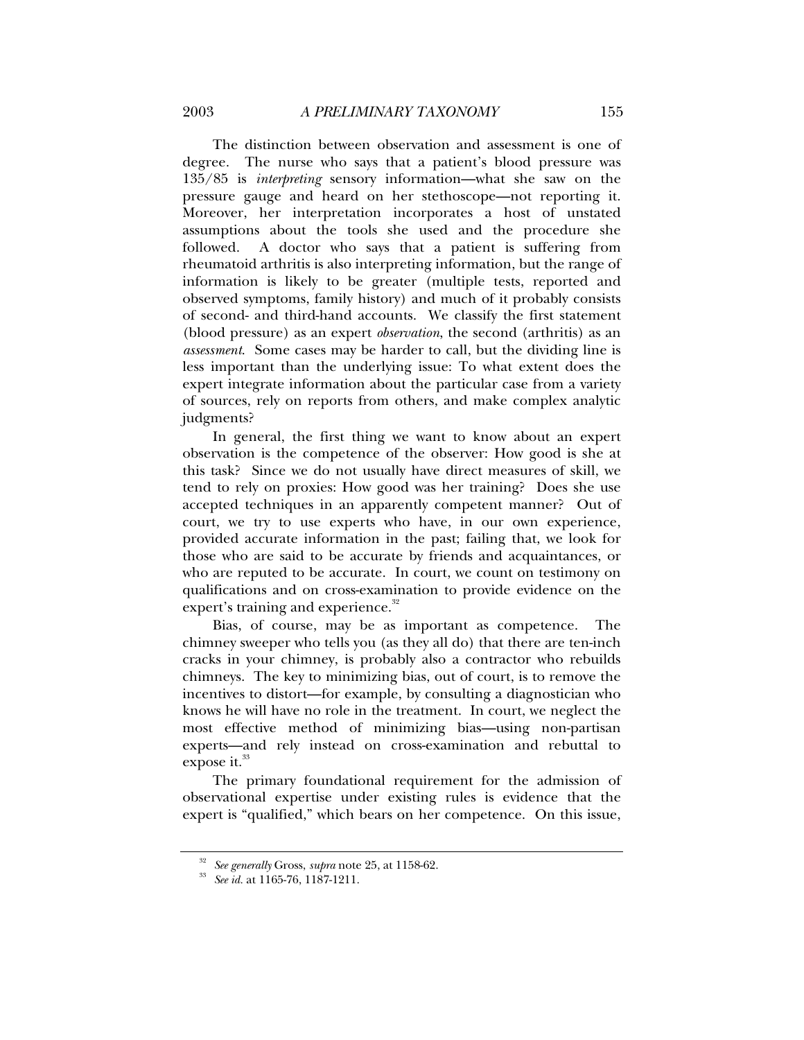The distinction between observation and assessment is one of degree. The nurse who says that a patient's blood pressure was 135/85 is *interpreting* sensory information—what she saw on the pressure gauge and heard on her stethoscope—not reporting it. Moreover, her interpretation incorporates a host of unstated assumptions about the tools she used and the procedure she followed. A doctor who says that a patient is suffering from rheumatoid arthritis is also interpreting information, but the range of information is likely to be greater (multiple tests, reported and observed symptoms, family history) and much of it probably consists of second- and third-hand accounts. We classify the first statement (blood pressure) as an expert *observation*, the second (arthritis) as an *assessment*. Some cases may be harder to call, but the dividing line is less important than the underlying issue: To what extent does the expert integrate information about the particular case from a variety of sources, rely on reports from others, and make complex analytic judgments?

In general, the first thing we want to know about an expert observation is the competence of the observer: How good is she at this task? Since we do not usually have direct measures of skill, we tend to rely on proxies: How good was her training? Does she use accepted techniques in an apparently competent manner? Out of court, we try to use experts who have, in our own experience, provided accurate information in the past; failing that, we look for those who are said to be accurate by friends and acquaintances, or who are reputed to be accurate. In court, we count on testimony on qualifications and on cross-examination to provide evidence on the expert's training and experience.[32]

Bias, of course, may be as important as competence. The chimney sweeper who tells you (as they all do) that there are ten-inch cracks in your chimney, is probably also a contractor who rebuilds chimneys. The key to minimizing bias, out of court, is to remove the incentives to distort—for example, by consulting a diagnostician who knows he will have no role in the treatment. In court, we neglect the most effective method of minimizing bias—using non-partisan experts—and rely instead on cross-examination and rebuttal to expose it.[33]

The primary foundational requirement for the admission of observational expertise under existing rules is evidence that the expert is "qualified," which bears on her competence. On this issue,

---

[32] *See generally* Gross, *supra* note 25, at 1158-62.

[33] *See id.* at 1165-76, 1187-1211.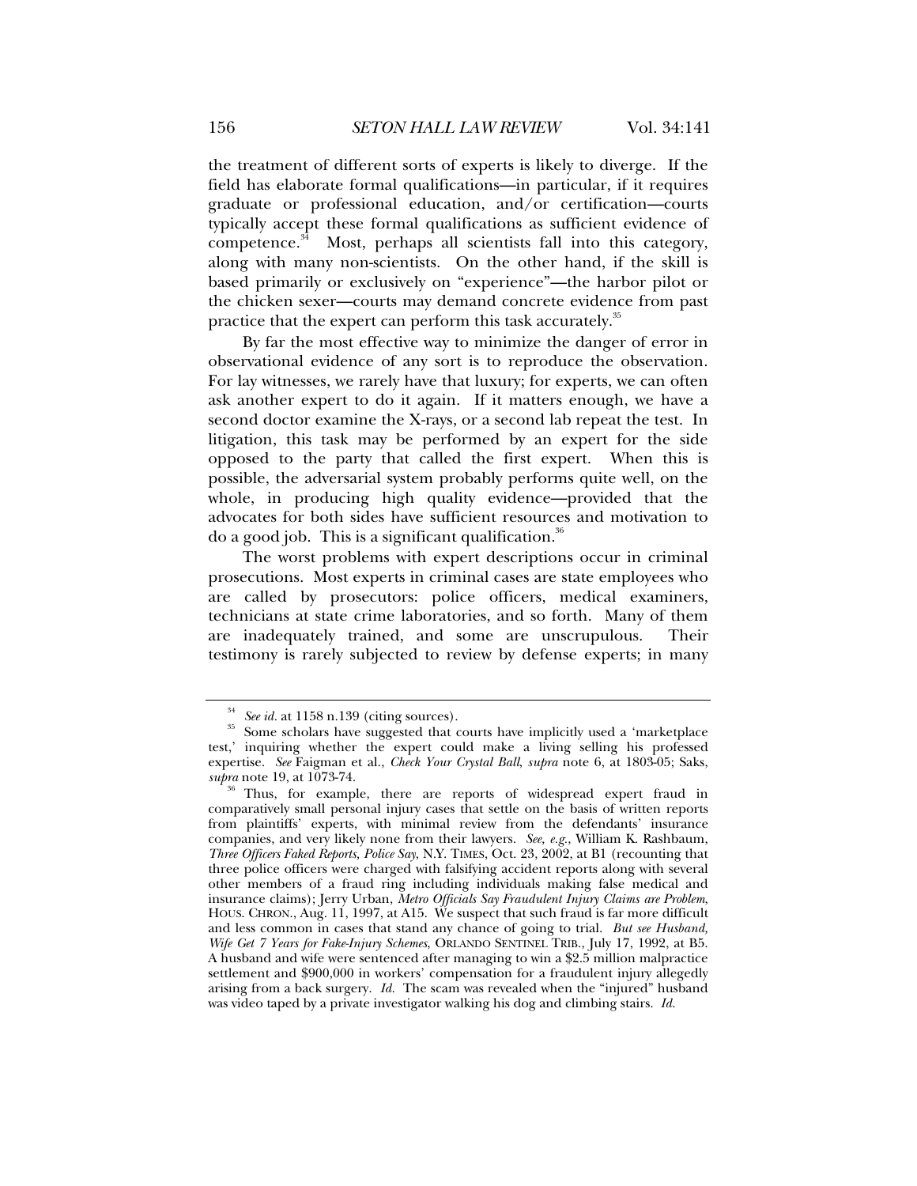the treatment of different sorts of experts is likely to diverge. If the field has elaborate formal qualifications—in particular, if it requires graduate or professional education, and/or certification—courts typically accept these formal qualifications as sufficient evidence of competence.[34] Most, perhaps all scientists fall into this category, along with many non-scientists. On the other hand, if the skill is based primarily or exclusively on "experience"—the harbor pilot or the chicken sexer—courts may demand concrete evidence from past practice that the expert can perform this task accurately.[35]

By far the most effective way to minimize the danger of error in observational evidence of any sort is to reproduce the observation. For lay witnesses, we rarely have that luxury; for experts, we can often ask another expert to do it again. If it matters enough, we have a second doctor examine the X-rays, or a second lab repeat the test. In litigation, this task may be performed by an expert for the side opposed to the party that called the first expert. When this is possible, the adversarial system probably performs quite well, on the whole, in producing high quality evidence—provided that the advocates for both sides have sufficient resources and motivation to do a good job. This is a significant qualification.[36]

The worst problems with expert descriptions occur in criminal prosecutions. Most experts in criminal cases are state employees who are called by prosecutors: police officers, medical examiners, technicians at state crime laboratories, and so forth. Many of them are inadequately trained, and some are unscrupulous. Their testimony is rarely subjected to review by defense experts; in many

---

[34] *See id.* at 1158 n.139 (citing sources).

[35] Some scholars have suggested that courts have implicitly used a 'marketplace test,' inquiring whether the expert could make a living selling his professed expertise. *See* Faigman et al., *Check Your Crystal Ball*, *supra* note 6, at 1803-05; Saks, *supra* note 19, at 1073-74.

[36] Thus, for example, there are reports of widespread expert fraud in comparatively small personal injury cases that settle on the basis of written reports from plaintiffs' experts, with minimal review from the defendants' insurance companies, and very likely none from their lawyers. *See, e.g.*, William K. Rashbaum, *Three Officers Faked Reports, Police Say*, N.Y. TIMES, Oct. 23, 2002, at B1 (recounting that three police officers were charged with falsifying accident reports along with several other members of a fraud ring including individuals making false medical and insurance claims); Jerry Urban, *Metro Officials Say Fraudulent Injury Claims are Problem*, HOUS. CHRON., Aug. 11, 1997, at A15. We suspect that such fraud is far more difficult and less common in cases that stand any chance of going to trial. *But see Husband, Wife Get 7 Years for Fake-Injury Schemes*, ORLANDO SENTINEL TRIB., July 17, 1992, at B5. A husband and wife were sentenced after managing to win a $2.5 million malpractice settlement and $900,000 in workers' compensation for a fraudulent injury allegedly arising from a back surgery. *Id.* The scam was revealed when the "injured" husband was video taped by a private investigator walking his dog and climbing stairs. *Id.*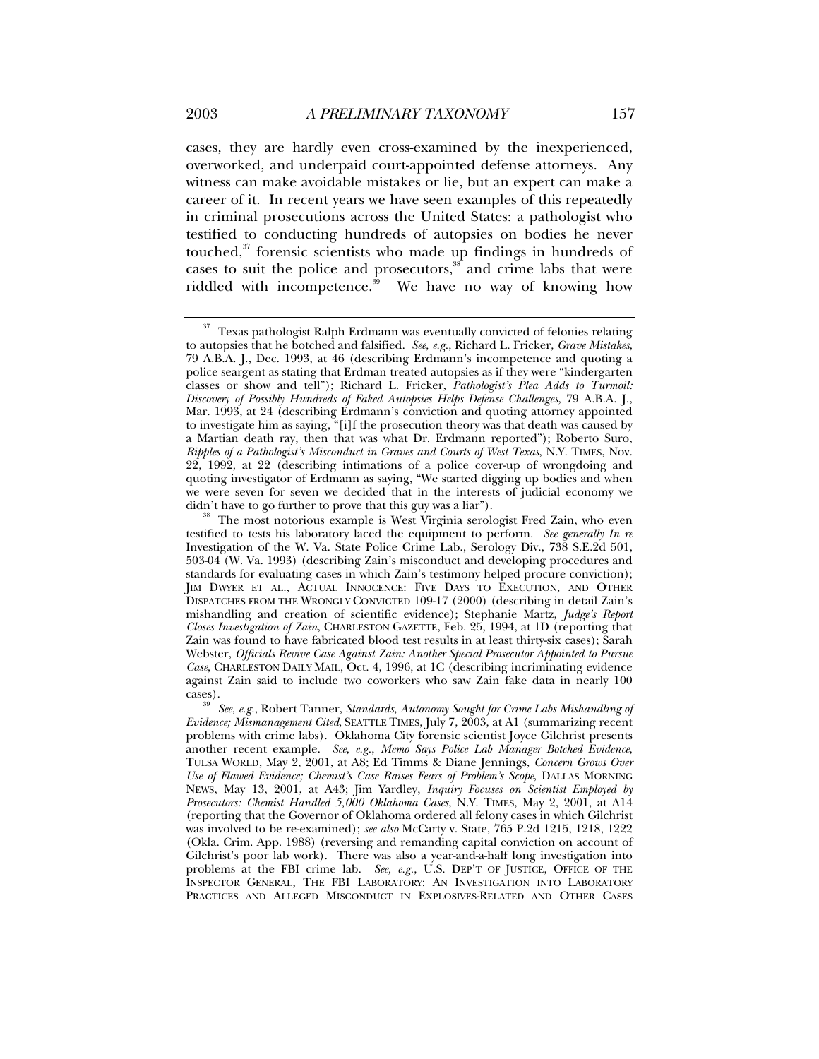cases, they are hardly even cross-examined by the inexperienced, overworked, and underpaid court-appointed defense attorneys. Any witness can make avoidable mistakes or lie, but an expert can make a career of it. In recent years we have seen examples of this repeatedly in criminal prosecutions across the United States: a pathologist who testified to conducting hundreds of autopsies on bodies he never touched,[37] forensic scientists who made up findings in hundreds of cases to suit the police and prosecutors,[38] and crime labs that were riddled with incompetence.[39] We have no way of knowing how

---

[37] Texas pathologist Ralph Erdmann was eventually convicted of felonies relating to autopsies that he botched and falsified. *See, e.g.*, Richard L. Fricker, *Grave Mistakes*, 79 A.B.A. J., Dec. 1993, at 46 (describing Erdmann's incompetence and quoting a police seargent as stating that Erdman treated autopsies as if they were "kindergarten classes or show and tell"); Richard L. Fricker, *Pathologist's Plea Adds to Turmoil: Discovery of Possibly Hundreds of Faked Autopsies Helps Defense Challenges*, 79 A.B.A. J., Mar. 1993, at 24 (describing Erdmann's conviction and quoting attorney appointed to investigate him as saying, "[i]f the prosecution theory was that death was caused by a Martian death ray, then that was what Dr. Erdmann reported"); Roberto Suro, *Ripples of a Pathologist's Misconduct in Graves and Courts of West Texas*, N.Y. TIMES, Nov. 22, 1992, at 22 (describing intimations of a police cover-up of wrongdoing and quoting investigator of Erdmann as saying, "We started digging up bodies and when we were seven for seven we decided that in the interests of judicial economy we didn't have to go further to prove that this guy was a liar").

[38] The most notorious example is West Virginia serologist Fred Zain, who even testified to tests his laboratory laced the equipment to perform. *See generally In re* Investigation of the W. Va. State Police Crime Lab., Serology Div., 738 S.E.2d 501, 503-04 (W. Va. 1993) (describing Zain's misconduct and developing procedures and standards for evaluating cases in which Zain's testimony helped procure conviction); JIM DWYER ET AL., ACTUAL INNOCENCE: FIVE DAYS TO EXECUTION, AND OTHER DISPATCHES FROM THE WRONGLY CONVICTED 109-17 (2000) (describing in detail Zain's mishandling and creation of scientific evidence); Stephanie Martz, *Judge's Report Closes Investigation of Zain*, CHARLESTON GAZETTE, Feb. 25, 1994, at 1D (reporting that Zain was found to have fabricated blood test results in at least thirty-six cases); Sarah Webster, *Officials Revive Case Against Zain: Another Special Prosecutor Appointed to Pursue Case*, CHARLESTON DAILY MAIL, Oct. 4, 1996, at 1C (describing incriminating evidence against Zain said to include two coworkers who saw Zain fake data in nearly 100 cases).

[39] *See, e.g.*, Robert Tanner, *Standards, Autonomy Sought for Crime Labs Mishandling of Evidence; Mismanagement Cited*, SEATTLE TIMES, July 7, 2003, at A1 (summarizing recent problems with crime labs). Oklahoma City forensic scientist Joyce Gilchrist presents another recent example. *See, e.g.*, *Memo Says Police Lab Manager Botched Evidence*, TULSA WORLD, May 2, 2001, at A8; Ed Timms & Diane Jennings, *Concern Grows Over Use of Flawed Evidence; Chemist's Case Raises Fears of Problem's Scope*, DALLAS MORNING NEWS, May 13, 2001, at A43; Jim Yardley, *Inquiry Focuses on Scientist Employed by Prosecutors: Chemist Handled 5,000 Oklahoma Cases*, N.Y. TIMES, May 2, 2001, at A14 (reporting that the Governor of Oklahoma ordered all felony cases in which Gilchrist was involved to be re-examined); *see also* McCarty v. State, 765 P.2d 1215, 1218, 1222 (Okla. Crim. App. 1988) (reversing and remanding capital conviction on account of Gilchrist's poor lab work). There was also a year-and-a-half long investigation into problems at the FBI crime lab. *See, e.g.*, U.S. DEP'T OF JUSTICE, OFFICE OF THE INSPECTOR GENERAL, THE FBI LABORATORY: AN INVESTIGATION INTO LABORATORY PRACTICES AND ALLEGED MISCONDUCT IN EXPLOSIVES-RELATED AND OTHER CASES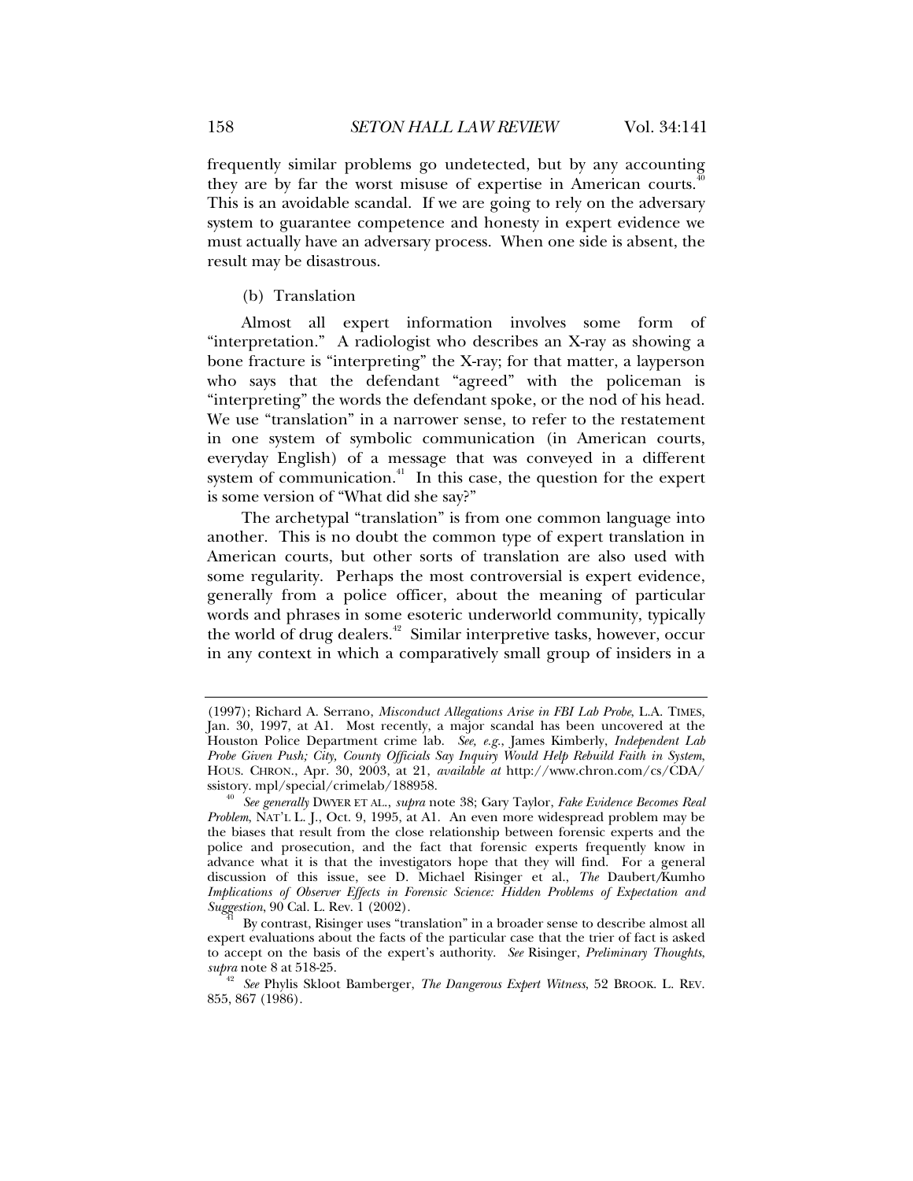frequently similar problems go undetected, but by any accounting they are by far the worst misuse of expertise in American courts.[40] This is an avoidable scandal. If we are going to rely on the adversary system to guarantee competence and honesty in expert evidence we must actually have an adversary process. When one side is absent, the result may be disastrous.

(b) Translation

Almost all expert information involves some form of "interpretation." A radiologist who describes an X-ray as showing a bone fracture is "interpreting" the X-ray; for that matter, a layperson who says that the defendant "agreed" with the policeman is "interpreting" the words the defendant spoke, or the nod of his head. We use "translation" in a narrower sense, to refer to the restatement in one system of symbolic communication (in American courts, everyday English) of a message that was conveyed in a different system of communication.[41] In this case, the question for the expert is some version of "What did she say?"

The archetypal "translation" is from one common language into another. This is no doubt the common type of expert translation in American courts, but other sorts of translation are also used with some regularity. Perhaps the most controversial is expert evidence, generally from a police officer, about the meaning of particular words and phrases in some esoteric underworld community, typically the world of drug dealers.[42] Similar interpretive tasks, however, occur in any context in which a comparatively small group of insiders in a

---

(1997); Richard A. Serrano, *Misconduct Allegations Arise in FBI Lab Probe*, L.A. TIMES, Jan. 30, 1997, at A1. Most recently, a major scandal has been uncovered at the Houston Police Department crime lab. *See, e.g.*, James Kimberly, *Independent Lab Probe Given Push; City, County Officials Say Inquiry Would Help Rebuild Faith in System*, HOUS. CHRON., Apr. 30, 2003, at 21, *available at* http://www.chron.com/cs/CDA/ssistory. mpl/special/crimelab/188958.

[40] *See generally* DWYER ET AL., *supra* note 38; Gary Taylor, *Fake Evidence Becomes Real Problem*, NAT'L L. J., Oct. 9, 1995, at A1. An even more widespread problem may be the biases that result from the close relationship between forensic experts and the police and prosecution, and the fact that forensic experts frequently know in advance what it is that the investigators hope that they will find. For a general discussion of this issue, see D. Michael Risinger et al., *The* Daubert/Kumho *Implications of Observer Effects in Forensic Science: Hidden Problems of Expectation and Suggestion*, 90 Cal. L. Rev. 1 (2002).

[41] By contrast, Risinger uses "translation" in a broader sense to describe almost all expert evaluations about the facts of the particular case that the trier of fact is asked to accept on the basis of the expert's authority. *See* Risinger, *Preliminary Thoughts*, *supra* note 8 at 518-25.

[42] *See* Phylis Skloot Bamberger, *The Dangerous Expert Witness*, 52 BROOK. L. REV. 855, 867 (1986).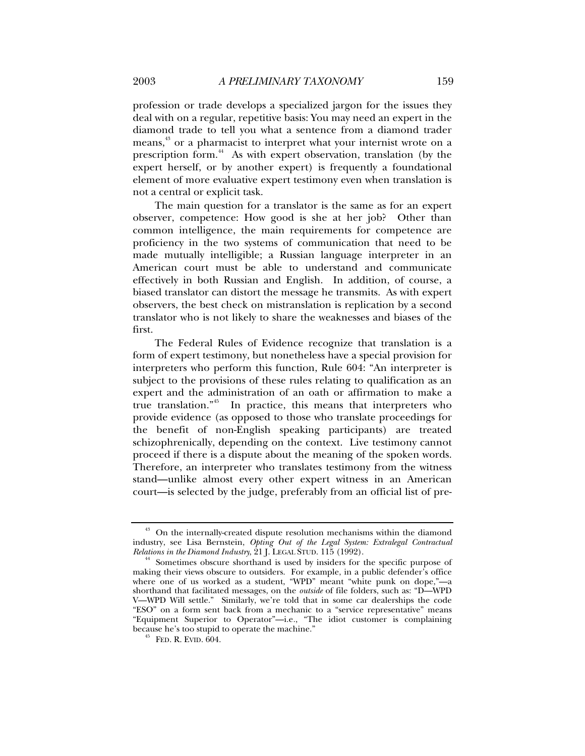profession or trade develops a specialized jargon for the issues they deal with on a regular, repetitive basis: You may need an expert in the diamond trade to tell you what a sentence from a diamond trader means,[43] or a pharmacist to interpret what your internist wrote on a prescription form.[44] As with expert observation, translation (by the expert herself, or by another expert) is frequently a foundational element of more evaluative expert testimony even when translation is not a central or explicit task.

The main question for a translator is the same as for an expert observer, competence: How good is she at her job? Other than common intelligence, the main requirements for competence are proficiency in the two systems of communication that need to be made mutually intelligible; a Russian language interpreter in an American court must be able to understand and communicate effectively in both Russian and English. In addition, of course, a biased translator can distort the message he transmits. As with expert observers, the best check on mistranslation is replication by a second translator who is not likely to share the weaknesses and biases of the first.

The Federal Rules of Evidence recognize that translation is a form of expert testimony, but nonetheless have a special provision for interpreters who perform this function, Rule 604: "An interpreter is subject to the provisions of these rules relating to qualification as an expert and the administration of an oath or affirmation to make a true translation."[45] In practice, this means that interpreters who provide evidence (as opposed to those who translate proceedings for the benefit of non-English speaking participants) are treated schizophrenically, depending on the context. Live testimony cannot proceed if there is a dispute about the meaning of the spoken words. Therefore, an interpreter who translates testimony from the witness stand—unlike almost every other expert witness in an American court—is selected by the judge, preferably from an official list of pre-

---

[43] On the internally-created dispute resolution mechanisms within the diamond industry, see Lisa Bernstein, *Opting Out of the Legal System: Extralegal Contractual Relations in the Diamond Industry*, 21 J. LEGAL STUD. 115 (1992).

[44] Sometimes obscure shorthand is used by insiders for the specific purpose of making their views obscure to outsiders. For example, in a public defender's office where one of us worked as a student, "WPD" meant "white punk on dope,"—a shorthand that facilitated messages, on the *outside* of file folders, such as: "D—WPD V—WPD Will settle." Similarly, we're told that in some car dealerships the code "ESO" on a form sent back from a mechanic to a "service representative" means "Equipment Superior to Operator"—i.e., "The idiot customer is complaining because he's too stupid to operate the machine."

[45] FED. R. EVID. 604.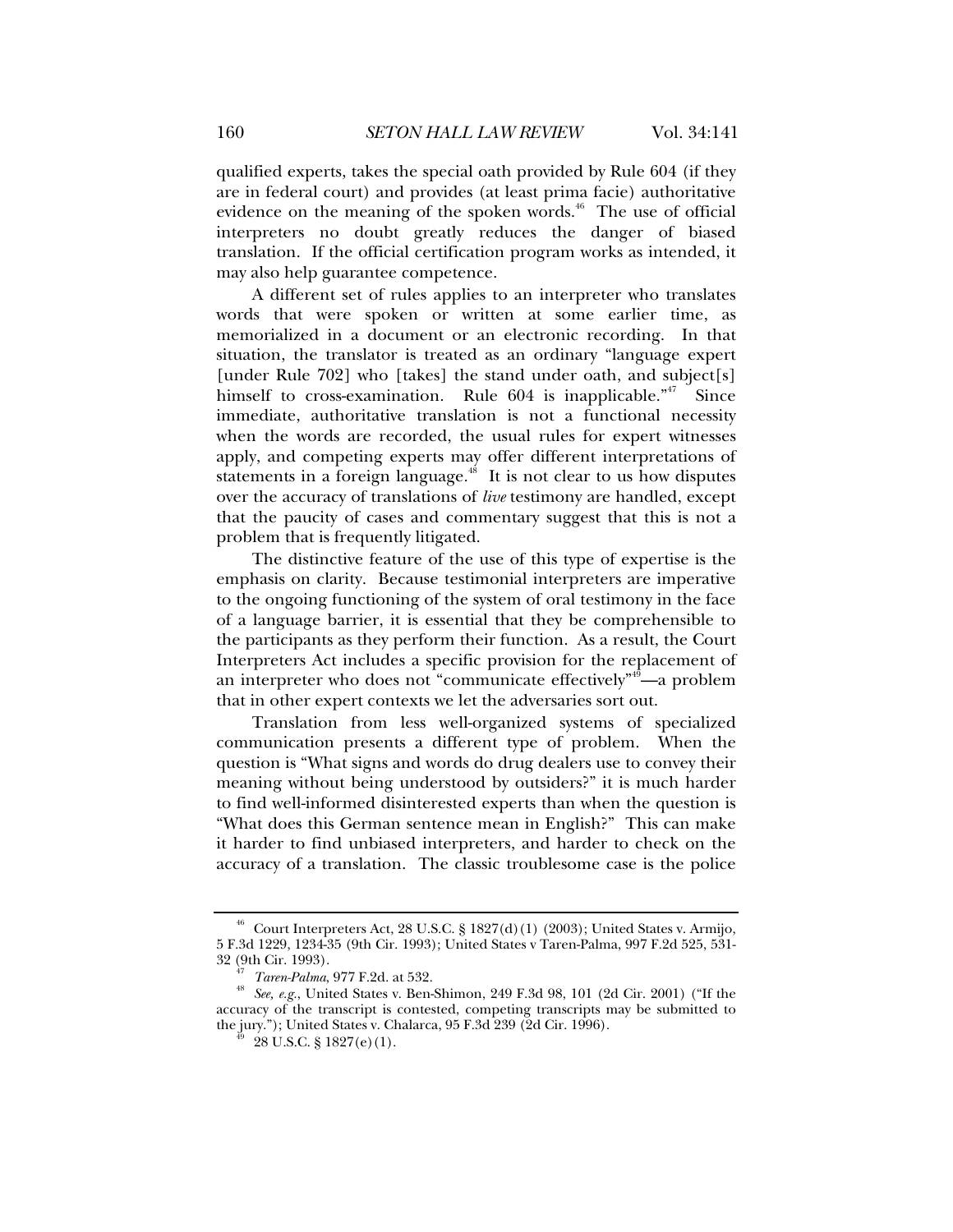qualified experts, takes the special oath provided by Rule 604 (if they are in federal court) and provides (at least prima facie) authoritative evidence on the meaning of the spoken words.[46] The use of official interpreters no doubt greatly reduces the danger of biased translation. If the official certification program works as intended, it may also help guarantee competence.

A different set of rules applies to an interpreter who translates words that were spoken or written at some earlier time, as memorialized in a document or an electronic recording. In that situation, the translator is treated as an ordinary "language expert [under Rule 702] who [takes] the stand under oath, and subject[s] himself to cross-examination. Rule 604 is inapplicable."[47] Since immediate, authoritative translation is not a functional necessity when the words are recorded, the usual rules for expert witnesses apply, and competing experts may offer different interpretations of statements in a foreign language.[48] It is not clear to us how disputes over the accuracy of translations of *live* testimony are handled, except that the paucity of cases and commentary suggest that this is not a problem that is frequently litigated.

The distinctive feature of the use of this type of expertise is the emphasis on clarity. Because testimonial interpreters are imperative to the ongoing functioning of the system of oral testimony in the face of a language barrier, it is essential that they be comprehensible to the participants as they perform their function. As a result, the Court Interpreters Act includes a specific provision for the replacement of an interpreter who does not "communicate effectively"[49]—a problem that in other expert contexts we let the adversaries sort out.

Translation from less well-organized systems of specialized communication presents a different type of problem. When the question is "What signs and words do drug dealers use to convey their meaning without being understood by outsiders?" it is much harder to find well-informed disinterested experts than when the question is "What does this German sentence mean in English?" This can make it harder to find unbiased interpreters, and harder to check on the accuracy of a translation. The classic troublesome case is the police

---

[46] Court Interpreters Act, 28 U.S.C. § 1827(d)(1) (2003); United States v. Armijo, 5 F.3d 1229, 1234-35 (9th Cir. 1993); United States v Taren-Palma, 997 F.2d 525, 531-32 (9th Cir. 1993).

[47] *Taren-Palma*, 977 F.2d. at 532.

[48] *See, e.g.*, United States v. Ben-Shimon, 249 F.3d 98, 101 (2d Cir. 2001) ("If the accuracy of the transcript is contested, competing transcripts may be submitted to the jury."); United States v. Chalarca, 95 F.3d 239 (2d Cir. 1996).

[49] 28 U.S.C. § 1827(e)(1).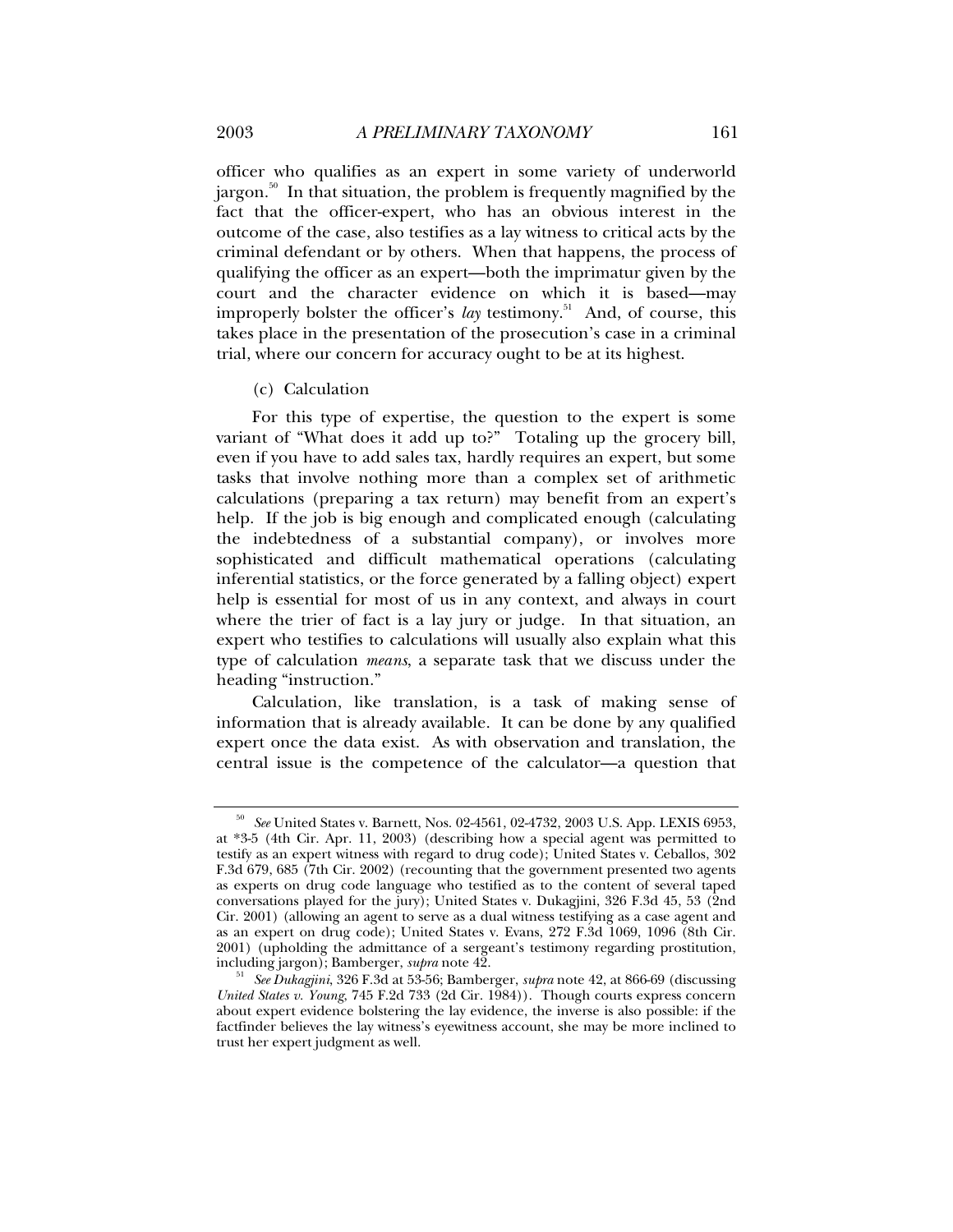officer who qualifies as an expert in some variety of underworld jargon.[50] In that situation, the problem is frequently magnified by the fact that the officer-expert, who has an obvious interest in the outcome of the case, also testifies as a lay witness to critical acts by the criminal defendant or by others. When that happens, the process of qualifying the officer as an expert—both the imprimatur given by the court and the character evidence on which it is based—may improperly bolster the officer's *lay* testimony.[51] And, of course, this takes place in the presentation of the prosecution's case in a criminal trial, where our concern for accuracy ought to be at its highest.

(c) Calculation

For this type of expertise, the question to the expert is some variant of "What does it add up to?" Totaling up the grocery bill, even if you have to add sales tax, hardly requires an expert, but some tasks that involve nothing more than a complex set of arithmetic calculations (preparing a tax return) may benefit from an expert's help. If the job is big enough and complicated enough (calculating the indebtedness of a substantial company), or involves more sophisticated and difficult mathematical operations (calculating inferential statistics, or the force generated by a falling object) expert help is essential for most of us in any context, and always in court where the trier of fact is a lay jury or judge. In that situation, an expert who testifies to calculations will usually also explain what this type of calculation *means*, a separate task that we discuss under the heading "instruction."

Calculation, like translation, is a task of making sense of information that is already available. It can be done by any qualified expert once the data exist. As with observation and translation, the central issue is the competence of the calculator—a question that

---

[50] *See* United States v. Barnett, Nos. 02-4561, 02-4732, 2003 U.S. App. LEXIS 6953, at *3-5 (4th Cir. Apr. 11, 2003) (describing how a special agent was permitted to testify as an expert witness with regard to drug code); United States v. Ceballos, 302 F.3d 679, 685 (7th Cir. 2002) (recounting that the government presented two agents as experts on drug code language who testified as to the content of several taped conversations played for the jury); United States v. Dukagjini, 326 F.3d 45, 53 (2nd Cir. 2001) (allowing an agent to serve as a dual witness testifying as a case agent and as an expert on drug code); United States v. Evans, 272 F.3d 1069, 1096 (8th Cir. 2001) (upholding the admittance of a sergeant's testimony regarding prostitution, including jargon); Bamberger, *supra* note 42.

[51] *See Dukagjini*, 326 F.3d at 53-56; Bamberger, *supra* note 42, at 866-69 (discussing *United States v. Young*, 745 F.2d 733 (2d Cir. 1984)). Though courts express concern about expert evidence bolstering the lay evidence, the inverse is also possible: if the factfinder believes the lay witness's eyewitness account, she may be more inclined to trust her expert judgment as well.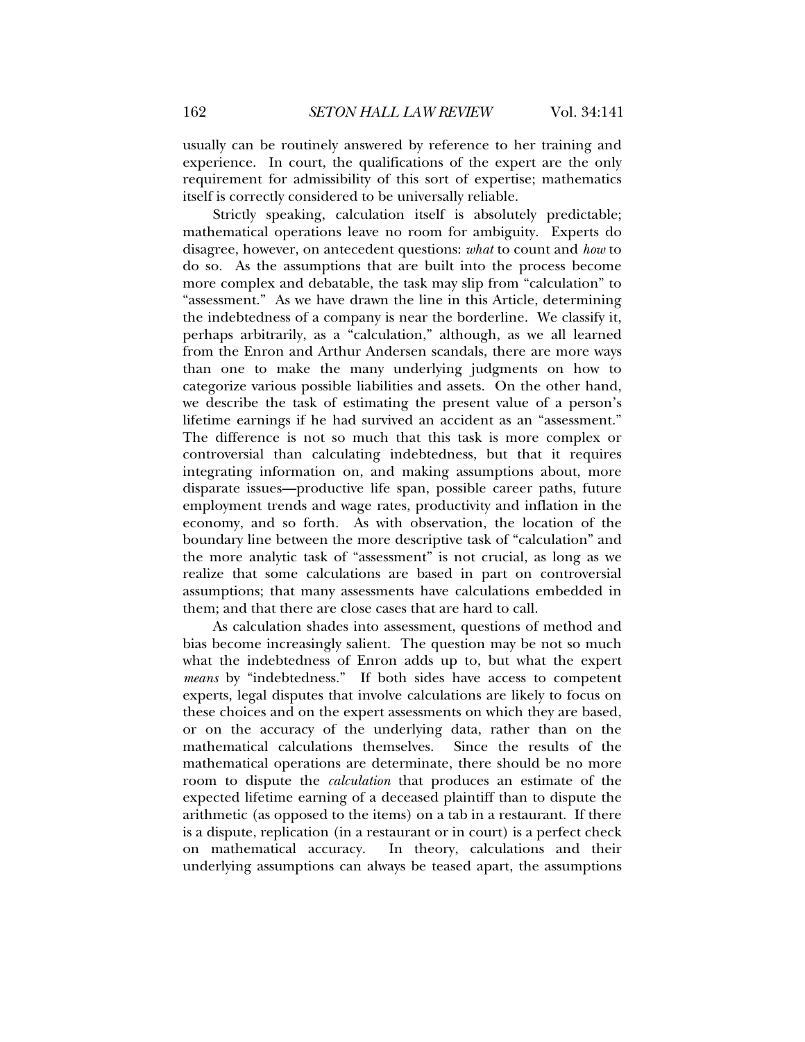usually can be routinely answered by reference to her training and experience. In court, the qualifications of the expert are the only requirement for admissibility of this sort of expertise; mathematics itself is correctly considered to be universally reliable.

Strictly speaking, calculation itself is absolutely predictable; mathematical operations leave no room for ambiguity. Experts do disagree, however, on antecedent questions: *what* to count and *how* to do so. As the assumptions that are built into the process become more complex and debatable, the task may slip from "calculation" to "assessment." As we have drawn the line in this Article, determining the indebtedness of a company is near the borderline. We classify it, perhaps arbitrarily, as a "calculation," although, as we all learned from the Enron and Arthur Andersen scandals, there are more ways than one to make the many underlying judgments on how to categorize various possible liabilities and assets. On the other hand, we describe the task of estimating the present value of a person's lifetime earnings if he had survived an accident as an "assessment." The difference is not so much that this task is more complex or controversial than calculating indebtedness, but that it requires integrating information on, and making assumptions about, more disparate issues—productive life span, possible career paths, future employment trends and wage rates, productivity and inflation in the economy, and so forth. As with observation, the location of the boundary line between the more descriptive task of "calculation" and the more analytic task of "assessment" is not crucial, as long as we realize that some calculations are based in part on controversial assumptions; that many assessments have calculations embedded in them; and that there are close cases that are hard to call.

As calculation shades into assessment, questions of method and bias become increasingly salient. The question may be not so much what the indebtedness of Enron adds up to, but what the expert *means* by "indebtedness." If both sides have access to competent experts, legal disputes that involve calculations are likely to focus on these choices and on the expert assessments on which they are based, or on the accuracy of the underlying data, rather than on the mathematical calculations themselves. Since the results of the mathematical operations are determinate, there should be no more room to dispute the *calculation* that produces an estimate of the expected lifetime earning of a deceased plaintiff than to dispute the arithmetic (as opposed to the items) on a tab in a restaurant. If there is a dispute, replication (in a restaurant or in court) is a perfect check on mathematical accuracy. In theory, calculations and their underlying assumptions can always be teased apart, the assumptions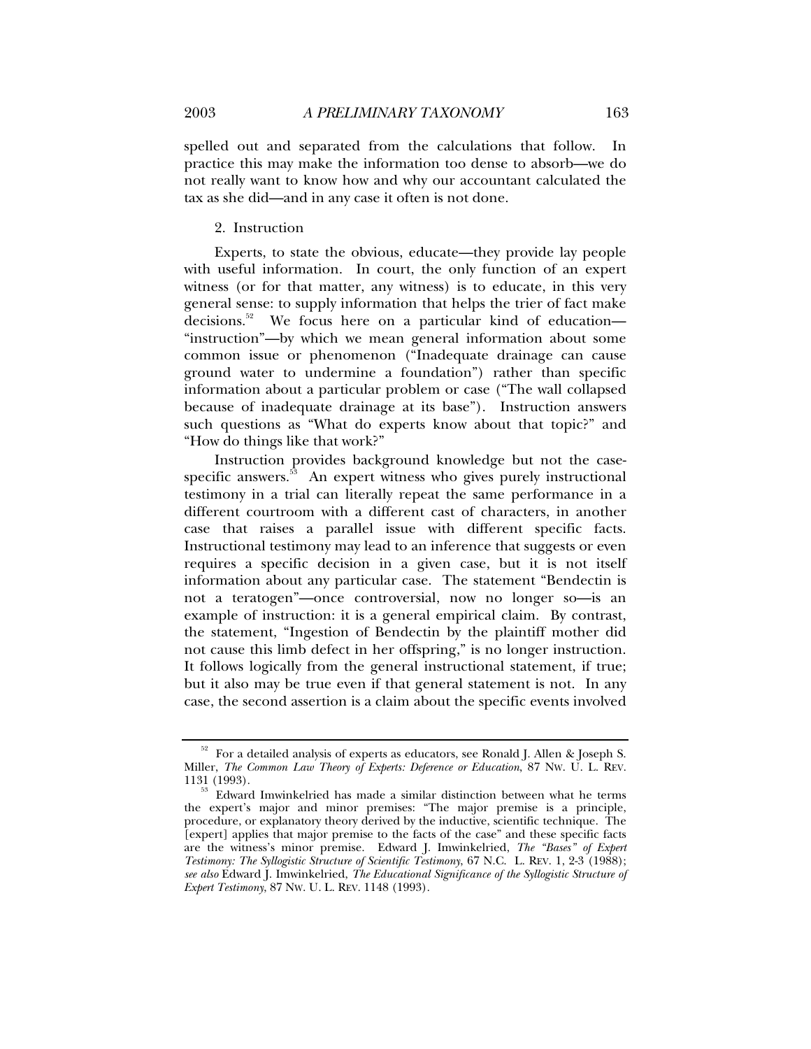spelled out and separated from the calculations that follow. In practice this may make the information too dense to absorb—we do not really want to know how and why our accountant calculated the tax as she did—and in any case it often is not done.

### 2. Instruction

Experts, to state the obvious, educate—they provide lay people with useful information. In court, the only function of an expert witness (or for that matter, any witness) is to educate, in this very general sense: to supply information that helps the trier of fact make decisions.[52] We focus here on a particular kind of education—"instruction"—by which we mean general information about some common issue or phenomenon ("Inadequate drainage can cause ground water to undermine a foundation") rather than specific information about a particular problem or case ("The wall collapsed because of inadequate drainage at its base"). Instruction answers such questions as "What do experts know about that topic?" and "How do things like that work?"

Instruction provides background knowledge but not the case-specific answers.[53] An expert witness who gives purely instructional testimony in a trial can literally repeat the same performance in a different courtroom with a different cast of characters, in another case that raises a parallel issue with different specific facts. Instructional testimony may lead to an inference that suggests or even requires a specific decision in a given case, but it is not itself information about any particular case. The statement "Bendectin is not a teratogen"—once controversial, now no longer so—is an example of instruction: it is a general empirical claim. By contrast, the statement, "Ingestion of Bendectin by the plaintiff mother did not cause this limb defect in her offspring," is no longer instruction. It follows logically from the general instructional statement, if true; but it also may be true even if that general statement is not. In any case, the second assertion is a claim about the specific events involved

---

[52] For a detailed analysis of experts as educators, see Ronald J. Allen & Joseph S. Miller, *The Common Law Theory of Experts: Deference or Education*, 87 NW. U. L. REV. 1131 (1993).

[53] Edward Imwinkelried has made a similar distinction between what he terms the expert's major and minor premises: "The major premise is a principle, procedure, or explanatory theory derived by the inductive, scientific technique. The [expert] applies that major premise to the facts of the case" and these specific facts are the witness's minor premise. Edward J. Imwinkelried, *The "Bases" of Expert Testimony: The Syllogistic Structure of Scientific Testimony*, 67 N.C. L. REV. 1, 2-3 (1988); *see also* Edward J. Imwinkelried, *The Educational Significance of the Syllogistic Structure of Expert Testimony*, 87 NW. U. L. REV. 1148 (1993).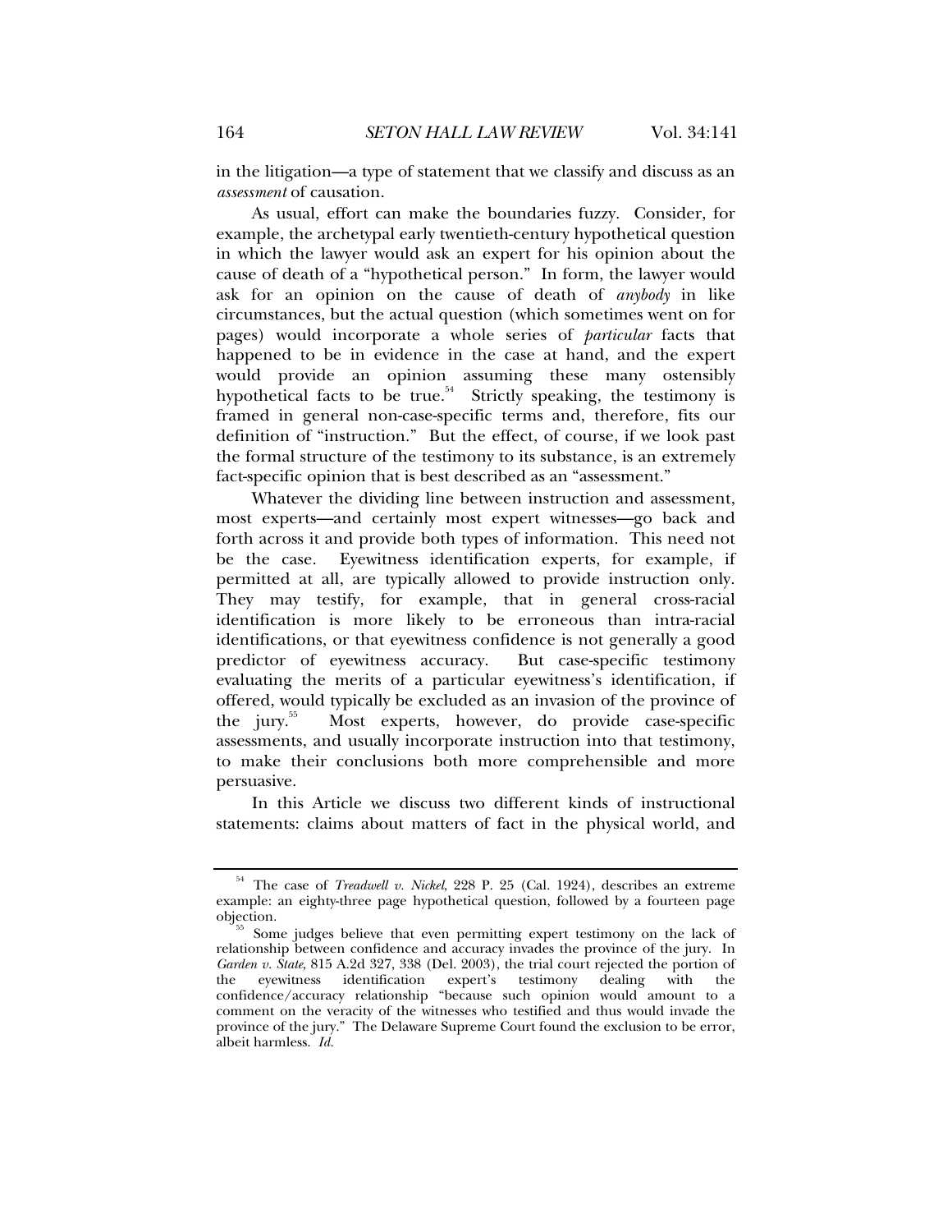in the litigation—a type of statement that we classify and discuss as an *assessment* of causation.

As usual, effort can make the boundaries fuzzy. Consider, for example, the archetypal early twentieth-century hypothetical question in which the lawyer would ask an expert for his opinion about the cause of death of a "hypothetical person." In form, the lawyer would ask for an opinion on the cause of death of *anybody* in like circumstances, but the actual question (which sometimes went on for pages) would incorporate a whole series of *particular* facts that happened to be in evidence in the case at hand, and the expert would provide an opinion assuming these many ostensibly hypothetical facts to be true.[54] Strictly speaking, the testimony is framed in general non-case-specific terms and, therefore, fits our definition of "instruction." But the effect, of course, if we look past the formal structure of the testimony to its substance, is an extremely fact-specific opinion that is best described as an "assessment."

Whatever the dividing line between instruction and assessment, most experts—and certainly most expert witnesses—go back and forth across it and provide both types of information. This need not be the case. Eyewitness identification experts, for example, if permitted at all, are typically allowed to provide instruction only. They may testify, for example, that in general cross-racial identification is more likely to be erroneous than intra-racial identifications, or that eyewitness confidence is not generally a good predictor of eyewitness accuracy. But case-specific testimony evaluating the merits of a particular eyewitness's identification, if offered, would typically be excluded as an invasion of the province of the jury.[55] Most experts, however, do provide case-specific assessments, and usually incorporate instruction into that testimony, to make their conclusions both more comprehensible and more persuasive.

In this Article we discuss two different kinds of instructional statements: claims about matters of fact in the physical world, and

---

[54] The case of *Treadwell v. Nickel*, 228 P. 25 (Cal. 1924), describes an extreme example: an eighty-three page hypothetical question, followed by a fourteen page objection.

[55] Some judges believe that even permitting expert testimony on the lack of relationship between confidence and accuracy invades the province of the jury. In *Garden v. State*, 815 A.2d 327, 338 (Del. 2003), the trial court rejected the portion of the eyewitness identification expert's testimony dealing with the confidence/accuracy relationship "because such opinion would amount to a comment on the veracity of the witnesses who testified and thus would invade the province of the jury." The Delaware Supreme Court found the exclusion to be error, albeit harmless. *Id.*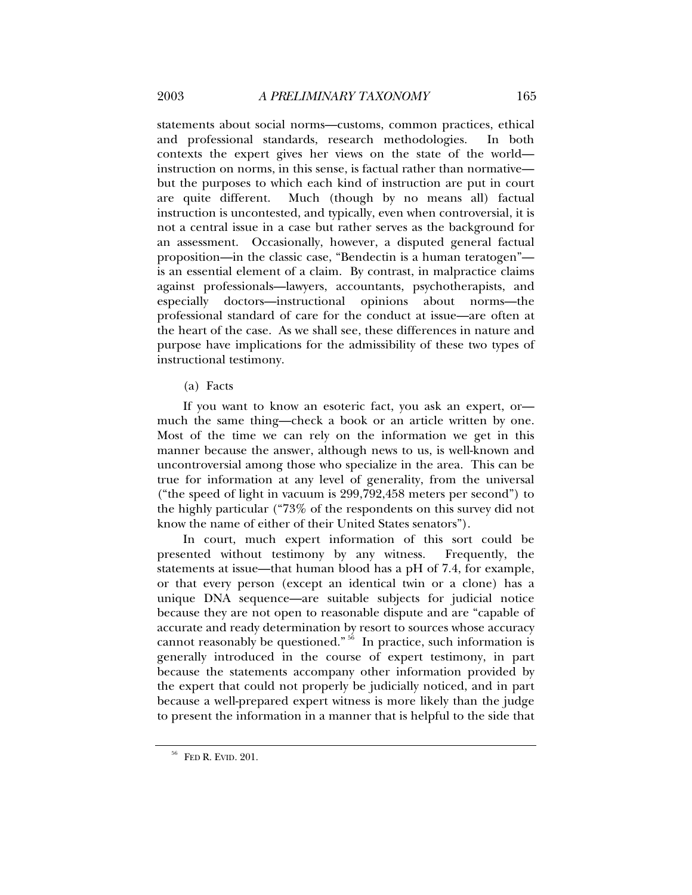statements about social norms—customs, common practices, ethical and professional standards, research methodologies. In both contexts the expert gives her views on the state of the world—instruction on norms, in this sense, is factual rather than normative—but the purposes to which each kind of instruction are put in court are quite different. Much (though by no means all) factual instruction is uncontested, and typically, even when controversial, it is not a central issue in a case but rather serves as the background for an assessment. Occasionally, however, a disputed general factual proposition—in the classic case, "Bendectin is a human teratogen"—is an essential element of a claim. By contrast, in malpractice claims against professionals—lawyers, accountants, psychotherapists, and especially doctors—instructional opinions about norms—the professional standard of care for the conduct at issue—are often at the heart of the case. As we shall see, these differences in nature and purpose have implications for the admissibility of these two types of instructional testimony.

(a) Facts

If you want to know an esoteric fact, you ask an expert, or—much the same thing—check a book or an article written by one. Most of the time we can rely on the information we get in this manner because the answer, although news to us, is well-known and uncontroversial among those who specialize in the area. This can be true for information at any level of generality, from the universal ("the speed of light in vacuum is 299,792,458 meters per second") to the highly particular ("73% of the respondents on this survey did not know the name of either of their United States senators").

In court, much expert information of this sort could be presented without testimony by any witness. Frequently, the statements at issue—that human blood has a pH of 7.4, for example, or that every person (except an identical twin or a clone) has a unique DNA sequence—are suitable subjects for judicial notice because they are not open to reasonable dispute and are "capable of accurate and ready determination by resort to sources whose accuracy cannot reasonably be questioned."[56] In practice, such information is generally introduced in the course of expert testimony, in part because the statements accompany other information provided by the expert that could not properly be judicially noticed, and in part because a well-prepared expert witness is more likely than the judge to present the information in a manner that is helpful to the side that

[56] FED R. EVID. 201.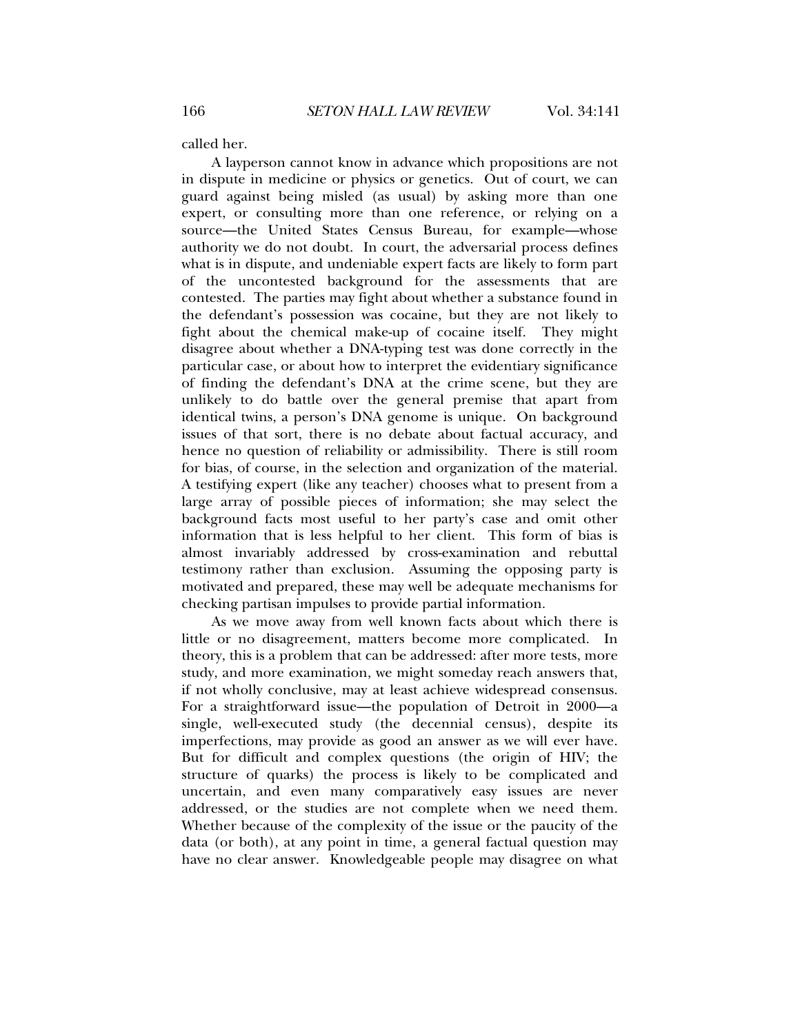called her.

A layperson cannot know in advance which propositions are not in dispute in medicine or physics or genetics. Out of court, we can guard against being misled (as usual) by asking more than one expert, or consulting more than one reference, or relying on a source—the United States Census Bureau, for example—whose authority we do not doubt. In court, the adversarial process defines what is in dispute, and undeniable expert facts are likely to form part of the uncontested background for the assessments that are contested. The parties may fight about whether a substance found in the defendant's possession was cocaine, but they are not likely to fight about the chemical make-up of cocaine itself. They might disagree about whether a DNA-typing test was done correctly in the particular case, or about how to interpret the evidentiary significance of finding the defendant's DNA at the crime scene, but they are unlikely to do battle over the general premise that apart from identical twins, a person's DNA genome is unique. On background issues of that sort, there is no debate about factual accuracy, and hence no question of reliability or admissibility. There is still room for bias, of course, in the selection and organization of the material. A testifying expert (like any teacher) chooses what to present from a large array of possible pieces of information; she may select the background facts most useful to her party's case and omit other information that is less helpful to her client. This form of bias is almost invariably addressed by cross-examination and rebuttal testimony rather than exclusion. Assuming the opposing party is motivated and prepared, these may well be adequate mechanisms for checking partisan impulses to provide partial information.

As we move away from well known facts about which there is little or no disagreement, matters become more complicated. In theory, this is a problem that can be addressed: after more tests, more study, and more examination, we might someday reach answers that, if not wholly conclusive, may at least achieve widespread consensus. For a straightforward issue—the population of Detroit in 2000—a single, well-executed study (the decennial census), despite its imperfections, may provide as good an answer as we will ever have. But for difficult and complex questions (the origin of HIV; the structure of quarks) the process is likely to be complicated and uncertain, and even many comparatively easy issues are never addressed, or the studies are not complete when we need them. Whether because of the complexity of the issue or the paucity of the data (or both), at any point in time, a general factual question may have no clear answer. Knowledgeable people may disagree on what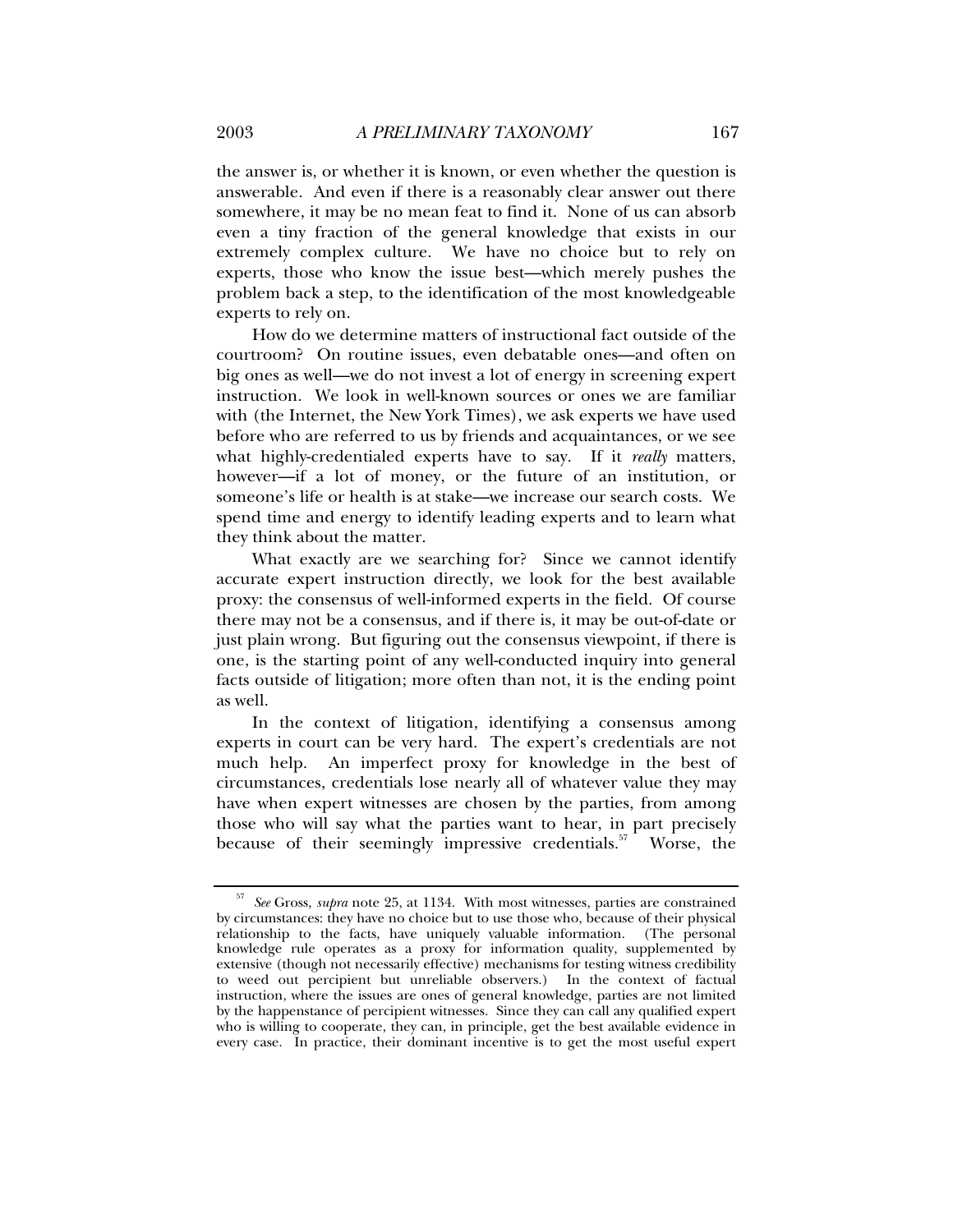the answer is, or whether it is known, or even whether the question is answerable. And even if there is a reasonably clear answer out there somewhere, it may be no mean feat to find it. None of us can absorb even a tiny fraction of the general knowledge that exists in our extremely complex culture. We have no choice but to rely on experts, those who know the issue best—which merely pushes the problem back a step, to the identification of the most knowledgeable experts to rely on.

How do we determine matters of instructional fact outside of the courtroom? On routine issues, even debatable ones—and often on big ones as well—we do not invest a lot of energy in screening expert instruction. We look in well-known sources or ones we are familiar with (the Internet, the New York Times), we ask experts we have used before who are referred to us by friends and acquaintances, or we see what highly-credentialed experts have to say. If it *really* matters, however—if a lot of money, or the future of an institution, or someone's life or health is at stake—we increase our search costs. We spend time and energy to identify leading experts and to learn what they think about the matter.

What exactly are we searching for? Since we cannot identify accurate expert instruction directly, we look for the best available proxy: the consensus of well-informed experts in the field. Of course there may not be a consensus, and if there is, it may be out-of-date or just plain wrong. But figuring out the consensus viewpoint, if there is one, is the starting point of any well-conducted inquiry into general facts outside of litigation; more often than not, it is the ending point as well.

In the context of litigation, identifying a consensus among experts in court can be very hard. The expert's credentials are not much help. An imperfect proxy for knowledge in the best of circumstances, credentials lose nearly all of whatever value they may have when expert witnesses are chosen by the parties, from among those who will say what the parties want to hear, in part precisely because of their seemingly impressive credentials.[57] Worse, the

---

[57] *See* Gross, *supra* note 25, at 1134. With most witnesses, parties are constrained by circumstances: they have no choice but to use those who, because of their physical relationship to the facts, have uniquely valuable information. (The personal knowledge rule operates as a proxy for information quality, supplemented by extensive (though not necessarily effective) mechanisms for testing witness credibility to weed out percipient but unreliable observers.) In the context of factual instruction, where the issues are ones of general knowledge, parties are not limited by the happenstance of percipient witnesses. Since they can call any qualified expert who is willing to cooperate, they can, in principle, get the best available evidence in every case. In practice, their dominant incentive is to get the most useful expert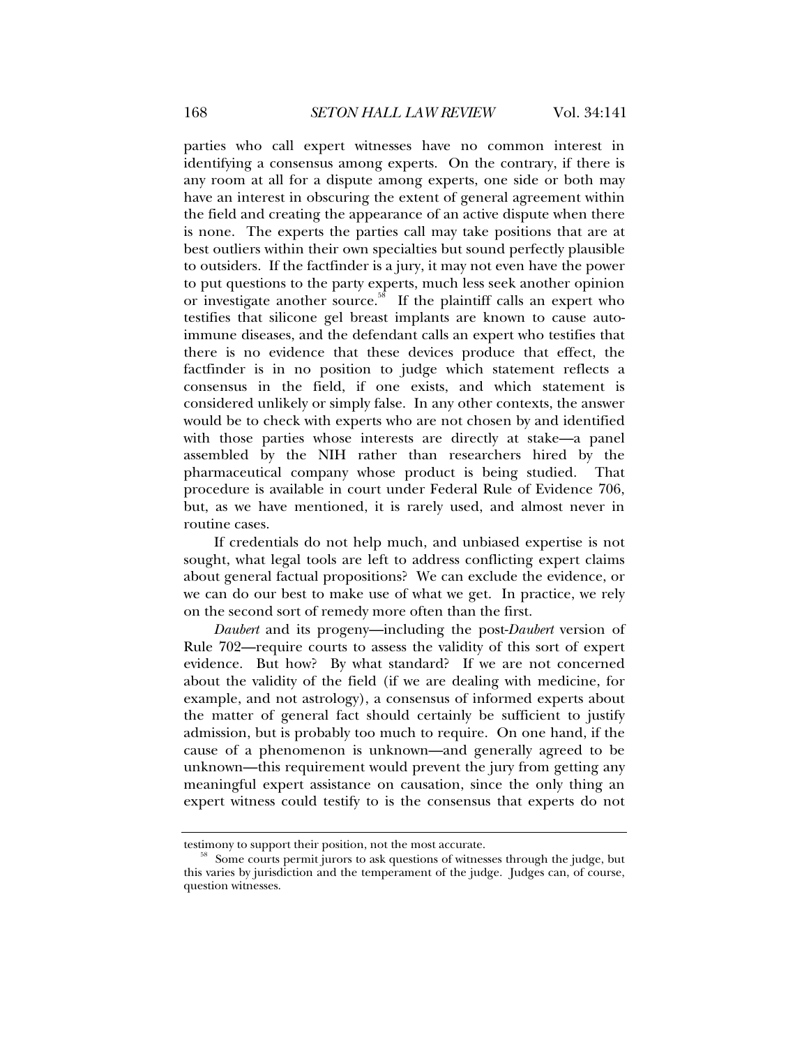parties who call expert witnesses have no common interest in identifying a consensus among experts. On the contrary, if there is any room at all for a dispute among experts, one side or both may have an interest in obscuring the extent of general agreement within the field and creating the appearance of an active dispute when there is none. The experts the parties call may take positions that are at best outliers within their own specialties but sound perfectly plausible to outsiders. If the factfinder is a jury, it may not even have the power to put questions to the party experts, much less seek another opinion or investigate another source.[58] If the plaintiff calls an expert who testifies that silicone gel breast implants are known to cause autoimmune diseases, and the defendant calls an expert who testifies that there is no evidence that these devices produce that effect, the factfinder is in no position to judge which statement reflects a consensus in the field, if one exists, and which statement is considered unlikely or simply false. In any other contexts, the answer would be to check with experts who are not chosen by and identified with those parties whose interests are directly at stake—a panel assembled by the NIH rather than researchers hired by the pharmaceutical company whose product is being studied. That procedure is available in court under Federal Rule of Evidence 706, but, as we have mentioned, it is rarely used, and almost never in routine cases.

If credentials do not help much, and unbiased expertise is not sought, what legal tools are left to address conflicting expert claims about general factual propositions? We can exclude the evidence, or we can do our best to make use of what we get. In practice, we rely on the second sort of remedy more often than the first.

*Daubert* and its progeny—including the post-*Daubert* version of Rule 702—require courts to assess the validity of this sort of expert evidence. But how? By what standard? If we are not concerned about the validity of the field (if we are dealing with medicine, for example, and not astrology), a consensus of informed experts about the matter of general fact should certainly be sufficient to justify admission, but is probably too much to require. On one hand, if the cause of a phenomenon is unknown—and generally agreed to be unknown—this requirement would prevent the jury from getting any meaningful expert assistance on causation, since the only thing an expert witness could testify to is the consensus that experts do not

---

testimony to support their position, not the most accurate.

[58] Some courts permit jurors to ask questions of witnesses through the judge, but this varies by jurisdiction and the temperament of the judge. Judges can, of course, question witnesses.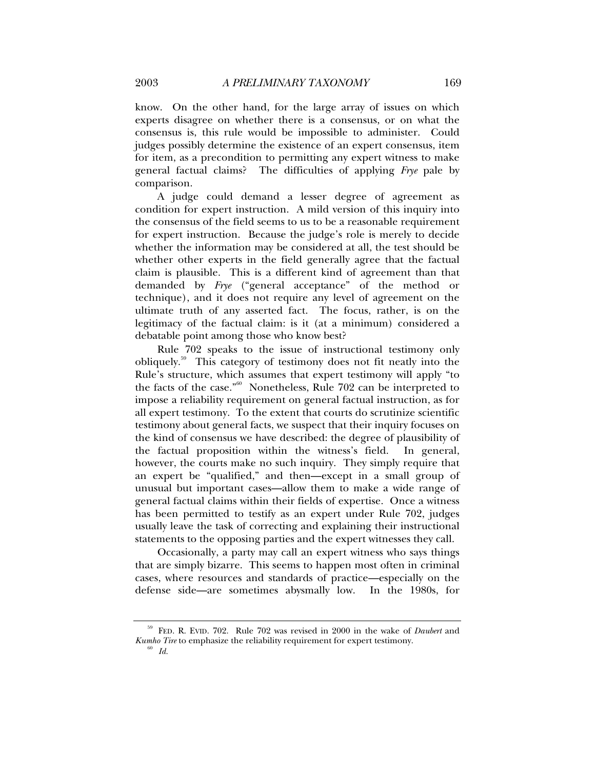know. On the other hand, for the large array of issues on which experts disagree on whether there is a consensus, or on what the consensus is, this rule would be impossible to administer. Could judges possibly determine the existence of an expert consensus, item for item, as a precondition to permitting any expert witness to make general factual claims? The difficulties of applying *Frye* pale by comparison.

A judge could demand a lesser degree of agreement as condition for expert instruction. A mild version of this inquiry into the consensus of the field seems to us to be a reasonable requirement for expert instruction. Because the judge's role is merely to decide whether the information may be considered at all, the test should be whether other experts in the field generally agree that the factual claim is plausible. This is a different kind of agreement than that demanded by *Frye* ("general acceptance" of the method or technique), and it does not require any level of agreement on the ultimate truth of any asserted fact. The focus, rather, is on the legitimacy of the factual claim: is it (at a minimum) considered a debatable point among those who know best?

Rule 702 speaks to the issue of instructional testimony only obliquely.[59] This category of testimony does not fit neatly into the Rule's structure, which assumes that expert testimony will apply "to the facts of the case."[60] Nonetheless, Rule 702 can be interpreted to impose a reliability requirement on general factual instruction, as for all expert testimony. To the extent that courts do scrutinize scientific testimony about general facts, we suspect that their inquiry focuses on the kind of consensus we have described: the degree of plausibility of the factual proposition within the witness's field. In general, however, the courts make no such inquiry. They simply require that an expert be "qualified," and then—except in a small group of unusual but important cases—allow them to make a wide range of general factual claims within their fields of expertise. Once a witness has been permitted to testify as an expert under Rule 702, judges usually leave the task of correcting and explaining their instructional statements to the opposing parties and the expert witnesses they call.

Occasionally, a party may call an expert witness who says things that are simply bizarre. This seems to happen most often in criminal cases, where resources and standards of practice—especially on the defense side—are sometimes abysmally low. In the 1980s, for

---

[59] FED. R. EVID. 702. Rule 702 was revised in 2000 in the wake of *Daubert* and *Kumho Tire* to emphasize the reliability requirement for expert testimony.

[60] *Id.*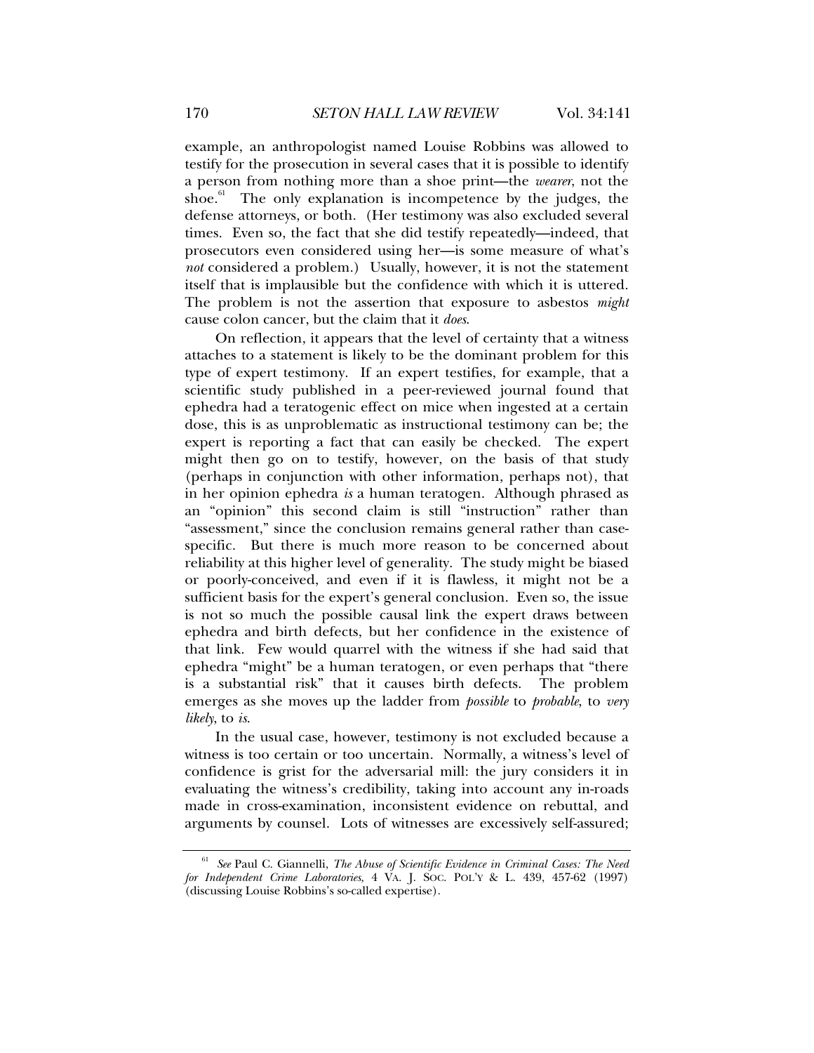example, an anthropologist named Louise Robbins was allowed to testify for the prosecution in several cases that it is possible to identify a person from nothing more than a shoe print—the *wearer*, not the shoe.[61] The only explanation is incompetence by the judges, the defense attorneys, or both. (Her testimony was also excluded several times. Even so, the fact that she did testify repeatedly—indeed, that prosecutors even considered using her—is some measure of what's *not* considered a problem.) Usually, however, it is not the statement itself that is implausible but the confidence with which it is uttered. The problem is not the assertion that exposure to asbestos *might* cause colon cancer, but the claim that it *does*.

On reflection, it appears that the level of certainty that a witness attaches to a statement is likely to be the dominant problem for this type of expert testimony. If an expert testifies, for example, that a scientific study published in a peer-reviewed journal found that ephedra had a teratogenic effect on mice when ingested at a certain dose, this is as unproblematic as instructional testimony can be; the expert is reporting a fact that can easily be checked. The expert might then go on to testify, however, on the basis of that study (perhaps in conjunction with other information, perhaps not), that in her opinion ephedra *is* a human teratogen. Although phrased as an "opinion" this second claim is still "instruction" rather than "assessment," since the conclusion remains general rather than case-specific. But there is much more reason to be concerned about reliability at this higher level of generality. The study might be biased or poorly-conceived, and even if it is flawless, it might not be a sufficient basis for the expert's general conclusion. Even so, the issue is not so much the possible causal link the expert draws between ephedra and birth defects, but her confidence in the existence of that link. Few would quarrel with the witness if she had said that ephedra "might" be a human teratogen, or even perhaps that "there is a substantial risk" that it causes birth defects. The problem emerges as she moves up the ladder from *possible* to *probable*, to *very likely*, to *is*.

In the usual case, however, testimony is not excluded because a witness is too certain or too uncertain. Normally, a witness's level of confidence is grist for the adversarial mill: the jury considers it in evaluating the witness's credibility, taking into account any in-roads made in cross-examination, inconsistent evidence on rebuttal, and arguments by counsel. Lots of witnesses are excessively self-assured;

---

[61] *See* Paul C. Giannelli, *The Abuse of Scientific Evidence in Criminal Cases: The Need for Independent Crime Laboratories*, 4 VA. J. SOC. POL'Y & L. 439, 457-62 (1997) (discussing Louise Robbins's so-called expertise).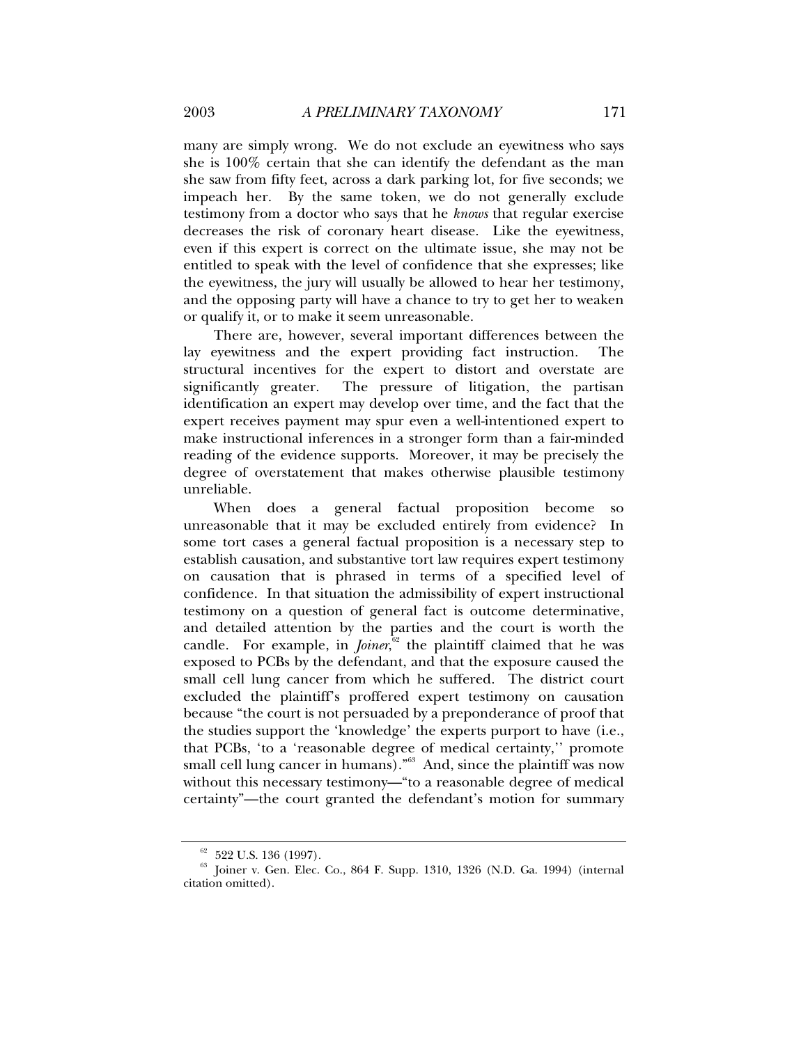many are simply wrong. We do not exclude an eyewitness who says she is 100% certain that she can identify the defendant as the man she saw from fifty feet, across a dark parking lot, for five seconds; we impeach her. By the same token, we do not generally exclude testimony from a doctor who says that he *knows* that regular exercise decreases the risk of coronary heart disease. Like the eyewitness, even if this expert is correct on the ultimate issue, she may not be entitled to speak with the level of confidence that she expresses; like the eyewitness, the jury will usually be allowed to hear her testimony, and the opposing party will have a chance to try to get her to weaken or qualify it, or to make it seem unreasonable.

There are, however, several important differences between the lay eyewitness and the expert providing fact instruction. The structural incentives for the expert to distort and overstate are significantly greater. The pressure of litigation, the partisan identification an expert may develop over time, and the fact that the expert receives payment may spur even a well-intentioned expert to make instructional inferences in a stronger form than a fair-minded reading of the evidence supports. Moreover, it may be precisely the degree of overstatement that makes otherwise plausible testimony unreliable.

When does a general factual proposition become so unreasonable that it may be excluded entirely from evidence? In some tort cases a general factual proposition is a necessary step to establish causation, and substantive tort law requires expert testimony on causation that is phrased in terms of a specified level of confidence. In that situation the admissibility of expert instructional testimony on a question of general fact is outcome determinative, and detailed attention by the parties and the court is worth the candle. For example, in *Joiner*,[62] the plaintiff claimed that he was exposed to PCBs by the defendant, and that the exposure caused the small cell lung cancer from which he suffered. The district court excluded the plaintiff's proffered expert testimony on causation because "the court is not persuaded by a preponderance of proof that the studies support the 'knowledge' the experts purport to have (i.e., that PCBs, 'to a 'reasonable degree of medical certainty,'' promote small cell lung cancer in humans)."[63] And, since the plaintiff was now without this necessary testimony—"to a reasonable degree of medical certainty"—the court granted the defendant's motion for summary

---

[62] 522 U.S. 136 (1997).

[63] Joiner v. Gen. Elec. Co., 864 F. Supp. 1310, 1326 (N.D. Ga. 1994) (internal citation omitted).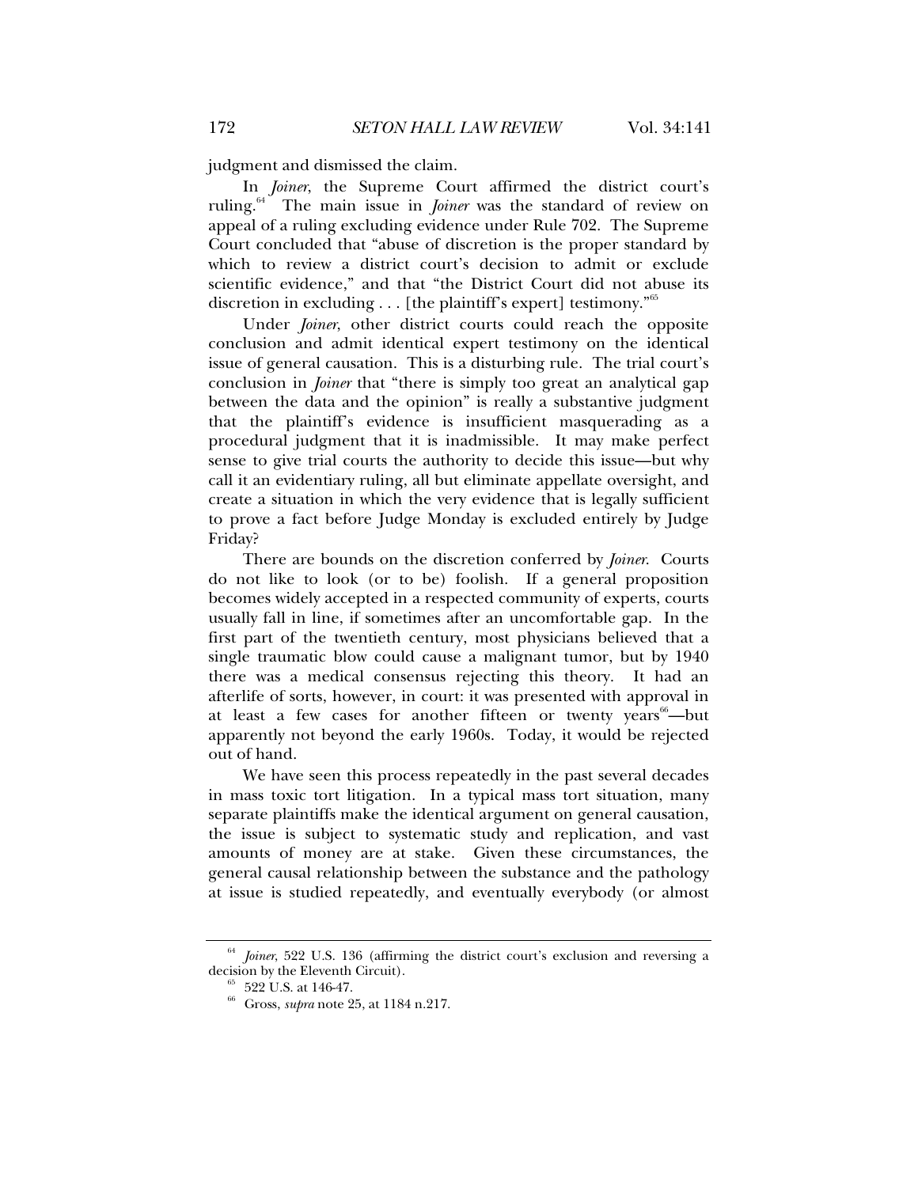judgment and dismissed the claim.

In *Joiner*, the Supreme Court affirmed the district court's ruling.[64] The main issue in *Joiner* was the standard of review on appeal of a ruling excluding evidence under Rule 702. The Supreme Court concluded that "abuse of discretion is the proper standard by which to review a district court's decision to admit or exclude scientific evidence," and that "the District Court did not abuse its discretion in excluding . . . [the plaintiff's expert] testimony."[65]

Under *Joiner*, other district courts could reach the opposite conclusion and admit identical expert testimony on the identical issue of general causation. This is a disturbing rule. The trial court's conclusion in *Joiner* that "there is simply too great an analytical gap between the data and the opinion" is really a substantive judgment that the plaintiff's evidence is insufficient masquerading as a procedural judgment that it is inadmissible. It may make perfect sense to give trial courts the authority to decide this issue—but why call it an evidentiary ruling, all but eliminate appellate oversight, and create a situation in which the very evidence that is legally sufficient to prove a fact before Judge Monday is excluded entirely by Judge Friday?

There are bounds on the discretion conferred by *Joiner*. Courts do not like to look (or to be) foolish. If a general proposition becomes widely accepted in a respected community of experts, courts usually fall in line, if sometimes after an uncomfortable gap. In the first part of the twentieth century, most physicians believed that a single traumatic blow could cause a malignant tumor, but by 1940 there was a medical consensus rejecting this theory. It had an afterlife of sorts, however, in court: it was presented with approval in at least a few cases for another fifteen or twenty years[66]—but apparently not beyond the early 1960s. Today, it would be rejected out of hand.

We have seen this process repeatedly in the past several decades in mass toxic tort litigation. In a typical mass tort situation, many separate plaintiffs make the identical argument on general causation, the issue is subject to systematic study and replication, and vast amounts of money are at stake. Given these circumstances, the general causal relationship between the substance and the pathology at issue is studied repeatedly, and eventually everybody (or almost

---

[64] *Joiner*, 522 U.S. 136 (affirming the district court's exclusion and reversing a decision by the Eleventh Circuit).

[65] 522 U.S. at 146-47.

[66] Gross, *supra* note 25, at 1184 n.217.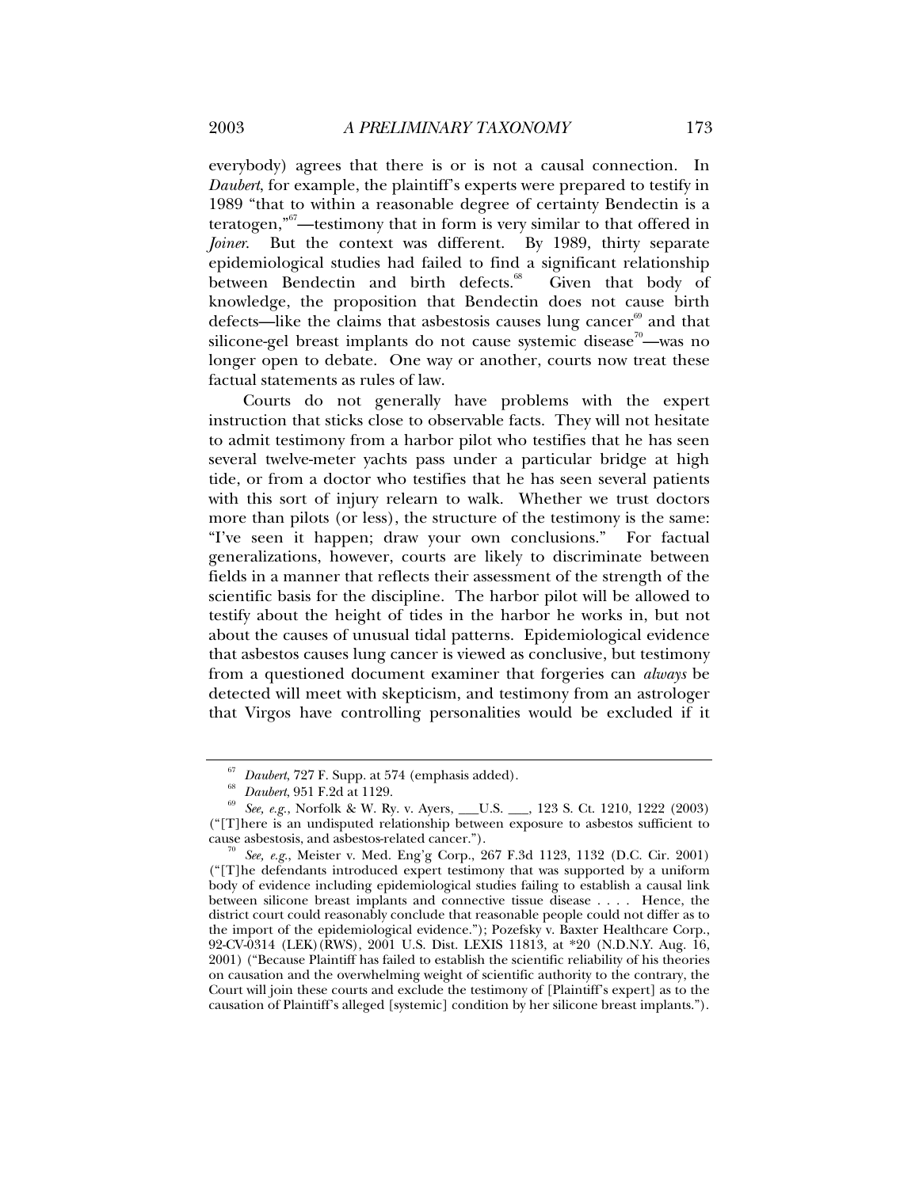everybody) agrees that there is or is not a causal connection. In *Daubert*, for example, the plaintiff's experts were prepared to testify in 1989 "that to within a reasonable degree of certainty Bendectin is a teratogen,"[67]—testimony that in form is very similar to that offered in *Joiner*. But the context was different. By 1989, thirty separate epidemiological studies had failed to find a significant relationship between Bendectin and birth defects.[68] Given that body of knowledge, the proposition that Bendectin does not cause birth defects—like the claims that asbestosis causes lung cancer[69] and that silicone-gel breast implants do not cause systemic disease[70]—was no longer open to debate. One way or another, courts now treat these factual statements as rules of law.

Courts do not generally have problems with the expert instruction that sticks close to observable facts. They will not hesitate to admit testimony from a harbor pilot who testifies that he has seen several twelve-meter yachts pass under a particular bridge at high tide, or from a doctor who testifies that he has seen several patients with this sort of injury relearn to walk. Whether we trust doctors more than pilots (or less), the structure of the testimony is the same: "I've seen it happen; draw your own conclusions." For factual generalizations, however, courts are likely to discriminate between fields in a manner that reflects their assessment of the strength of the scientific basis for the discipline. The harbor pilot will be allowed to testify about the height of tides in the harbor he works in, but not about the causes of unusual tidal patterns. Epidemiological evidence that asbestos causes lung cancer is viewed as conclusive, but testimony from a questioned document examiner that forgeries can *always* be detected will meet with skepticism, and testimony from an astrologer that Virgos have controlling personalities would be excluded if it

---

[67] *Daubert*, 727 F. Supp. at 574 (emphasis added).

[68] *Daubert*, 951 F.2d at 1129.

[69] *See, e.g.*, Norfolk & W. Ry. v. Ayers, ___U.S. ___, 123 S. Ct. 1210, 1222 (2003) ("[T]here is an undisputed relationship between exposure to asbestos sufficient to cause asbestosis, and asbestos-related cancer.").

[70] *See, e.g.*, Meister v. Med. Eng'g Corp., 267 F.3d 1123, 1132 (D.C. Cir. 2001) ("[T]he defendants introduced expert testimony that was supported by a uniform body of evidence including epidemiological studies failing to establish a causal link between silicone breast implants and connective tissue disease . . . . Hence, the district court could reasonably conclude that reasonable people could not differ as to the import of the epidemiological evidence."); Pozefsky v. Baxter Healthcare Corp., 92-CV-0314 (LEK)(RWS), 2001 U.S. Dist. LEXIS 11813, at *20 (N.D.N.Y. Aug. 16, 2001) ("Because Plaintiff has failed to establish the scientific reliability of his theories on causation and the overwhelming weight of scientific authority to the contrary, the Court will join these courts and exclude the testimony of [Plaintiff's expert] as to the causation of Plaintiff's alleged [systemic] condition by her silicone breast implants.").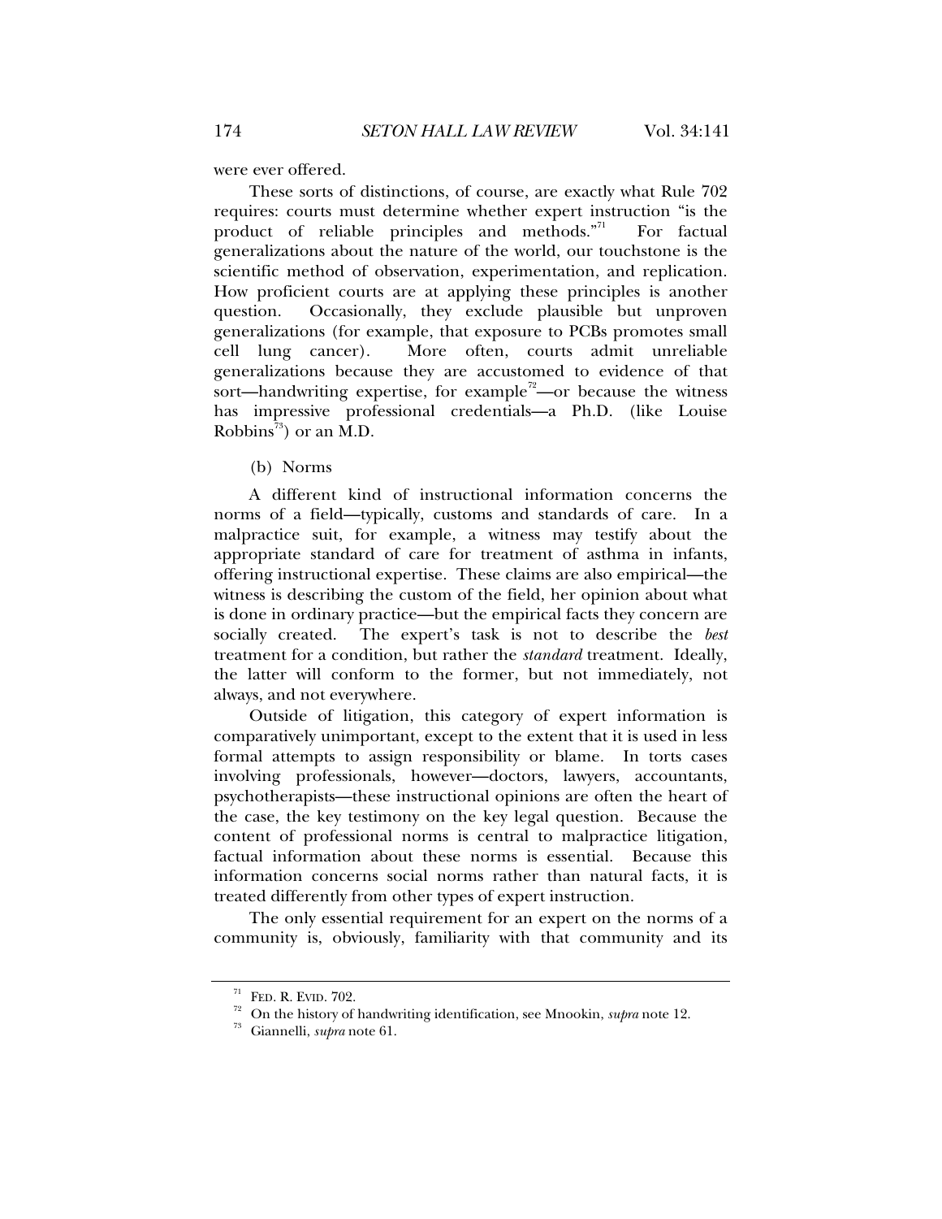were ever offered.

These sorts of distinctions, of course, are exactly what Rule 702 requires: courts must determine whether expert instruction "is the product of reliable principles and methods."[71] For factual generalizations about the nature of the world, our touchstone is the scientific method of observation, experimentation, and replication. How proficient courts are at applying these principles is another question. Occasionally, they exclude plausible but unproven generalizations (for example, that exposure to PCBs promotes small cell lung cancer). More often, courts admit unreliable generalizations because they are accustomed to evidence of that sort—handwriting expertise, for example[72]—or because the witness has impressive professional credentials—a Ph.D. (like Louise Robbins[73]) or an M.D.

(b) Norms

A different kind of instructional information concerns the norms of a field—typically, customs and standards of care. In a malpractice suit, for example, a witness may testify about the appropriate standard of care for treatment of asthma in infants, offering instructional expertise. These claims are also empirical—the witness is describing the custom of the field, her opinion about what is done in ordinary practice—but the empirical facts they concern are socially created. The expert's task is not to describe the *best* treatment for a condition, but rather the *standard* treatment. Ideally, the latter will conform to the former, but not immediately, not always, and not everywhere.

Outside of litigation, this category of expert information is comparatively unimportant, except to the extent that it is used in less formal attempts to assign responsibility or blame. In torts cases involving professionals, however—doctors, lawyers, accountants, psychotherapists—these instructional opinions are often the heart of the case, the key testimony on the key legal question. Because the content of professional norms is central to malpractice litigation, factual information about these norms is essential. Because this information concerns social norms rather than natural facts, it is treated differently from other types of expert instruction.

The only essential requirement for an expert on the norms of a community is, obviously, familiarity with that community and its

[71] FED. R. EVID. 702.

[72] On the history of handwriting identification, see Mnookin, *supra* note 12.

[73] Giannelli, *supra* note 61.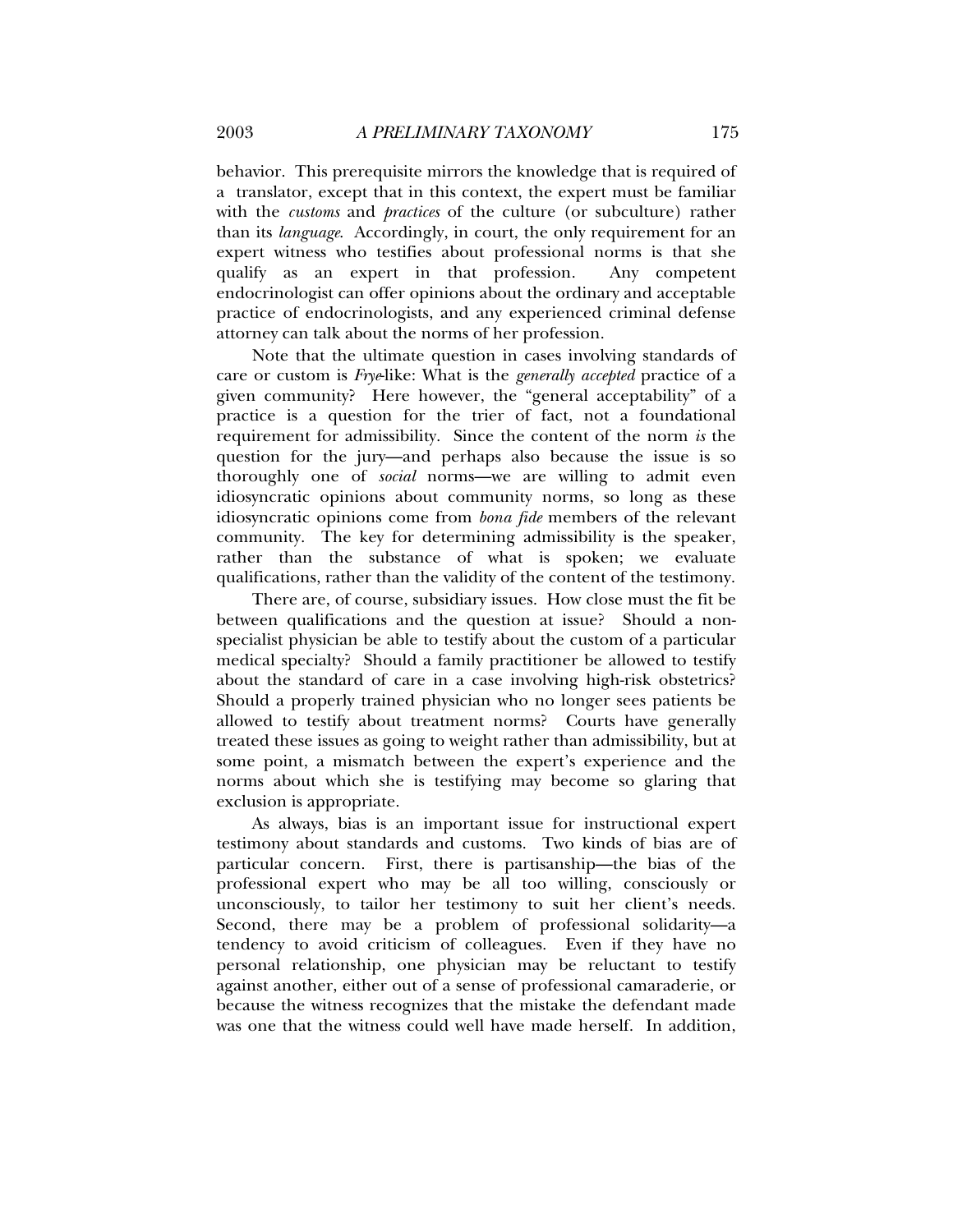behavior. This prerequisite mirrors the knowledge that is required of a translator, except that in this context, the expert must be familiar with the *customs* and *practices* of the culture (or subculture) rather than its *language*. Accordingly, in court, the only requirement for an expert witness who testifies about professional norms is that she qualify as an expert in that profession. Any competent endocrinologist can offer opinions about the ordinary and acceptable practice of endocrinologists, and any experienced criminal defense attorney can talk about the norms of her profession.

Note that the ultimate question in cases involving standards of care or custom is *Frye*-like: What is the *generally accepted* practice of a given community? Here however, the "general acceptability" of a practice is a question for the trier of fact, not a foundational requirement for admissibility. Since the content of the norm *is* the question for the jury—and perhaps also because the issue is so thoroughly one of *social* norms—we are willing to admit even idiosyncratic opinions about community norms, so long as these idiosyncratic opinions come from *bona fide* members of the relevant community. The key for determining admissibility is the speaker, rather than the substance of what is spoken; we evaluate qualifications, rather than the validity of the content of the testimony.

There are, of course, subsidiary issues. How close must the fit be between qualifications and the question at issue? Should a non-specialist physician be able to testify about the custom of a particular medical specialty? Should a family practitioner be allowed to testify about the standard of care in a case involving high-risk obstetrics? Should a properly trained physician who no longer sees patients be allowed to testify about treatment norms? Courts have generally treated these issues as going to weight rather than admissibility, but at some point, a mismatch between the expert's experience and the norms about which she is testifying may become so glaring that exclusion is appropriate.

As always, bias is an important issue for instructional expert testimony about standards and customs. Two kinds of bias are of particular concern. First, there is partisanship—the bias of the professional expert who may be all too willing, consciously or unconsciously, to tailor her testimony to suit her client's needs. Second, there may be a problem of professional solidarity—a tendency to avoid criticism of colleagues. Even if they have no personal relationship, one physician may be reluctant to testify against another, either out of a sense of professional camaraderie, or because the witness recognizes that the mistake the defendant made was one that the witness could well have made herself. In addition,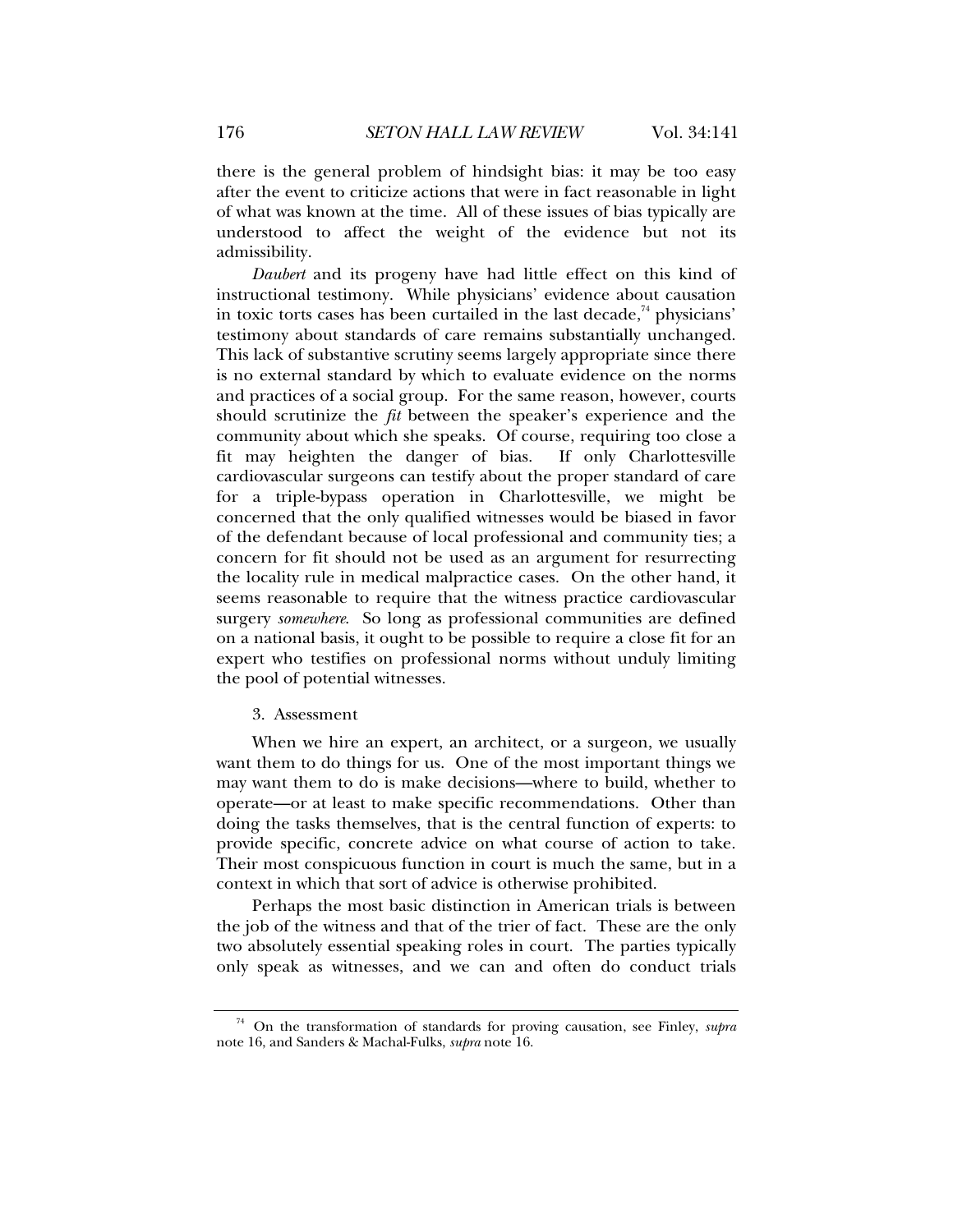there is the general problem of hindsight bias: it may be too easy after the event to criticize actions that were in fact reasonable in light of what was known at the time. All of these issues of bias typically are understood to affect the weight of the evidence but not its admissibility.

*Daubert* and its progeny have had little effect on this kind of instructional testimony. While physicians' evidence about causation in toxic torts cases has been curtailed in the last decade,[74] physicians' testimony about standards of care remains substantially unchanged. This lack of substantive scrutiny seems largely appropriate since there is no external standard by which to evaluate evidence on the norms and practices of a social group. For the same reason, however, courts should scrutinize the *fit* between the speaker's experience and the community about which she speaks. Of course, requiring too close a fit may heighten the danger of bias. If only Charlottesville cardiovascular surgeons can testify about the proper standard of care for a triple-bypass operation in Charlottesville, we might be concerned that the only qualified witnesses would be biased in favor of the defendant because of local professional and community ties; a concern for fit should not be used as an argument for resurrecting the locality rule in medical malpractice cases. On the other hand, it seems reasonable to require that the witness practice cardiovascular surgery *somewhere*. So long as professional communities are defined on a national basis, it ought to be possible to require a close fit for an expert who testifies on professional norms without unduly limiting the pool of potential witnesses.

3. Assessment

When we hire an expert, an architect, or a surgeon, we usually want them to do things for us. One of the most important things we may want them to do is make decisions—where to build, whether to operate—or at least to make specific recommendations. Other than doing the tasks themselves, that is the central function of experts: to provide specific, concrete advice on what course of action to take. Their most conspicuous function in court is much the same, but in a context in which that sort of advice is otherwise prohibited.

Perhaps the most basic distinction in American trials is between the job of the witness and that of the trier of fact. These are the only two absolutely essential speaking roles in court. The parties typically only speak as witnesses, and we can and often do conduct trials

---

[74] On the transformation of standards for proving causation, see Finley, *supra* note 16, and Sanders & Machal-Fulks, *supra* note 16.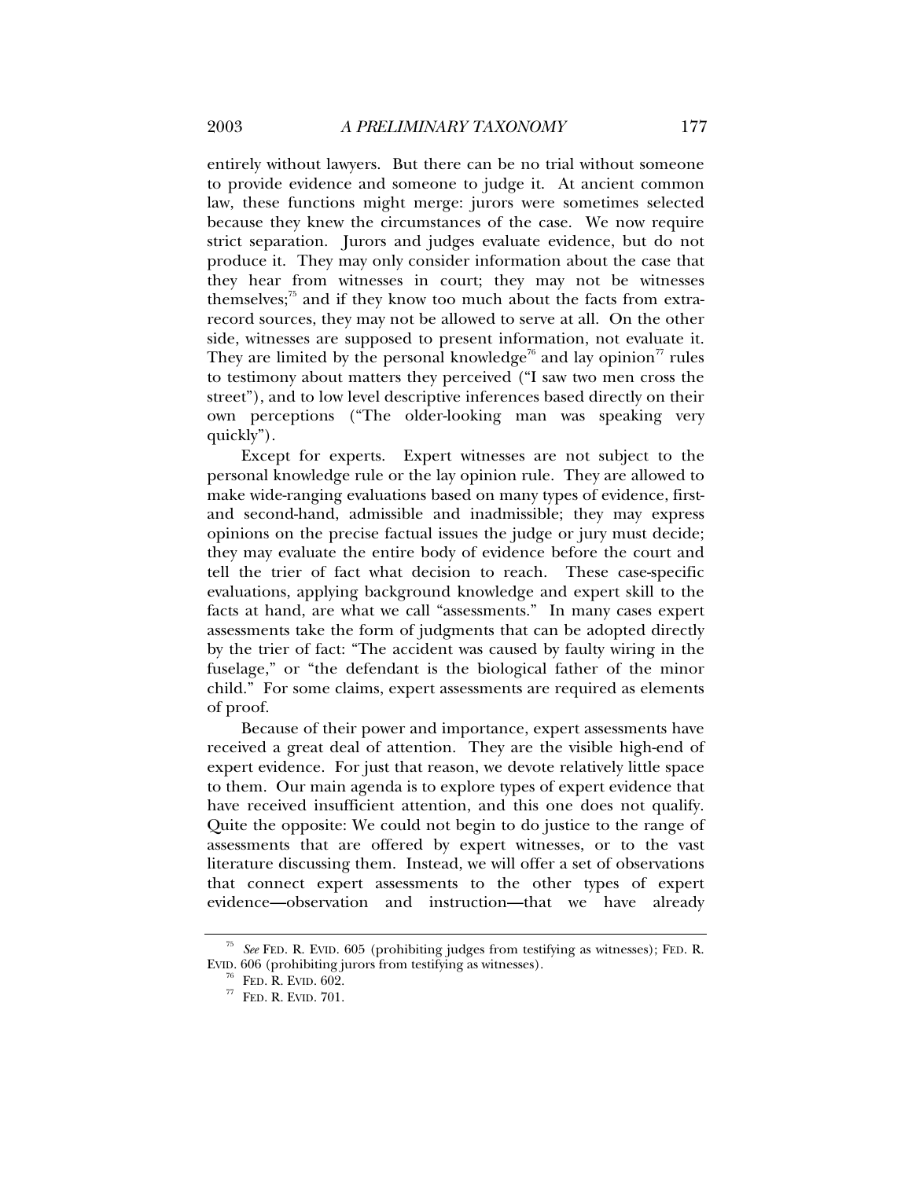entirely without lawyers. But there can be no trial without someone to provide evidence and someone to judge it. At ancient common law, these functions might merge: jurors were sometimes selected because they knew the circumstances of the case. We now require strict separation. Jurors and judges evaluate evidence, but do not produce it. They may only consider information about the case that they hear from witnesses in court; they may not be witnesses themselves;[75] and if they know too much about the facts from extra-record sources, they may not be allowed to serve at all. On the other side, witnesses are supposed to present information, not evaluate it. They are limited by the personal knowledge[76] and lay opinion[77] rules to testimony about matters they perceived ("I saw two men cross the street"), and to low level descriptive inferences based directly on their own perceptions ("The older-looking man was speaking very quickly").

Except for experts. Expert witnesses are not subject to the personal knowledge rule or the lay opinion rule. They are allowed to make wide-ranging evaluations based on many types of evidence, first- and second-hand, admissible and inadmissible; they may express opinions on the precise factual issues the judge or jury must decide; they may evaluate the entire body of evidence before the court and tell the trier of fact what decision to reach. These case-specific evaluations, applying background knowledge and expert skill to the facts at hand, are what we call "assessments." In many cases expert assessments take the form of judgments that can be adopted directly by the trier of fact: "The accident was caused by faulty wiring in the fuselage," or "the defendant is the biological father of the minor child." For some claims, expert assessments are required as elements of proof.

Because of their power and importance, expert assessments have received a great deal of attention. They are the visible high-end of expert evidence. For just that reason, we devote relatively little space to them. Our main agenda is to explore types of expert evidence that have received insufficient attention, and this one does not qualify. Quite the opposite: We could not begin to do justice to the range of assessments that are offered by expert witnesses, or to the vast literature discussing them. Instead, we will offer a set of observations that connect expert assessments to the other types of expert evidence—observation and instruction—that we have already

---

[75] *See* FED. R. EVID. 605 (prohibiting judges from testifying as witnesses); FED. R. EVID. 606 (prohibiting jurors from testifying as witnesses).

[76] FED. R. EVID. 602.

[77] FED. R. EVID. 701.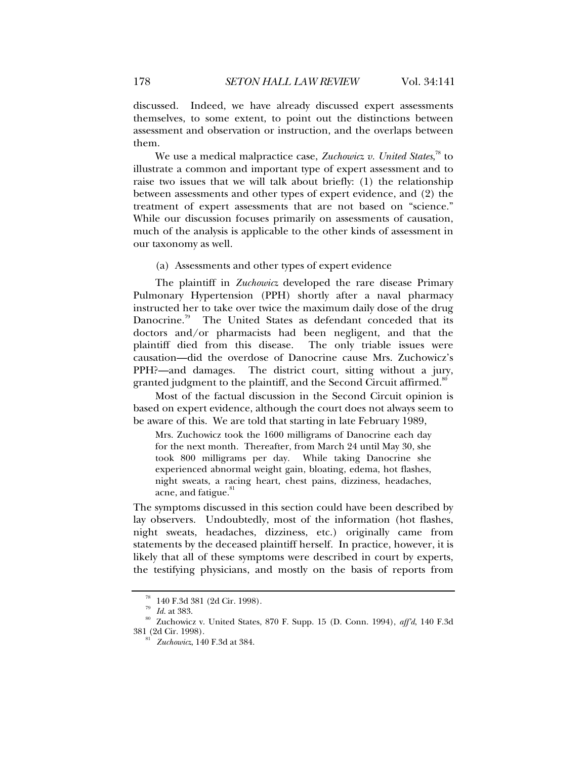discussed. Indeed, we have already discussed expert assessments themselves, to some extent, to point out the distinctions between assessment and observation or instruction, and the overlaps between them.

We use a medical malpractice case, *Zuchowicz v. United States*,[78] to illustrate a common and important type of expert assessment and to raise two issues that we will talk about briefly: (1) the relationship between assessments and other types of expert evidence, and (2) the treatment of expert assessments that are not based on "science." While our discussion focuses primarily on assessments of causation, much of the analysis is applicable to the other kinds of assessment in our taxonomy as well.

(a) Assessments and other types of expert evidence

The plaintiff in *Zuchowicz* developed the rare disease Primary Pulmonary Hypertension (PPH) shortly after a naval pharmacy instructed her to take over twice the maximum daily dose of the drug Danocrine.[79] The United States as defendant conceded that its doctors and/or pharmacists had been negligent, and that the plaintiff died from this disease. The only triable issues were causation—did the overdose of Danocrine cause Mrs. Zuchowicz's PPH?—and damages. The district court, sitting without a jury, granted judgment to the plaintiff, and the Second Circuit affirmed.[80]

Most of the factual discussion in the Second Circuit opinion is based on expert evidence, although the court does not always seem to be aware of this. We are told that starting in late February 1989,

> Mrs. Zuchowicz took the 1600 milligrams of Danocrine each day for the next month. Thereafter, from March 24 until May 30, she took 800 milligrams per day. While taking Danocrine she experienced abnormal weight gain, bloating, edema, hot flashes, night sweats, a racing heart, chest pains, dizziness, headaches, acne, and fatigue.[81]

The symptoms discussed in this section could have been described by lay observers. Undoubtedly, most of the information (hot flashes, night sweats, headaches, dizziness, etc.) originally came from statements by the deceased plaintiff herself. In practice, however, it is likely that all of these symptoms were described in court by experts, the testifying physicians, and mostly on the basis of reports from

---

[78] 140 F.3d 381 (2d Cir. 1998).

[79] *Id.* at 383.

[80] Zuchowicz v. United States, 870 F. Supp. 15 (D. Conn. 1994), *aff'd*, 140 F.3d 381 (2d Cir. 1998).

[81] *Zuchowicz*, 140 F.3d at 384.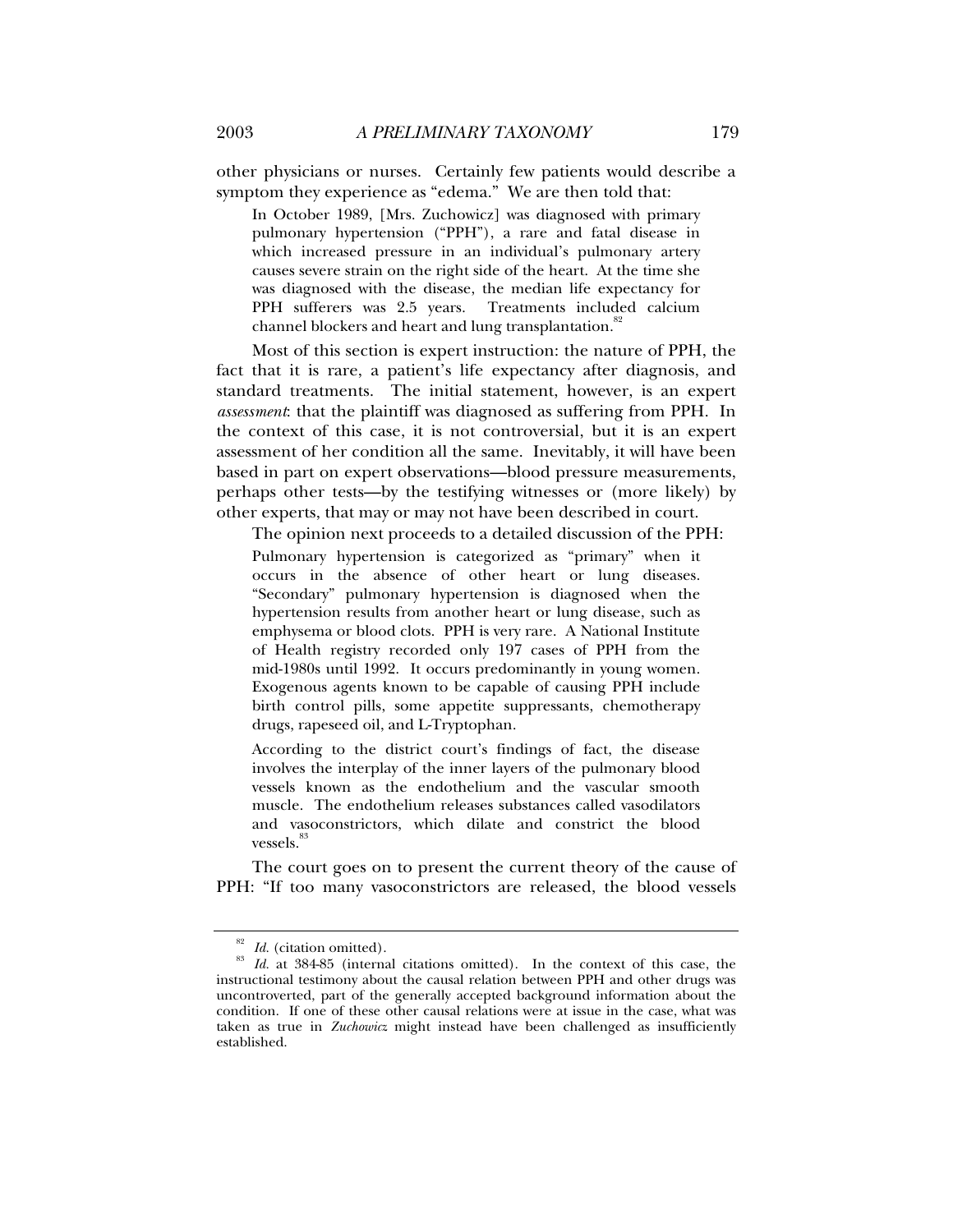other physicians or nurses. Certainly few patients would describe a symptom they experience as "edema." We are then told that:

> In October 1989, [Mrs. Zuchowicz] was diagnosed with primary pulmonary hypertension ("PPH"), a rare and fatal disease in which increased pressure in an individual's pulmonary artery causes severe strain on the right side of the heart. At the time she was diagnosed with the disease, the median life expectancy for PPH sufferers was 2.5 years. Treatments included calcium channel blockers and heart and lung transplantation.[82]

Most of this section is expert instruction: the nature of PPH, the fact that it is rare, a patient's life expectancy after diagnosis, and standard treatments. The initial statement, however, is an expert *assessment*: that the plaintiff was diagnosed as suffering from PPH. In the context of this case, it is not controversial, but it is an expert assessment of her condition all the same. Inevitably, it will have been based in part on expert observations—blood pressure measurements, perhaps other tests—by the testifying witnesses or (more likely) by other experts, that may or may not have been described in court.

The opinion next proceeds to a detailed discussion of the PPH:

> Pulmonary hypertension is categorized as "primary" when it occurs in the absence of other heart or lung diseases. "Secondary" pulmonary hypertension is diagnosed when the hypertension results from another heart or lung disease, such as emphysema or blood clots. PPH is very rare. A National Institute of Health registry recorded only 197 cases of PPH from the mid-1980s until 1992. It occurs predominantly in young women. Exogenous agents known to be capable of causing PPH include birth control pills, some appetite suppressants, chemotherapy drugs, rapeseed oil, and L-Tryptophan.
>
> According to the district court's findings of fact, the disease involves the interplay of the inner layers of the pulmonary blood vessels known as the endothelium and the vascular smooth muscle. The endothelium releases substances called vasodilators and vasoconstrictors, which dilate and constrict the blood vessels.[83]

The court goes on to present the current theory of the cause of PPH: "If too many vasoconstrictors are released, the blood vessels

---

[82] *Id.* (citation omitted).

[83] *Id.* at 384-85 (internal citations omitted). In the context of this case, the instructional testimony about the causal relation between PPH and other drugs was uncontroverted, part of the generally accepted background information about the condition. If one of these other causal relations were at issue in the case, what was taken as true in *Zuchowicz* might instead have been challenged as insufficiently established.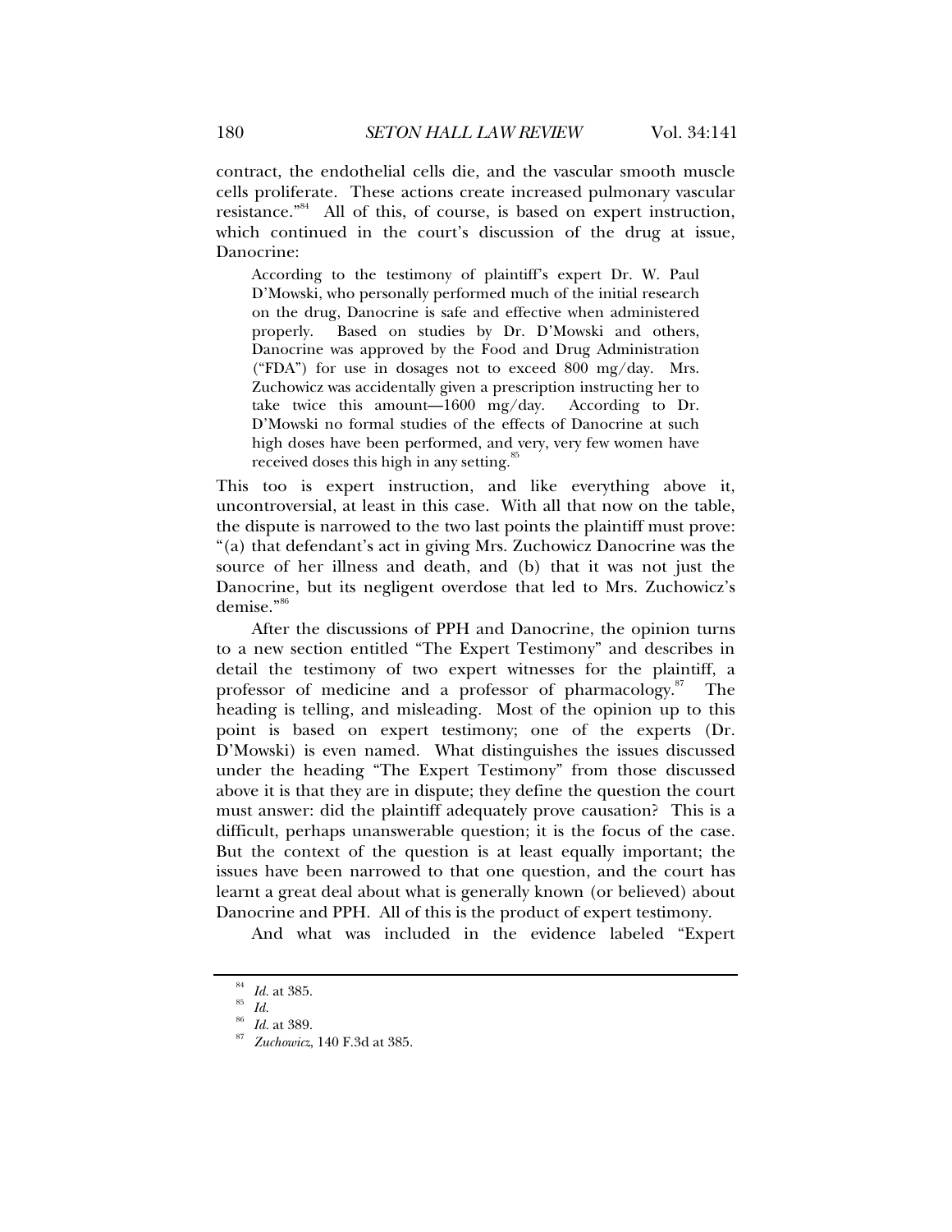contract, the endothelial cells die, and the vascular smooth muscle cells proliferate. These actions create increased pulmonary vascular resistance."[84] All of this, of course, is based on expert instruction, which continued in the court's discussion of the drug at issue, Danocrine:

> According to the testimony of plaintiff's expert Dr. W. Paul D'Mowski, who personally performed much of the initial research on the drug, Danocrine is safe and effective when administered properly. Based on studies by Dr. D'Mowski and others, Danocrine was approved by the Food and Drug Administration ("FDA") for use in dosages not to exceed 800 mg/day. Mrs. Zuchowicz was accidentally given a prescription instructing her to take twice this amount—1600 mg/day. According to Dr. D'Mowski no formal studies of the effects of Danocrine at such high doses have been performed, and very, very few women have received doses this high in any setting.[85]

This too is expert instruction, and like everything above it, uncontroversial, at least in this case. With all that now on the table, the dispute is narrowed to the two last points the plaintiff must prove: "(a) that defendant's act in giving Mrs. Zuchowicz Danocrine was the source of her illness and death, and (b) that it was not just the Danocrine, but its negligent overdose that led to Mrs. Zuchowicz's demise."[86]

After the discussions of PPH and Danocrine, the opinion turns to a new section entitled "The Expert Testimony" and describes in detail the testimony of two expert witnesses for the plaintiff, a professor of medicine and a professor of pharmacology.[87] The heading is telling, and misleading. Most of the opinion up to this point is based on expert testimony; one of the experts (Dr. D'Mowski) is even named. What distinguishes the issues discussed under the heading "The Expert Testimony" from those discussed above it is that they are in dispute; they define the question the court must answer: did the plaintiff adequately prove causation? This is a difficult, perhaps unanswerable question; it is the focus of the case. But the context of the question is at least equally important; the issues have been narrowed to that one question, and the court has learnt a great deal about what is generally known (or believed) about Danocrine and PPH. All of this is the product of expert testimony.

And what was included in the evidence labeled "Expert

---

[84] *Id.* at 385.

[85] *Id.*

[86] *Id.* at 389.

[87] *Zuchowicz*, 140 F.3d at 385.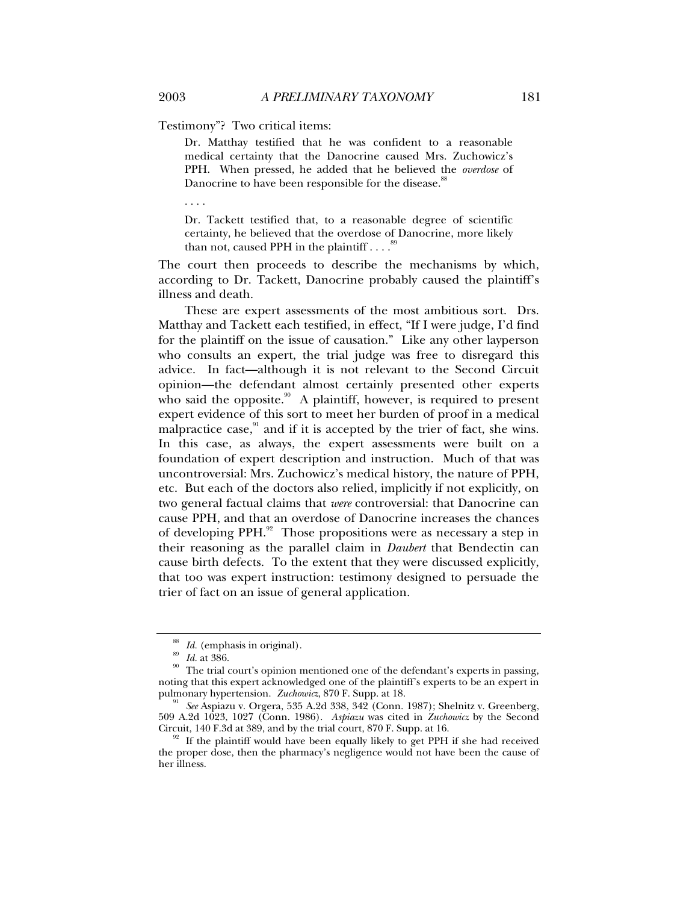Testimony"? Two critical items:

> Dr. Matthay testified that he was confident to a reasonable medical certainty that the Danocrine caused Mrs. Zuchowicz's PPH. When pressed, he added that he believed the *overdose* of Danocrine to have been responsible for the disease.[88]
>
> . . . .
>
> Dr. Tackett testified that, to a reasonable degree of scientific certainty, he believed that the overdose of Danocrine, more likely than not, caused PPH in the plaintiff . . . .[89]

The court then proceeds to describe the mechanisms by which, according to Dr. Tackett, Danocrine probably caused the plaintiff's illness and death.

These are expert assessments of the most ambitious sort. Drs. Matthay and Tackett each testified, in effect, "If I were judge, I'd find for the plaintiff on the issue of causation." Like any other layperson who consults an expert, the trial judge was free to disregard this advice. In fact—although it is not relevant to the Second Circuit opinion—the defendant almost certainly presented other experts who said the opposite.[90] A plaintiff, however, is required to present expert evidence of this sort to meet her burden of proof in a medical malpractice case,[91] and if it is accepted by the trier of fact, she wins. In this case, as always, the expert assessments were built on a foundation of expert description and instruction. Much of that was uncontroversial: Mrs. Zuchowicz's medical history, the nature of PPH, etc. But each of the doctors also relied, implicitly if not explicitly, on two general factual claims that *were* controversial: that Danocrine can cause PPH, and that an overdose of Danocrine increases the chances of developing PPH.[92] Those propositions were as necessary a step in their reasoning as the parallel claim in *Daubert* that Bendectin can cause birth defects. To the extent that they were discussed explicitly, that too was expert instruction: testimony designed to persuade the trier of fact on an issue of general application.

---

[88] *Id.* (emphasis in original).

[89] *Id.* at 386.

[90] The trial court's opinion mentioned one of the defendant's experts in passing, noting that this expert acknowledged one of the plaintiff's experts to be an expert in pulmonary hypertension. *Zuchowicz*, 870 F. Supp. at 18.

[91] *See* Aspiazu v. Orgera, 535 A.2d 338, 342 (Conn. 1987); Shelnitz v. Greenberg, 509 A.2d 1023, 1027 (Conn. 1986). *Aspiazu* was cited in *Zuchowicz* by the Second Circuit, 140 F.3d at 389, and by the trial court, 870 F. Supp. at 16.

[92] If the plaintiff would have been equally likely to get PPH if she had received the proper dose, then the pharmacy's negligence would not have been the cause of her illness.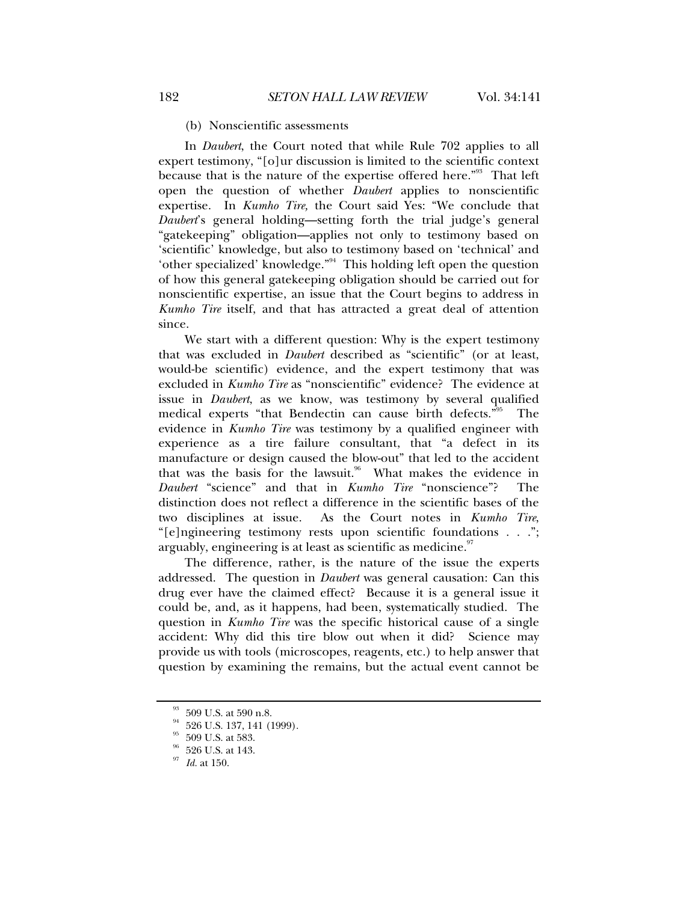(b) Nonscientific assessments

In *Daubert*, the Court noted that while Rule 702 applies to all expert testimony, "[o]ur discussion is limited to the scientific context because that is the nature of the expertise offered here."[93] That left open the question of whether *Daubert* applies to nonscientific expertise. In *Kumho Tire,* the Court said Yes: "We conclude that *Daubert*'s general holding—setting forth the trial judge's general "gatekeeping" obligation—applies not only to testimony based on 'scientific' knowledge, but also to testimony based on 'technical' and 'other specialized' knowledge."[94] This holding left open the question of how this general gatekeeping obligation should be carried out for nonscientific expertise, an issue that the Court begins to address in *Kumho Tire* itself, and that has attracted a great deal of attention since.

We start with a different question: Why is the expert testimony that was excluded in *Daubert* described as "scientific" (or at least, would-be scientific) evidence, and the expert testimony that was excluded in *Kumho Tire* as "nonscientific" evidence? The evidence at issue in *Daubert*, as we know, was testimony by several qualified medical experts "that Bendectin can cause birth defects."[95] The evidence in *Kumho Tire* was testimony by a qualified engineer with experience as a tire failure consultant, that "a defect in its manufacture or design caused the blow-out" that led to the accident that was the basis for the lawsuit.[96] What makes the evidence in *Daubert* "science" and that in *Kumho Tire* "nonscience"? The distinction does not reflect a difference in the scientific bases of the two disciplines at issue. As the Court notes in *Kumho Tire*, "[e]ngineering testimony rests upon scientific foundations . . ."; arguably, engineering is at least as scientific as medicine.[97]

The difference, rather, is the nature of the issue the experts addressed. The question in *Daubert* was general causation: Can this drug ever have the claimed effect? Because it is a general issue it could be, and, as it happens, had been, systematically studied. The question in *Kumho Tire* was the specific historical cause of a single accident: Why did this tire blow out when it did? Science may provide us with tools (microscopes, reagents, etc.) to help answer that question by examining the remains, but the actual event cannot be

---

[93] 509 U.S. at 590 n.8.

[94] 526 U.S. 137, 141 (1999).

[95] 509 U.S. at 583.

[96] 526 U.S. at 143.

[97] *Id.* at 150.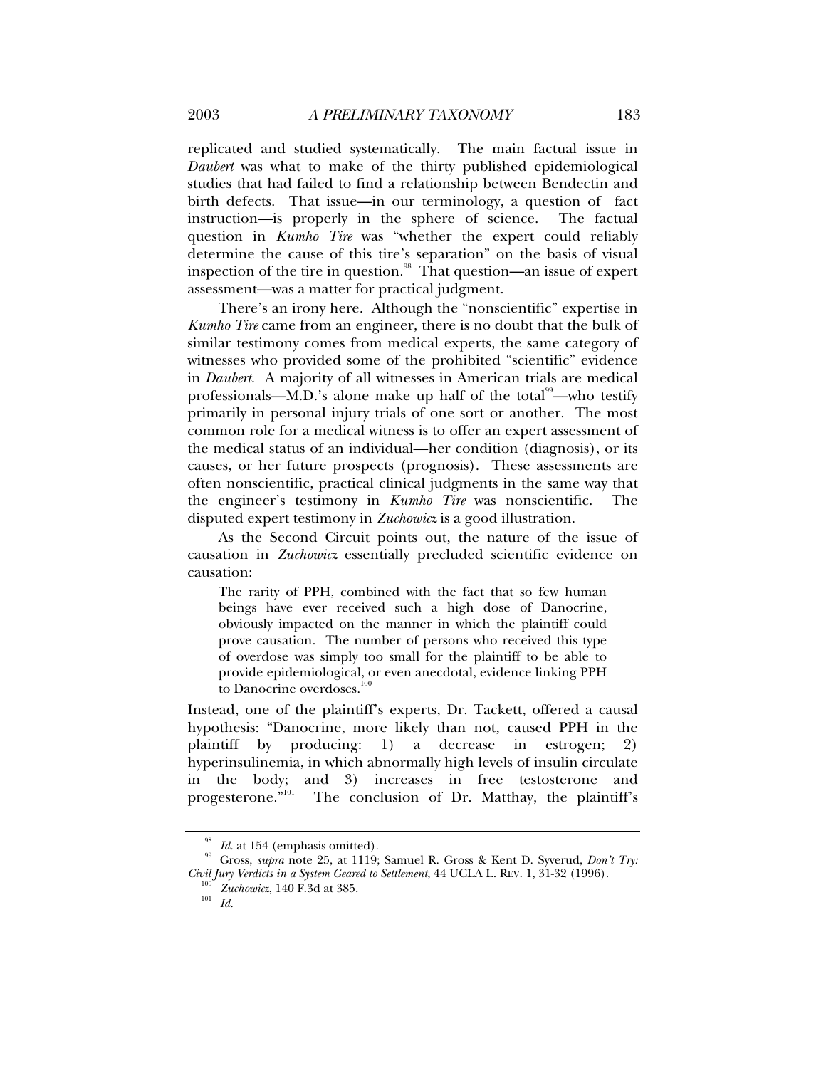replicated and studied systematically. The main factual issue in *Daubert* was what to make of the thirty published epidemiological studies that had failed to find a relationship between Bendectin and birth defects. That issue—in our terminology, a question of fact instruction—is properly in the sphere of science. The factual question in *Kumho Tire* was "whether the expert could reliably determine the cause of this tire's separation" on the basis of visual inspection of the tire in question.[98] That question—an issue of expert assessment—was a matter for practical judgment.

There's an irony here. Although the "nonscientific" expertise in *Kumho Tire* came from an engineer, there is no doubt that the bulk of similar testimony comes from medical experts, the same category of witnesses who provided some of the prohibited "scientific" evidence in *Daubert*. A majority of all witnesses in American trials are medical professionals—M.D.'s alone make up half of the total[99]—who testify primarily in personal injury trials of one sort or another. The most common role for a medical witness is to offer an expert assessment of the medical status of an individual—her condition (diagnosis), or its causes, or her future prospects (prognosis). These assessments are often nonscientific, practical clinical judgments in the same way that the engineer's testimony in *Kumho Tire* was nonscientific. The disputed expert testimony in *Zuchowicz* is a good illustration.

As the Second Circuit points out, the nature of the issue of causation in *Zuchowicz* essentially precluded scientific evidence on causation:

> The rarity of PPH, combined with the fact that so few human beings have ever received such a high dose of Danocrine, obviously impacted on the manner in which the plaintiff could prove causation. The number of persons who received this type of overdose was simply too small for the plaintiff to be able to provide epidemiological, or even anecdotal, evidence linking PPH to Danocrine overdoses.[100]

Instead, one of the plaintiff's experts, Dr. Tackett, offered a causal hypothesis: "Danocrine, more likely than not, caused PPH in the plaintiff by producing: 1) a decrease in estrogen; 2) hyperinsulinemia, in which abnormally high levels of insulin circulate in the body; and 3) increases in free testosterone and progesterone."[101] The conclusion of Dr. Matthay, the plaintiff's

---

[98] *Id.* at 154 (emphasis omitted).

[99] Gross, *supra* note 25, at 1119; Samuel R. Gross & Kent D. Syverud, *Don't Try: Civil Jury Verdicts in a System Geared to Settlement*, 44 UCLA L. REV. 1, 31-32 (1996).

[100] *Zuchowicz*, 140 F.3d at 385.

[101] *Id.*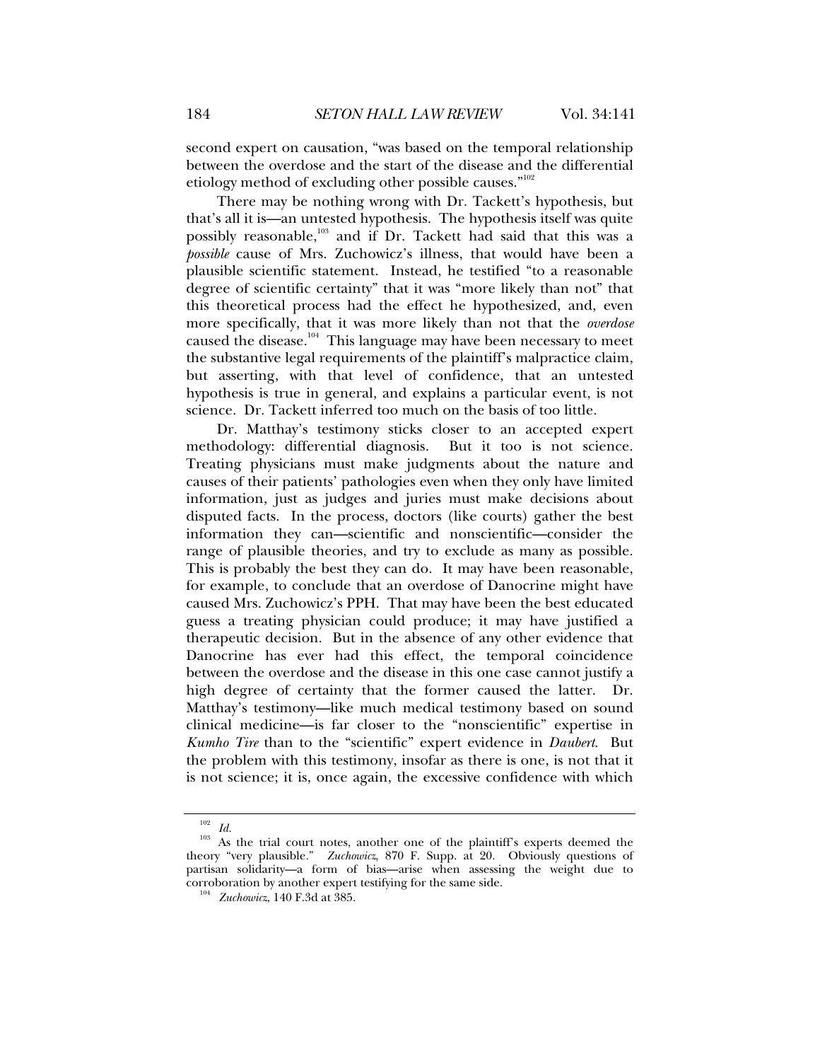second expert on causation, "was based on the temporal relationship between the overdose and the start of the disease and the differential etiology method of excluding other possible causes."[102]

There may be nothing wrong with Dr. Tackett's hypothesis, but that's all it is—an untested hypothesis. The hypothesis itself was quite possibly reasonable,[103] and if Dr. Tackett had said that this was a *possible* cause of Mrs. Zuchowicz's illness, that would have been a plausible scientific statement. Instead, he testified "to a reasonable degree of scientific certainty" that it was "more likely than not" that this theoretical process had the effect he hypothesized, and, even more specifically, that it was more likely than not that the *overdose* caused the disease.[104] This language may have been necessary to meet the substantive legal requirements of the plaintiff's malpractice claim, but asserting, with that level of confidence, that an untested hypothesis is true in general, and explains a particular event, is not science. Dr. Tackett inferred too much on the basis of too little.

Dr. Matthay's testimony sticks closer to an accepted expert methodology: differential diagnosis. But it too is not science. Treating physicians must make judgments about the nature and causes of their patients' pathologies even when they only have limited information, just as judges and juries must make decisions about disputed facts. In the process, doctors (like courts) gather the best information they can—scientific and nonscientific—consider the range of plausible theories, and try to exclude as many as possible. This is probably the best they can do. It may have been reasonable, for example, to conclude that an overdose of Danocrine might have caused Mrs. Zuchowicz's PPH. That may have been the best educated guess a treating physician could produce; it may have justified a therapeutic decision. But in the absence of any other evidence that Danocrine has ever had this effect, the temporal coincidence between the overdose and the disease in this one case cannot justify a high degree of certainty that the former caused the latter. Dr. Matthay's testimony—like much medical testimony based on sound clinical medicine—is far closer to the "nonscientific" expertise in *Kumho Tire* than to the "scientific" expert evidence in *Daubert*. But the problem with this testimony, insofar as there is one, is not that it is not science; it is, once again, the excessive confidence with which

---

[102] *Id.*

[103] As the trial court notes, another one of the plaintiff's experts deemed the theory "very plausible." *Zuchowicz*, 870 F. Supp. at 20. Obviously questions of partisan solidarity—a form of bias—arise when assessing the weight due to corroboration by another expert testifying for the same side.

[104] *Zuchowicz*, 140 F.3d at 385.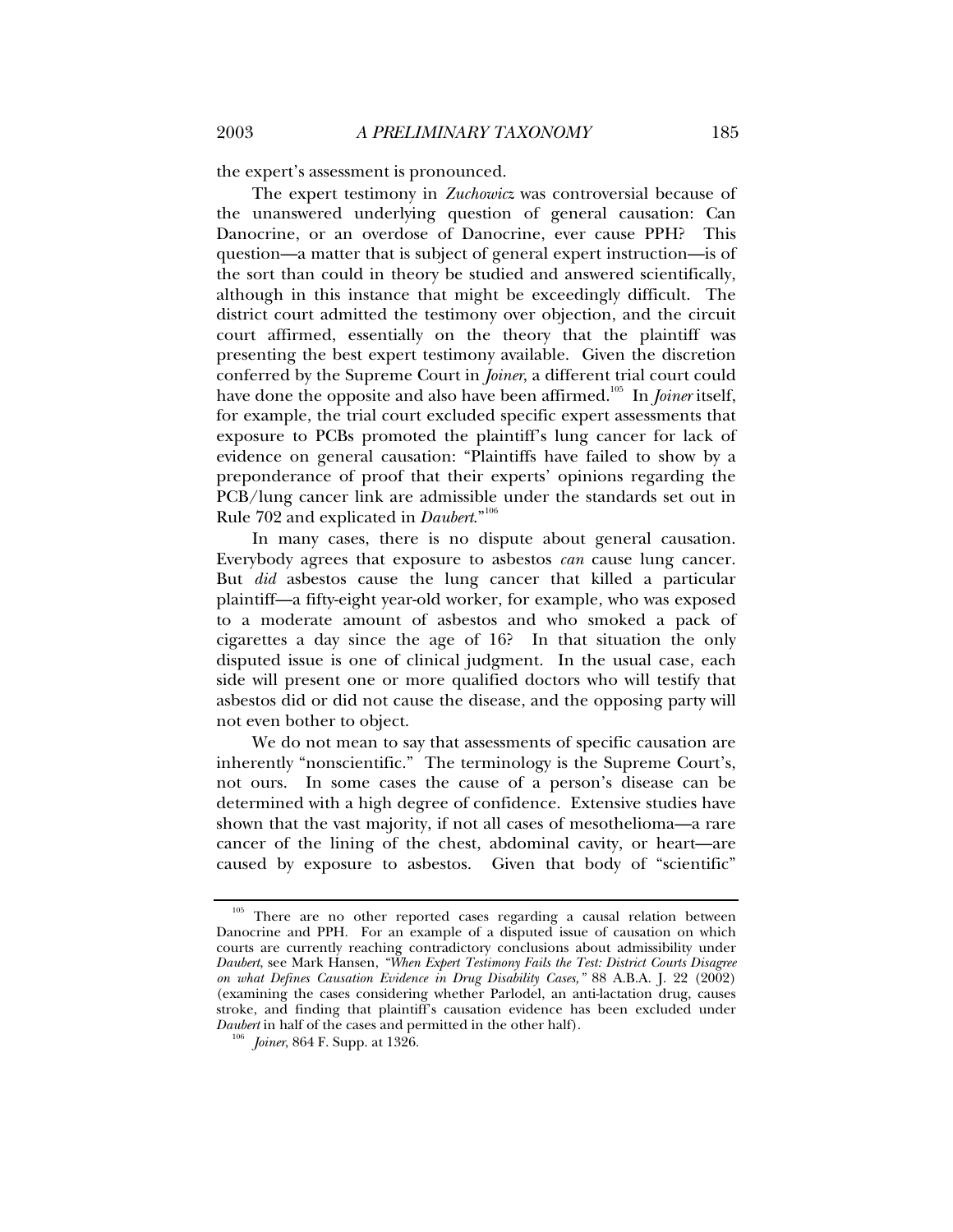the expert's assessment is pronounced.

The expert testimony in *Zuchowicz* was controversial because of the unanswered underlying question of general causation: Can Danocrine, or an overdose of Danocrine, ever cause PPH? This question—a matter that is subject of general expert instruction—is of the sort than could in theory be studied and answered scientifically, although in this instance that might be exceedingly difficult. The district court admitted the testimony over objection, and the circuit court affirmed, essentially on the theory that the plaintiff was presenting the best expert testimony available. Given the discretion conferred by the Supreme Court in *Joiner*, a different trial court could have done the opposite and also have been affirmed.[105] In *Joiner* itself, for example, the trial court excluded specific expert assessments that exposure to PCBs promoted the plaintiff's lung cancer for lack of evidence on general causation: "Plaintiffs have failed to show by a preponderance of proof that their experts' opinions regarding the PCB/lung cancer link are admissible under the standards set out in Rule 702 and explicated in *Daubert*."[106]

In many cases, there is no dispute about general causation. Everybody agrees that exposure to asbestos *can* cause lung cancer. But *did* asbestos cause the lung cancer that killed a particular plaintiff—a fifty-eight year-old worker, for example, who was exposed to a moderate amount of asbestos and who smoked a pack of cigarettes a day since the age of 16? In that situation the only disputed issue is one of clinical judgment. In the usual case, each side will present one or more qualified doctors who will testify that asbestos did or did not cause the disease, and the opposing party will not even bother to object.

We do not mean to say that assessments of specific causation are inherently "nonscientific." The terminology is the Supreme Court's, not ours. In some cases the cause of a person's disease can be determined with a high degree of confidence. Extensive studies have shown that the vast majority, if not all cases of mesothelioma—a rare cancer of the lining of the chest, abdominal cavity, or heart—are caused by exposure to asbestos. Given that body of "scientific"

---

[105] There are no other reported cases regarding a causal relation between Danocrine and PPH. For an example of a disputed issue of causation on which courts are currently reaching contradictory conclusions about admissibility under *Daubert*, see Mark Hansen, *"When Expert Testimony Fails the Test: District Courts Disagree on what Defines Causation Evidence in Drug Disability Cases,"* 88 A.B.A. J. 22 (2002) (examining the cases considering whether Parlodel, an anti-lactation drug, causes stroke, and finding that plaintiff's causation evidence has been excluded under *Daubert* in half of the cases and permitted in the other half).

[106] *Joiner*, 864 F. Supp. at 1326.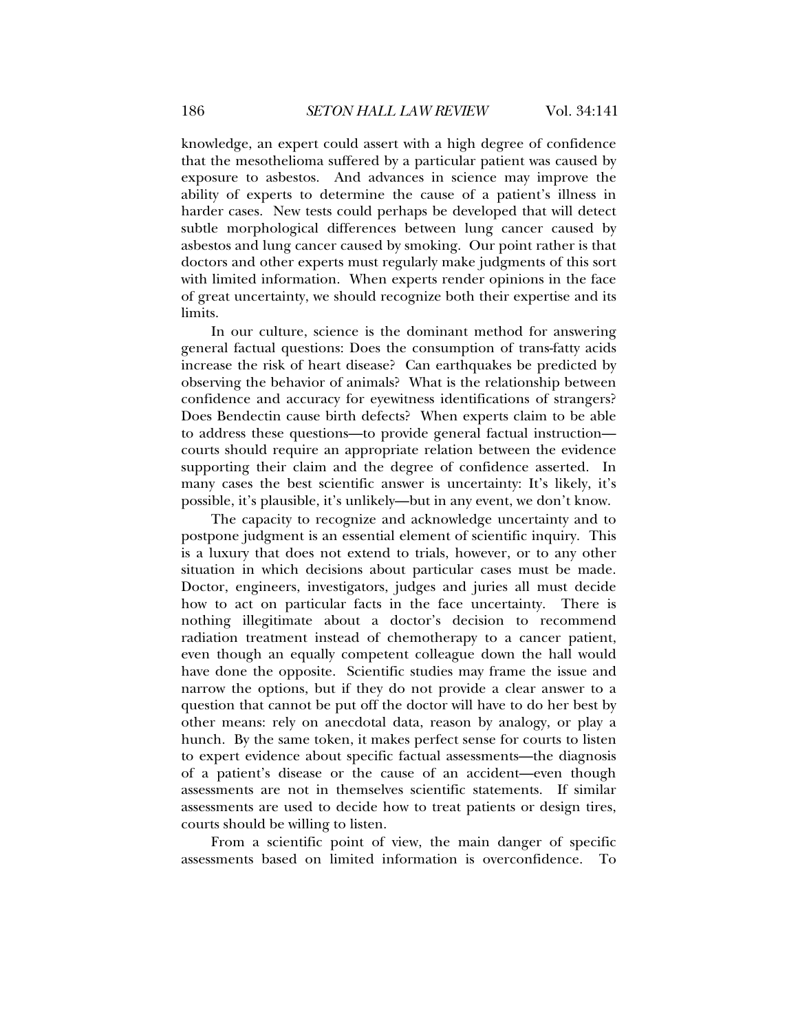knowledge, an expert could assert with a high degree of confidence that the mesothelioma suffered by a particular patient was caused by exposure to asbestos. And advances in science may improve the ability of experts to determine the cause of a patient's illness in harder cases. New tests could perhaps be developed that will detect subtle morphological differences between lung cancer caused by asbestos and lung cancer caused by smoking. Our point rather is that doctors and other experts must regularly make judgments of this sort with limited information. When experts render opinions in the face of great uncertainty, we should recognize both their expertise and its limits.

In our culture, science is the dominant method for answering general factual questions: Does the consumption of trans-fatty acids increase the risk of heart disease? Can earthquakes be predicted by observing the behavior of animals? What is the relationship between confidence and accuracy for eyewitness identifications of strangers? Does Bendectin cause birth defects? When experts claim to be able to address these questions—to provide general factual instruction—courts should require an appropriate relation between the evidence supporting their claim and the degree of confidence asserted. In many cases the best scientific answer is uncertainty: It's likely, it's possible, it's plausible, it's unlikely—but in any event, we don't know.

The capacity to recognize and acknowledge uncertainty and to postpone judgment is an essential element of scientific inquiry. This is a luxury that does not extend to trials, however, or to any other situation in which decisions about particular cases must be made. Doctor, engineers, investigators, judges and juries all must decide how to act on particular facts in the face uncertainty. There is nothing illegitimate about a doctor's decision to recommend radiation treatment instead of chemotherapy to a cancer patient, even though an equally competent colleague down the hall would have done the opposite. Scientific studies may frame the issue and narrow the options, but if they do not provide a clear answer to a question that cannot be put off the doctor will have to do her best by other means: rely on anecdotal data, reason by analogy, or play a hunch. By the same token, it makes perfect sense for courts to listen to expert evidence about specific factual assessments—the diagnosis of a patient's disease or the cause of an accident—even though assessments are not in themselves scientific statements. If similar assessments are used to decide how to treat patients or design tires, courts should be willing to listen.

From a scientific point of view, the main danger of specific assessments based on limited information is overconfidence. To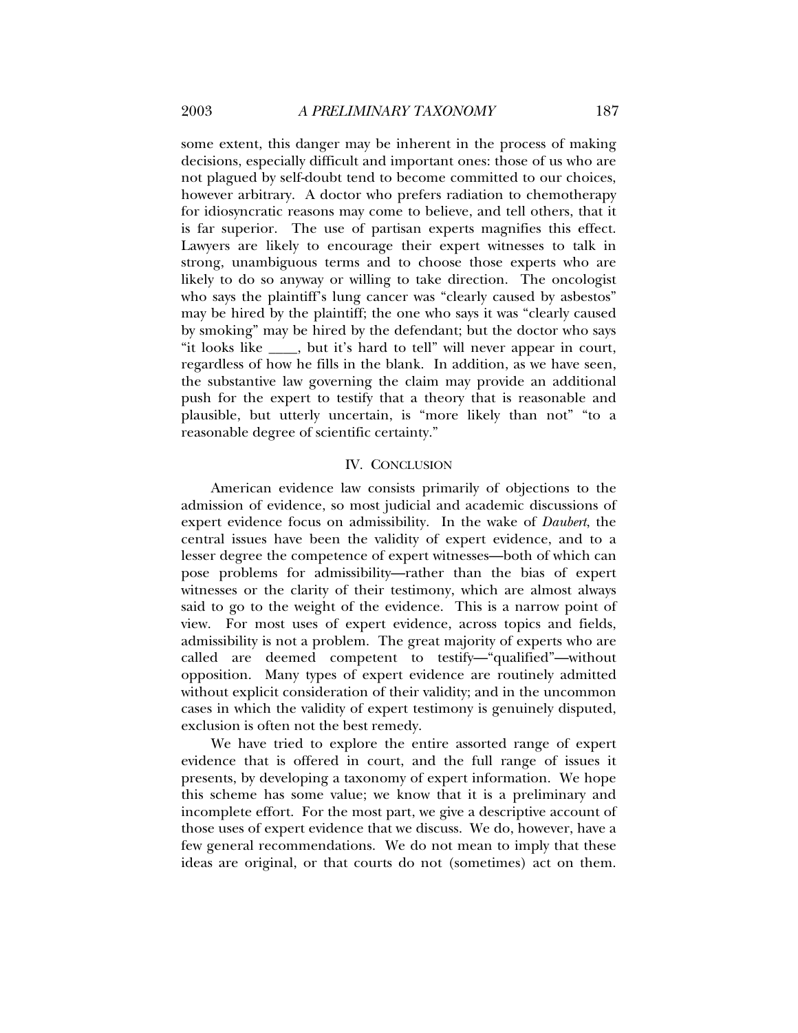some extent, this danger may be inherent in the process of making decisions, especially difficult and important ones: those of us who are not plagued by self-doubt tend to become committed to our choices, however arbitrary. A doctor who prefers radiation to chemotherapy for idiosyncratic reasons may come to believe, and tell others, that it is far superior. The use of partisan experts magnifies this effect. Lawyers are likely to encourage their expert witnesses to talk in strong, unambiguous terms and to choose those experts who are likely to do so anyway or willing to take direction. The oncologist who says the plaintiff's lung cancer was "clearly caused by asbestos" may be hired by the plaintiff; the one who says it was "clearly caused by smoking" may be hired by the defendant; but the doctor who says "it looks like ____, but it's hard to tell" will never appear in court, regardless of how he fills in the blank. In addition, as we have seen, the substantive law governing the claim may provide an additional push for the expert to testify that a theory that is reasonable and plausible, but utterly uncertain, is "more likely than not" "to a reasonable degree of scientific certainty."

## IV. Conclusion

American evidence law consists primarily of objections to the admission of evidence, so most judicial and academic discussions of expert evidence focus on admissibility. In the wake of *Daubert*, the central issues have been the validity of expert evidence, and to a lesser degree the competence of expert witnesses—both of which can pose problems for admissibility—rather than the bias of expert witnesses or the clarity of their testimony, which are almost always said to go to the weight of the evidence. This is a narrow point of view. For most uses of expert evidence, across topics and fields, admissibility is not a problem. The great majority of experts who are called are deemed competent to testify—"qualified"—without opposition. Many types of expert evidence are routinely admitted without explicit consideration of their validity; and in the uncommon cases in which the validity of expert testimony is genuinely disputed, exclusion is often not the best remedy.

We have tried to explore the entire assorted range of expert evidence that is offered in court, and the full range of issues it presents, by developing a taxonomy of expert information. We hope this scheme has some value; we know that it is a preliminary and incomplete effort. For the most part, we give a descriptive account of those uses of expert evidence that we discuss. We do, however, have a few general recommendations. We do not mean to imply that these ideas are original, or that courts do not (sometimes) act on them.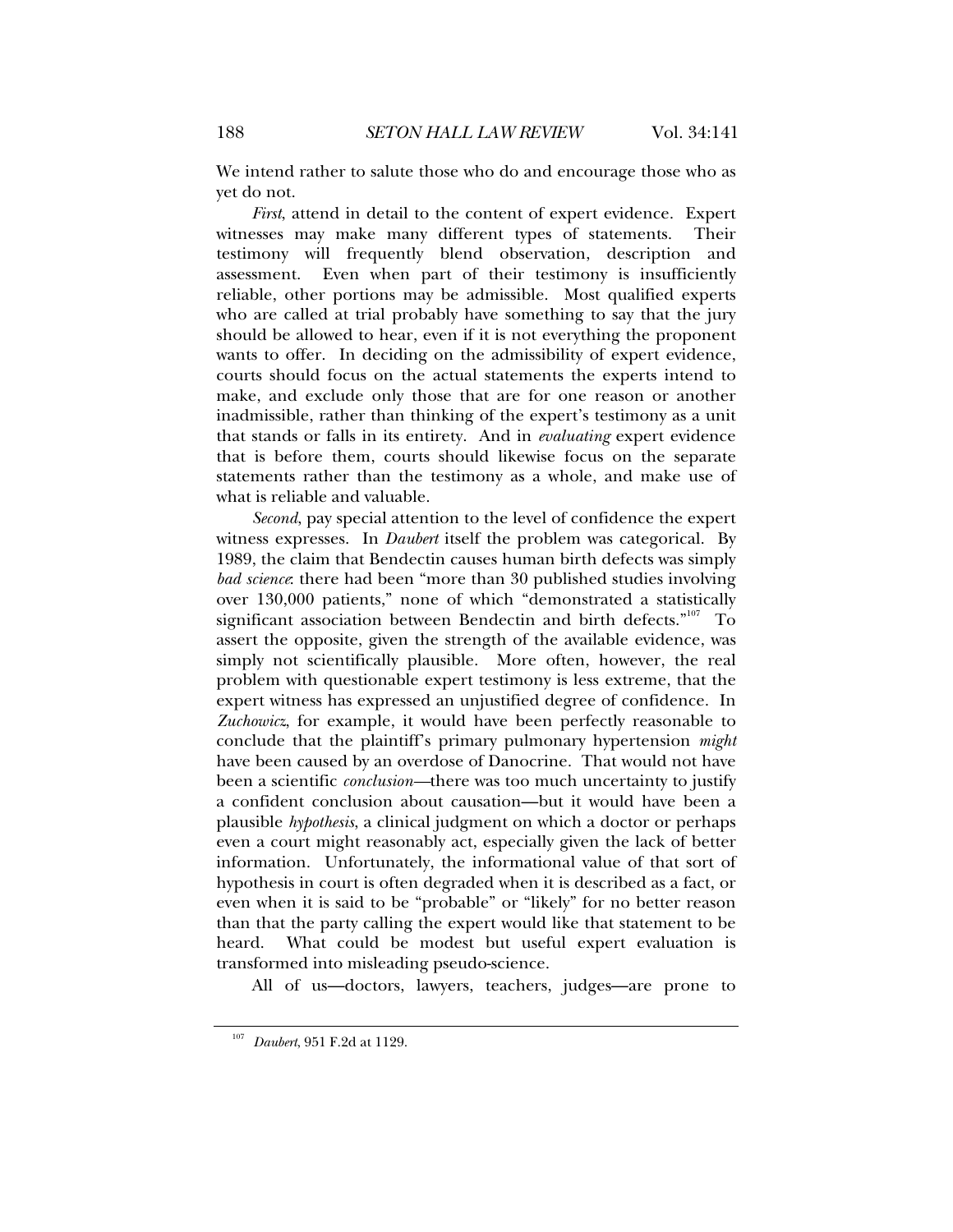We intend rather to salute those who do and encourage those who as yet do not.

*First*, attend in detail to the content of expert evidence. Expert witnesses may make many different types of statements. Their testimony will frequently blend observation, description and assessment. Even when part of their testimony is insufficiently reliable, other portions may be admissible. Most qualified experts who are called at trial probably have something to say that the jury should be allowed to hear, even if it is not everything the proponent wants to offer. In deciding on the admissibility of expert evidence, courts should focus on the actual statements the experts intend to make, and exclude only those that are for one reason or another inadmissible, rather than thinking of the expert's testimony as a unit that stands or falls in its entirety. And in *evaluating* expert evidence that is before them, courts should likewise focus on the separate statements rather than the testimony as a whole, and make use of what is reliable and valuable.

*Second*, pay special attention to the level of confidence the expert witness expresses. In *Daubert* itself the problem was categorical. By 1989, the claim that Bendectin causes human birth defects was simply *bad science*: there had been "more than 30 published studies involving over 130,000 patients," none of which "demonstrated a statistically significant association between Bendectin and birth defects."[107] To assert the opposite, given the strength of the available evidence, was simply not scientifically plausible. More often, however, the real problem with questionable expert testimony is less extreme, that the expert witness has expressed an unjustified degree of confidence. In *Zuchowicz*, for example, it would have been perfectly reasonable to conclude that the plaintiff's primary pulmonary hypertension *might* have been caused by an overdose of Danocrine. That would not have been a scientific *conclusion*—there was too much uncertainty to justify a confident conclusion about causation—but it would have been a plausible *hypothesis*, a clinical judgment on which a doctor or perhaps even a court might reasonably act, especially given the lack of better information. Unfortunately, the informational value of that sort of hypothesis in court is often degraded when it is described as a fact, or even when it is said to be "probable" or "likely" for no better reason than that the party calling the expert would like that statement to be heard. What could be modest but useful expert evaluation is transformed into misleading pseudo-science.

All of us—doctors, lawyers, teachers, judges—are prone to

---

[107] *Daubert*, 951 F.2d at 1129.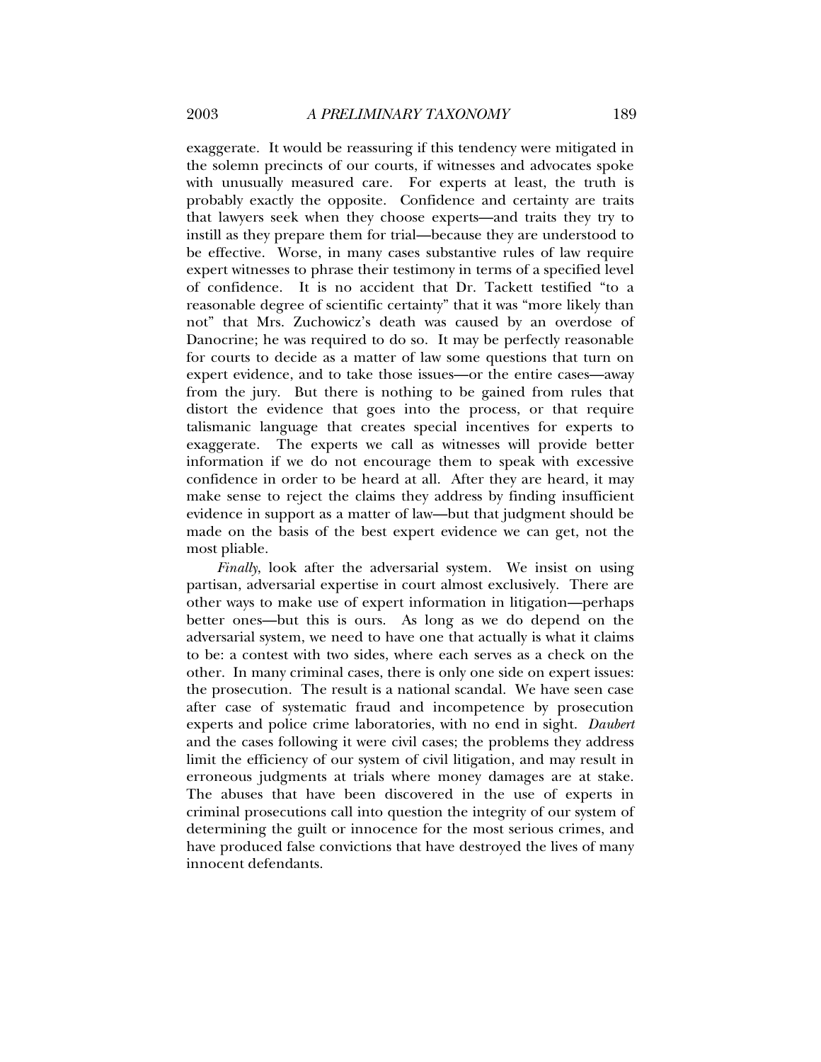exaggerate. It would be reassuring if this tendency were mitigated in the solemn precincts of our courts, if witnesses and advocates spoke with unusually measured care. For experts at least, the truth is probably exactly the opposite. Confidence and certainty are traits that lawyers seek when they choose experts—and traits they try to instill as they prepare them for trial—because they are understood to be effective. Worse, in many cases substantive rules of law require expert witnesses to phrase their testimony in terms of a specified level of confidence. It is no accident that Dr. Tackett testified "to a reasonable degree of scientific certainty" that it was "more likely than not" that Mrs. Zuchowicz's death was caused by an overdose of Danocrine; he was required to do so. It may be perfectly reasonable for courts to decide as a matter of law some questions that turn on expert evidence, and to take those issues—or the entire cases—away from the jury. But there is nothing to be gained from rules that distort the evidence that goes into the process, or that require talismanic language that creates special incentives for experts to exaggerate. The experts we call as witnesses will provide better information if we do not encourage them to speak with excessive confidence in order to be heard at all. After they are heard, it may make sense to reject the claims they address by finding insufficient evidence in support as a matter of law—but that judgment should be made on the basis of the best expert evidence we can get, not the most pliable.

*Finally*, look after the adversarial system. We insist on using partisan, adversarial expertise in court almost exclusively. There are other ways to make use of expert information in litigation—perhaps better ones—but this is ours. As long as we do depend on the adversarial system, we need to have one that actually is what it claims to be: a contest with two sides, where each serves as a check on the other. In many criminal cases, there is only one side on expert issues: the prosecution. The result is a national scandal. We have seen case after case of systematic fraud and incompetence by prosecution experts and police crime laboratories, with no end in sight. *Daubert* and the cases following it were civil cases; the problems they address limit the efficiency of our system of civil litigation, and may result in erroneous judgments at trials where money damages are at stake. The abuses that have been discovered in the use of experts in criminal prosecutions call into question the integrity of our system of determining the guilt or innocence for the most serious crimes, and have produced false convictions that have destroyed the lives of many innocent defendants.